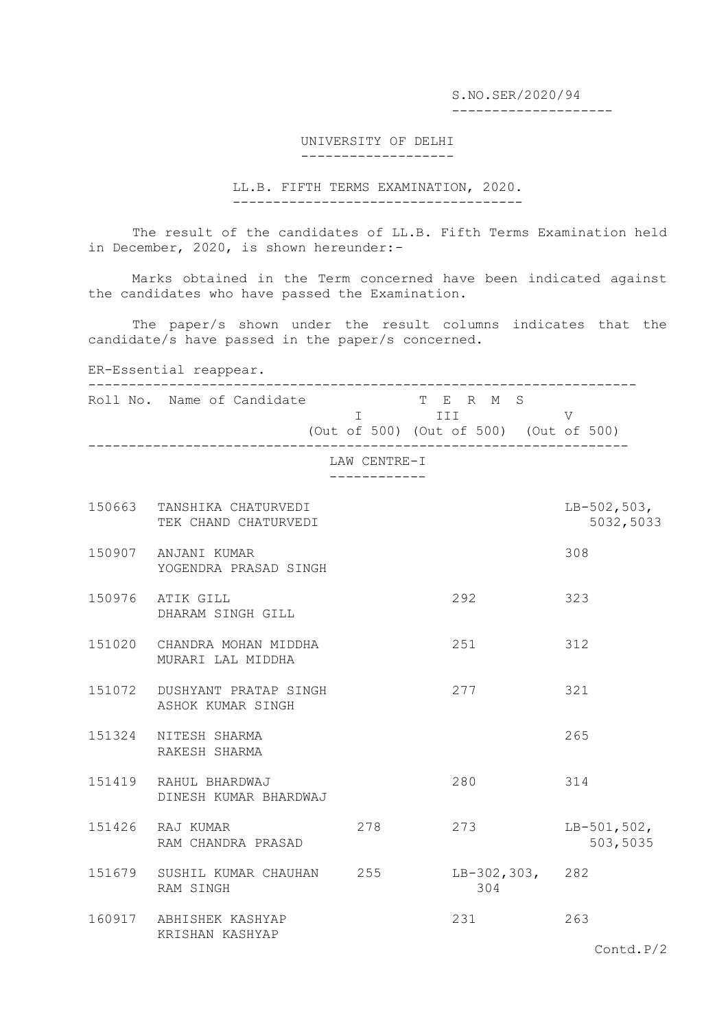S.NO.SER/2020/94

# UNIVERSITY OF DELHI

## LL.B. FIFTH TERMS EXAMINATION, 2020.

The result of the candidates of LL.B. Fifth Terms Examination held in December, 2020, is shown hereunder:-

Marks obtained in the Term concerned have been indicated against the candidates who have passed the Examination.

The paper/s shown under the result columns indicates that the candidate/s have passed in the paper/s concerned.

ER-Essential reappear.

| Roll No. | Name of Candidate | TERMS I (Out of 500) | TERMS III (Out of 500) | TERMS V (Out of 500) |
|---|---|---|---|---|
| | **LAW CENTRE-I** | | | |
| 150663 | TANSHIKA CHATURVEDI<br>TEK CHAND CHATURVEDI | | | LB-502,503,<br>5032,5033 |
| 150907 | ANJANI KUMAR<br>YOGENDRA PRASAD SINGH | | | 308 |
| 150976 | ATIK GILL<br>DHARAM SINGH GILL | | 292 | 323 |
| 151020 | CHANDRA MOHAN MIDDHA<br>MURARI LAL MIDDHA | | 251 | 312 |
| 151072 | DUSHYANT PRATAP SINGH<br>ASHOK KUMAR SINGH | | 277 | 321 |
| 151324 | NITESH SHARMA<br>RAKESH SHARMA | | | 265 |
| 151419 | RAHUL BHARDWAJ<br>DINESH KUMAR BHARDWAJ | | 280 | 314 |
| 151426 | RAJ KUMAR<br>RAM CHANDRA PRASAD | 278 | 273 | LB-501,502,<br>503,5035 |
| 151679 | SUSHIL KUMAR CHAUHAN<br>RAM SINGH | 255 | LB-302,303,<br>304 | 282 |
| 160917 | ABHISHEK KASHYAP<br>KRISHAN KASHYAP | | 231 | 263 |

Contd.P/2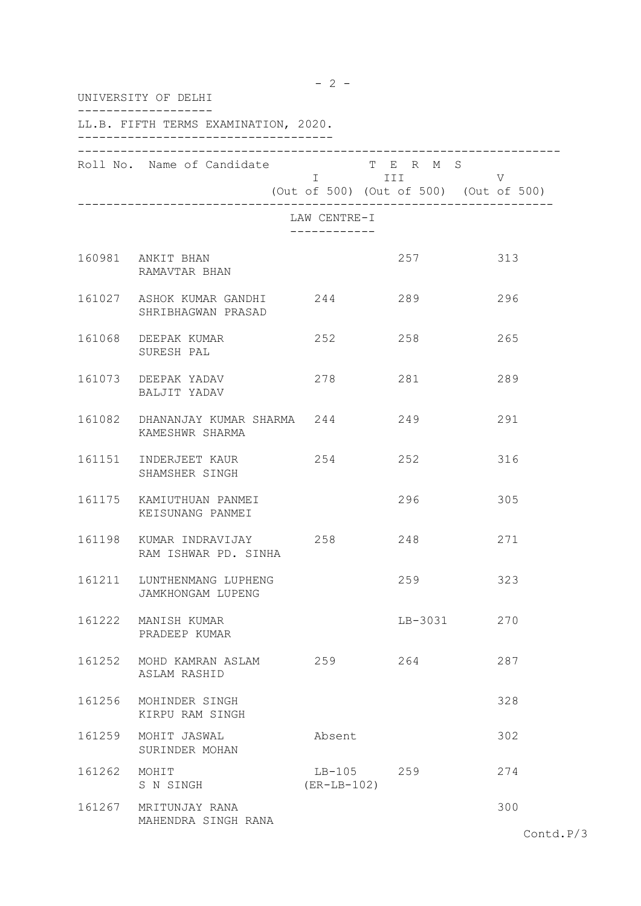UNIVERSITY OF DELHI

LL.B. FIFTH TERMS EXAMINATION, 2020.

| Roll No. | Name of Candidate | TERMS I (Out of 500) | TERMS III (Out of 500) | TERMS V (Out of 500) |
|---|---|---|---|---|
| | **LAW CENTRE-I** | | | |
| 160981 | ANKIT BHAN<br>RAMAVTAR BHAN | | 257 | 313 |
| 161027 | ASHOK KUMAR GANDHI<br>SHRIBHAGWAN PRASAD | 244 | 289 | 296 |
| 161068 | DEEPAK KUMAR<br>SURESH PAL | 252 | 258 | 265 |
| 161073 | DEEPAK YADAV<br>BALJIT YADAV | 278 | 281 | 289 |
| 161082 | DHANANJAY KUMAR SHARMA<br>KAMESHWR SHARMA | 244 | 249 | 291 |
| 161151 | INDERJEET KAUR<br>SHAMSHER SINGH | 254 | 252 | 316 |
| 161175 | KAMIUTHUAN PANMEI<br>KEISUNANG PANMEI | | 296 | 305 |
| 161198 | KUMAR INDRAVIJAY<br>RAM ISHWAR PD. SINHA | 258 | 248 | 271 |
| 161211 | LUNTHENMANG LUPHENG<br>JAMKHONGAM LUPENG | | 259 | 323 |
| 161222 | MANISH KUMAR<br>PRADEEP KUMAR | | LB-3031 | 270 |
| 161252 | MOHD KAMRAN ASLAM<br>ASLAM RASHID | 259 | 264 | 287 |
| 161256 | MOHINDER SINGH<br>KIRPU RAM SINGH | | | 328 |
| 161259 | MOHIT JASWAL<br>SURINDER MOHAN | Absent | | 302 |
| 161262 | MOHIT<br>S N SINGH | LB-105<br>(ER-LB-102) | 259 | 274 |
| 161267 | MRITUNJAY RANA<br>MAHENDRA SINGH RANA | | | 300 |

Contd.P/3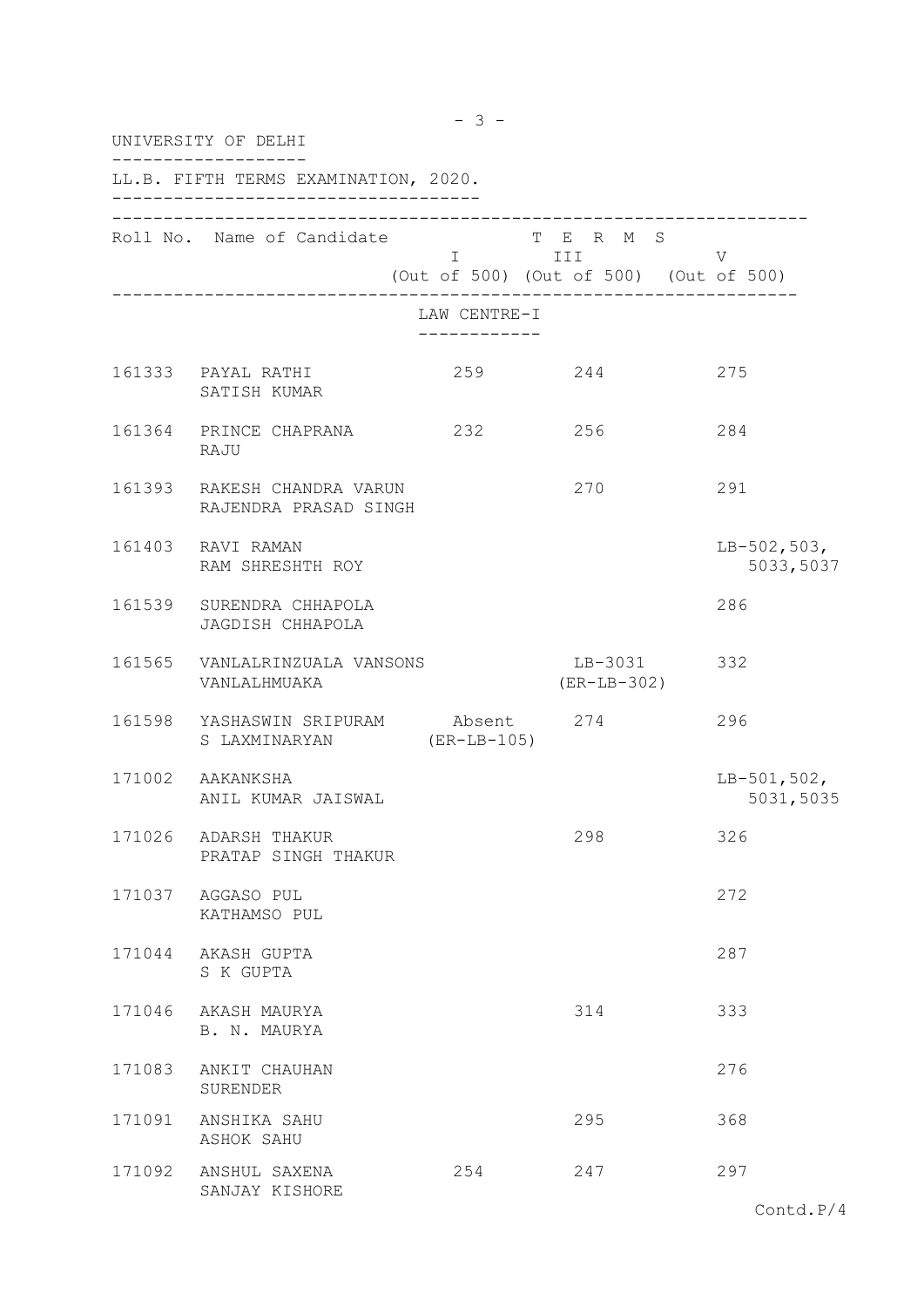UNIVERSITY OF DELHI

LL.B. FIFTH TERMS EXAMINATION, 2020.

| Roll No. | Name of Candidate | TERMS I (Out of 500) | TERMS III (Out of 500) | TERMS V (Out of 500) |
|---|---|---|---|---|
| | **LAW CENTRE-I** | | | |
| 161333 | PAYAL RATHI<br>SATISH KUMAR | 259 | 244 | 275 |
| 161364 | PRINCE CHAPRANA<br>RAJU | 232 | 256 | 284 |
| 161393 | RAKESH CHANDRA VARUN<br>RAJENDRA PRASAD SINGH | | 270 | 291 |
| 161403 | RAVI RAMAN<br>RAM SHRESHTH ROY | | | LB-502,503,<br>5033,5037 |
| 161539 | SURENDRA CHHAPOLA<br>JAGDISH CHHAPOLA | | | 286 |
| 161565 | VANLALRINZUALA VANSONS<br>VANLALHMUAKA | | LB-3031<br>(ER-LB-302) | 332 |
| 161598 | YASHASWIN SRIPURAM<br>S LAXMINARYAN | Absent<br>(ER-LB-105) | 274 | 296 |
| 171002 | AAKANKSHA<br>ANIL KUMAR JAISWAL | | | LB-501,502,<br>5031,5035 |
| 171026 | ADARSH THAKUR<br>PRATAP SINGH THAKUR | | 298 | 326 |
| 171037 | AGGASO PUL<br>KATHAMSO PUL | | | 272 |
| 171044 | AKASH GUPTA<br>S K GUPTA | | | 287 |
| 171046 | AKASH MAURYA<br>B. N. MAURYA | | 314 | 333 |
| 171083 | ANKIT CHAUHAN<br>SURENDER | | | 276 |
| 171091 | ANSHIKA SAHU<br>ASHOK SAHU | | 295 | 368 |
| 171092 | ANSHUL SAXENA<br>SANJAY KISHORE | 254 | 247 | 297 |

Contd.P/4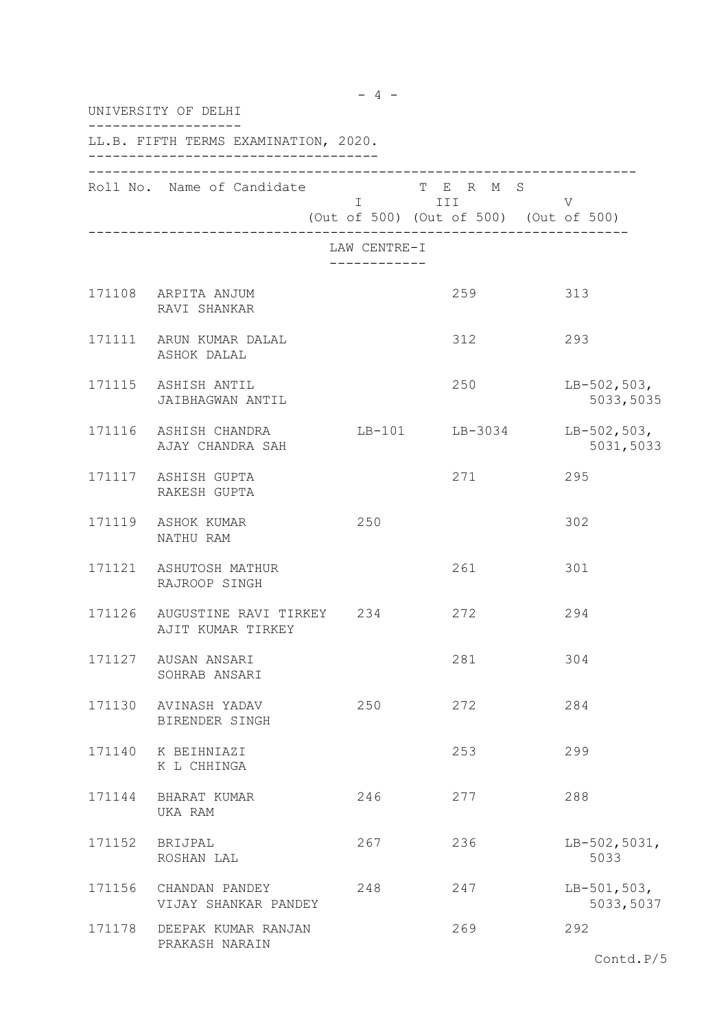UNIVERSITY OF DELHI

LL.B. FIFTH TERMS EXAMINATION, 2020.

| Roll No. | Name of Candidate | TERMS I (Out of 500) | TERMS III (Out of 500) | TERMS V (Out of 500) |
|---|---|---|---|---|
| | **LAW CENTRE-I** | | | |
| 171108 | ARPITA ANJUM<br>RAVI SHANKAR | | 259 | 313 |
| 171111 | ARUN KUMAR DALAL<br>ASHOK DALAL | | 312 | 293 |
| 171115 | ASHISH ANTIL<br>JAIBHAGWAN ANTIL | | 250 | LB-502,503,<br>5033,5035 |
| 171116 | ASHISH CHANDRA<br>AJAY CHANDRA SAH | LB-101 | LB-3034 | LB-502,503,<br>5031,5033 |
| 171117 | ASHISH GUPTA<br>RAKESH GUPTA | | 271 | 295 |
| 171119 | ASHOK KUMAR<br>NATHU RAM | 250 | | 302 |
| 171121 | ASHUTOSH MATHUR<br>RAJROOP SINGH | | 261 | 301 |
| 171126 | AUGUSTINE RAVI TIRKEY<br>AJIT KUMAR TIRKEY | 234 | 272 | 294 |
| 171127 | AUSAN ANSARI<br>SOHRAB ANSARI | | 281 | 304 |
| 171130 | AVINASH YADAV<br>BIRENDER SINGH | 250 | 272 | 284 |
| 171140 | K BEIHNIAZI<br>K L CHHINGA | | 253 | 299 |
| 171144 | BHARAT KUMAR<br>UKA RAM | 246 | 277 | 288 |
| 171152 | BRIJPAL<br>ROSHAN LAL | 267 | 236 | LB-502,5031,<br>5033 |
| 171156 | CHANDAN PANDEY<br>VIJAY SHANKAR PANDEY | 248 | 247 | LB-501,503,<br>5033,5037 |
| 171178 | DEEPAK KUMAR RANJAN<br>PRAKASH NARAIN | | 269 | 292 |

Contd.P/5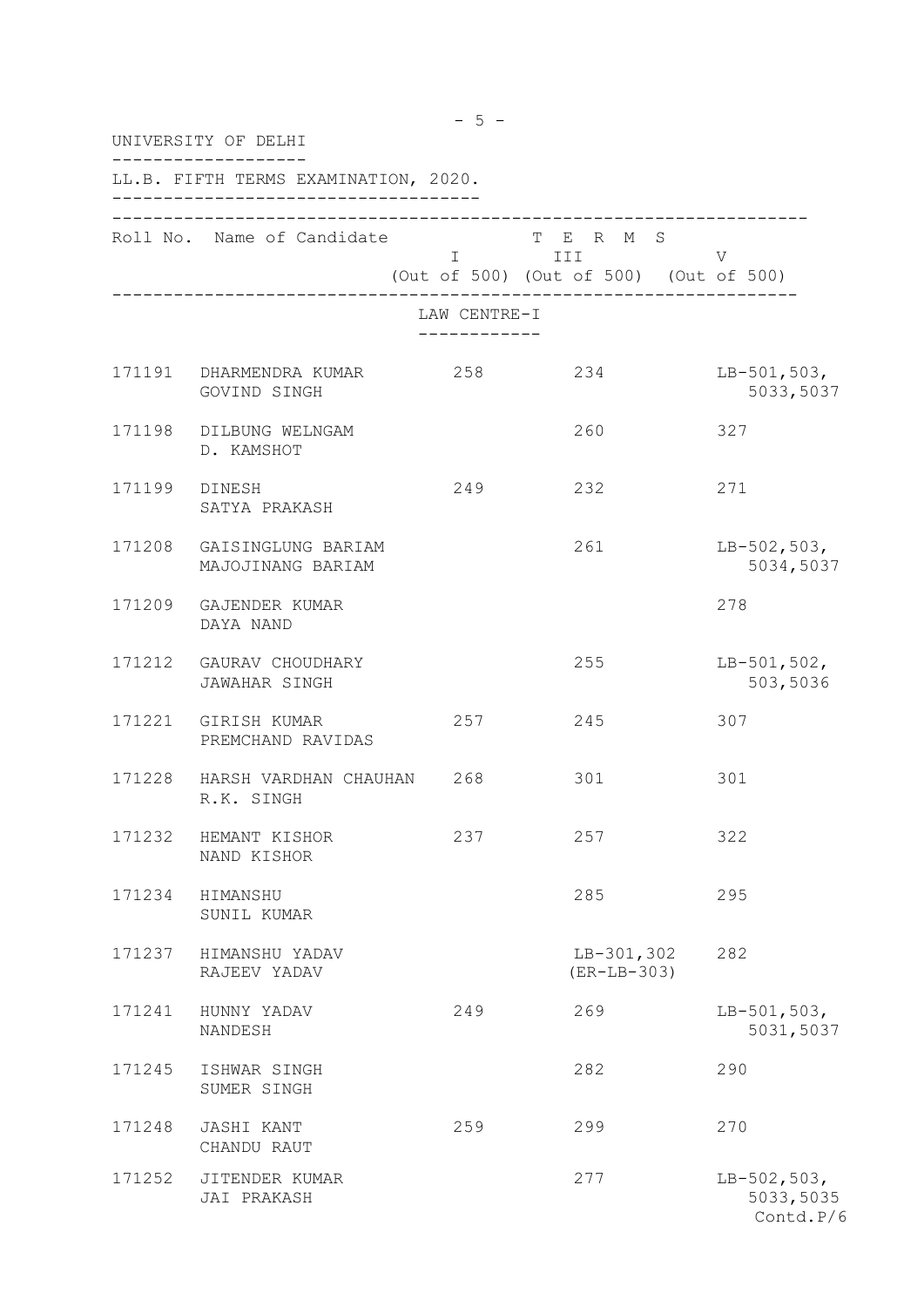UNIVERSITY OF DELHI

LL.B. FIFTH TERMS EXAMINATION, 2020.

| Roll No. | Name of Candidate | TERMS I (Out of 500) | TERMS III (Out of 500) | TERMS V (Out of 500) |
|---|---|---|---|---|
| | | LAW CENTRE-I | | |
| 171191 | DHARMENDRA KUMAR<br>GOVIND SINGH | 258 | 234 | LB-501,503,<br>5033,5037 |
| 171198 | DILBUNG WELNGAM<br>D. KAMSHOT | | 260 | 327 |
| 171199 | DINESH<br>SATYA PRAKASH | 249 | 232 | 271 |
| 171208 | GAISINGLUNG BARIAM<br>MAJOJINANG BARIAM | | 261 | LB-502,503,<br>5034,5037 |
| 171209 | GAJENDER KUMAR<br>DAYA NAND | | | 278 |
| 171212 | GAURAV CHOUDHARY<br>JAWAHAR SINGH | | 255 | LB-501,502,<br>503,5036 |
| 171221 | GIRISH KUMAR<br>PREMCHAND RAVIDAS | 257 | 245 | 307 |
| 171228 | HARSH VARDHAN CHAUHAN<br>R.K. SINGH | 268 | 301 | 301 |
| 171232 | HEMANT KISHOR<br>NAND KISHOR | 237 | 257 | 322 |
| 171234 | HIMANSHU<br>SUNIL KUMAR | | 285 | 295 |
| 171237 | HIMANSHU YADAV<br>RAJEEV YADAV | | LB-301,302<br>(ER-LB-303) | 282 |
| 171241 | HUNNY YADAV<br>NANDESH | 249 | 269 | LB-501,503,<br>5031,5037 |
| 171245 | ISHWAR SINGH<br>SUMER SINGH | | 282 | 290 |
| 171248 | JASHI KANT<br>CHANDU RAUT | 259 | 299 | 270 |
| 171252 | JITENDER KUMAR<br>JAI PRAKASH | | 277 | LB-502,503,<br>5033,5035 |

Contd.P/6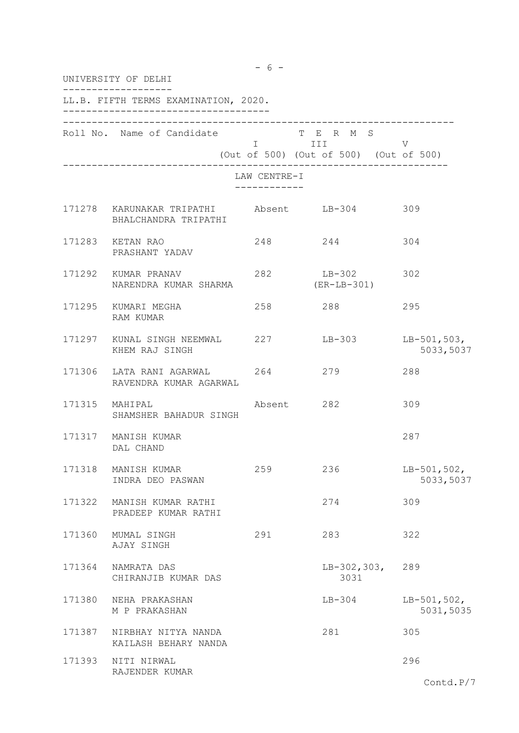UNIVERSITY OF DELHI

LL.B. FIFTH TERMS EXAMINATION, 2020.

| Roll No. | Name of Candidate | TERMS I (Out of 500) | TERMS III (Out of 500) | TERMS V (Out of 500) |
|---|---|---|---|---|
| | **LAW CENTRE-I** | | | |
| 171278 | KARUNAKAR TRIPATHI<br>BHALCHANDRA TRIPATHI | Absent | LB-304 | 309 |
| 171283 | KETAN RAO<br>PRASHANT YADAV | 248 | 244 | 304 |
| 171292 | KUMAR PRANAV<br>NARENDRA KUMAR SHARMA | 282 | LB-302<br>(ER-LB-301) | 302 |
| 171295 | KUMARI MEGHA<br>RAM KUMAR | 258 | 288 | 295 |
| 171297 | KUNAL SINGH NEEMWAL<br>KHEM RAJ SINGH | 227 | LB-303 | LB-501,503,<br>5033,5037 |
| 171306 | LATA RANI AGARWAL<br>RAVENDRA KUMAR AGARWAL | 264 | 279 | 288 |
| 171315 | MAHIPAL<br>SHAMSHER BAHADUR SINGH | Absent | 282 | 309 |
| 171317 | MANISH KUMAR<br>DAL CHAND | | | 287 |
| 171318 | MANISH KUMAR<br>INDRA DEO PASWAN | 259 | 236 | LB-501,502,<br>5033,5037 |
| 171322 | MANISH KUMAR RATHI<br>PRADEEP KUMAR RATHI | | 274 | 309 |
| 171360 | MUMAL SINGH<br>AJAY SINGH | 291 | 283 | 322 |
| 171364 | NAMRATA DAS<br>CHIRANJIB KUMAR DAS | | LB-302,303,<br>3031 | 289 |
| 171380 | NEHA PRAKASHAN<br>M P PRAKASHAN | | LB-304 | LB-501,502,<br>5031,5035 |
| 171387 | NIRBHAY NITYA NANDA<br>KAILASH BEHARY NANDA | | 281 | 305 |
| 171393 | NITI NIRWAL<br>RAJENDER KUMAR | | | 296 |

Contd.P/7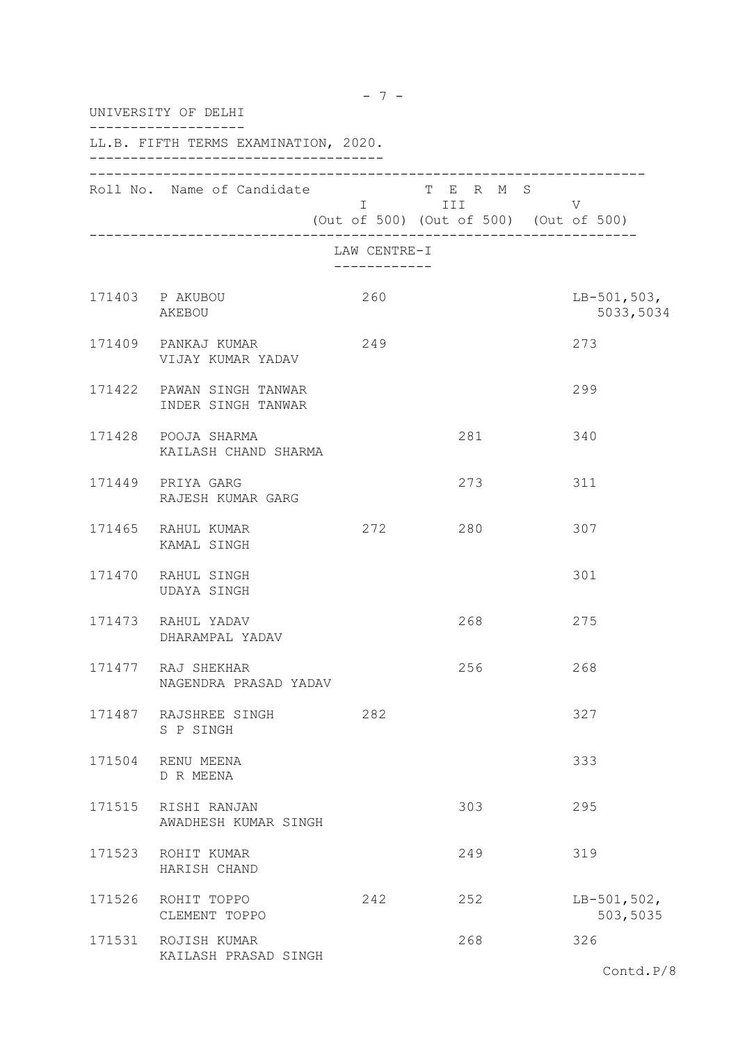UNIVERSITY OF DELHI

LL.B. FIFTH TERMS EXAMINATION, 2020.

| Roll No. | Name of Candidate | TERMS I (Out of 500) | TERMS III (Out of 500) | TERMS V (Out of 500) |
|---|---|---|---|---|
| | **LAW CENTRE-I** | | | |
| 171403 | P AKUBOU<br>AKEBOU | 260 | | LB-501,503,<br>5033,5034 |
| 171409 | PANKAJ KUMAR<br>VIJAY KUMAR YADAV | 249 | | 273 |
| 171422 | PAWAN SINGH TANWAR<br>INDER SINGH TANWAR | | | 299 |
| 171428 | POOJA SHARMA<br>KAILASH CHAND SHARMA | | 281 | 340 |
| 171449 | PRIYA GARG<br>RAJESH KUMAR GARG | | 273 | 311 |
| 171465 | RAHUL KUMAR<br>KAMAL SINGH | 272 | 280 | 307 |
| 171470 | RAHUL SINGH<br>UDAYA SINGH | | | 301 |
| 171473 | RAHUL YADAV<br>DHARAMPAL YADAV | | 268 | 275 |
| 171477 | RAJ SHEKHAR<br>NAGENDRA PRASAD YADAV | | 256 | 268 |
| 171487 | RAJSHREE SINGH<br>S P SINGH | 282 | | 327 |
| 171504 | RENU MEENA<br>D R MEENA | | | 333 |
| 171515 | RISHI RANJAN<br>AWADHESH KUMAR SINGH | | 303 | 295 |
| 171523 | ROHIT KUMAR<br>HARISH CHAND | | 249 | 319 |
| 171526 | ROHIT TOPPO<br>CLEMENT TOPPO | 242 | 252 | LB-501,502,<br>503,5035 |
| 171531 | ROJISH KUMAR<br>KAILASH PRASAD SINGH | | 268 | 326 |

Contd.P/8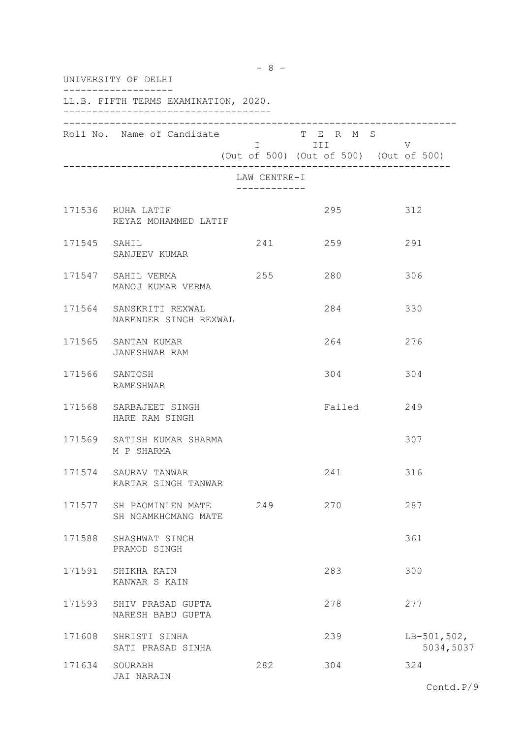UNIVERSITY OF DELHI

LL.B. FIFTH TERMS EXAMINATION, 2020.

| Roll No. | Name of Candidate | TERMS | | |
|---|---|---|---|---|
| | | I (Out of 500) | III (Out of 500) | V (Out of 500) |
| | | LAW CENTRE-I | | |
| 171536 | RUHA LATIF<br>REYAZ MOHAMMED LATIF | | 295 | 312 |
| 171545 | SAHIL<br>SANJEEV KUMAR | 241 | 259 | 291 |
| 171547 | SAHIL VERMA<br>MANOJ KUMAR VERMA | 255 | 280 | 306 |
| 171564 | SANSKRITI REXWAL<br>NARENDER SINGH REXWAL | | 284 | 330 |
| 171565 | SANTAN KUMAR<br>JANESHWAR RAM | | 264 | 276 |
| 171566 | SANTOSH<br>RAMESHWAR | | 304 | 304 |
| 171568 | SARBAJEET SINGH<br>HARE RAM SINGH | | Failed | 249 |
| 171569 | SATISH KUMAR SHARMA<br>M P SHARMA | | | 307 |
| 171574 | SAURAV TANWAR<br>KARTAR SINGH TANWAR | | 241 | 316 |
| 171577 | SH PAOMINLEN MATE<br>SH NGAMKHOMANG MATE | 249 | 270 | 287 |
| 171588 | SHASHWAT SINGH<br>PRAMOD SINGH | | | 361 |
| 171591 | SHIKHA KAIN<br>KANWAR S KAIN | | 283 | 300 |
| 171593 | SHIV PRASAD GUPTA<br>NARESH BABU GUPTA | | 278 | 277 |
| 171608 | SHRISTI SINHA<br>SATI PRASAD SINHA | | 239 | LB-501,502,<br>5034,5037 |
| 171634 | SOURABH<br>JAI NARAIN | 282 | 304 | 324 |

Contd.P/9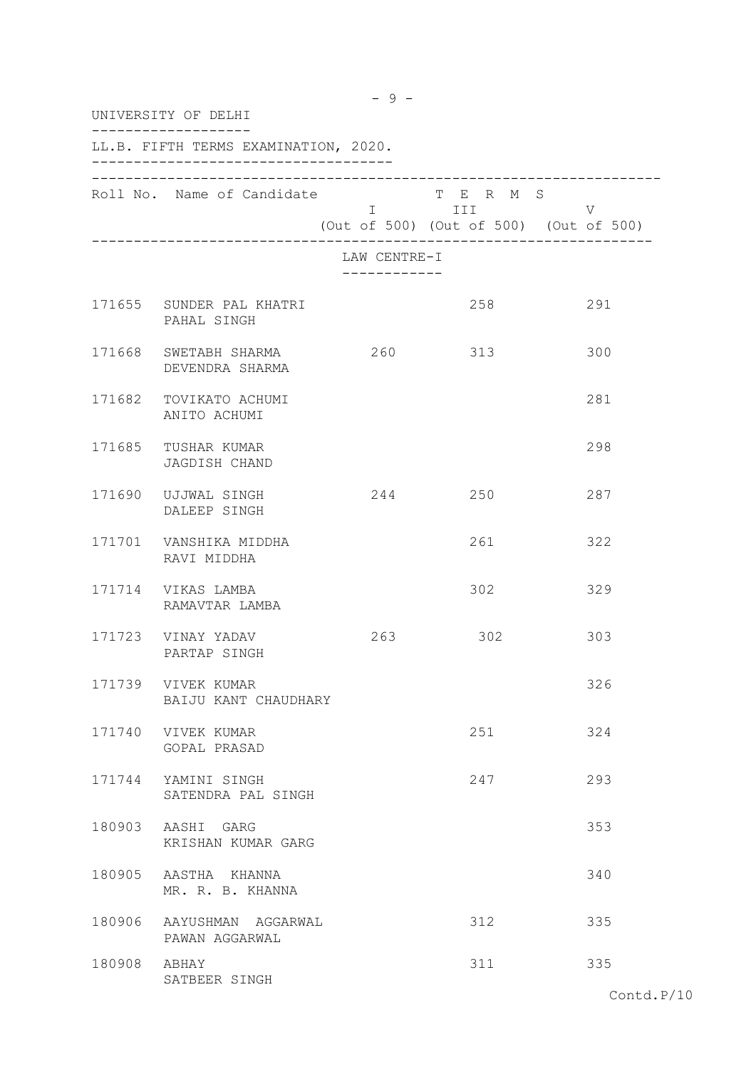UNIVERSITY OF DELHI

LL.B. FIFTH TERMS EXAMINATION, 2020.

| Roll No. | Name of Candidate | TERMS I (Out of 500) | TERMS III (Out of 500) | TERMS V (Out of 500) |
|---|---|---|---|---|
| | **LAW CENTRE-I** | | | |
| 171655 | SUNDER PAL KHATRI<br>PAHAL SINGH | | 258 | 291 |
| 171668 | SWETABH SHARMA<br>DEVENDRA SHARMA | 260 | 313 | 300 |
| 171682 | TOVIKATO ACHUMI<br>ANITO ACHUMI | | | 281 |
| 171685 | TUSHAR KUMAR<br>JAGDISH CHAND | | | 298 |
| 171690 | UJJWAL SINGH<br>DALEEP SINGH | 244 | 250 | 287 |
| 171701 | VANSHIKA MIDDHA<br>RAVI MIDDHA | | 261 | 322 |
| 171714 | VIKAS LAMBA<br>RAMAVTAR LAMBA | | 302 | 329 |
| 171723 | VINAY YADAV<br>PARTAP SINGH | 263 | 302 | 303 |
| 171739 | VIVEK KUMAR<br>BAIJU KANT CHAUDHARY | | | 326 |
| 171740 | VIVEK KUMAR<br>GOPAL PRASAD | | 251 | 324 |
| 171744 | YAMINI SINGH<br>SATENDRA PAL SINGH | | 247 | 293 |
| 180903 | AASHI GARG<br>KRISHAN KUMAR GARG | | | 353 |
| 180905 | AASTHA KHANNA<br>MR. R. B. KHANNA | | | 340 |
| 180906 | AAYUSHMAN AGGARWAL<br>PAWAN AGGARWAL | | 312 | 335 |
| 180908 | ABHAY<br>SATBEER SINGH | | 311 | 335 |

Contd.P/10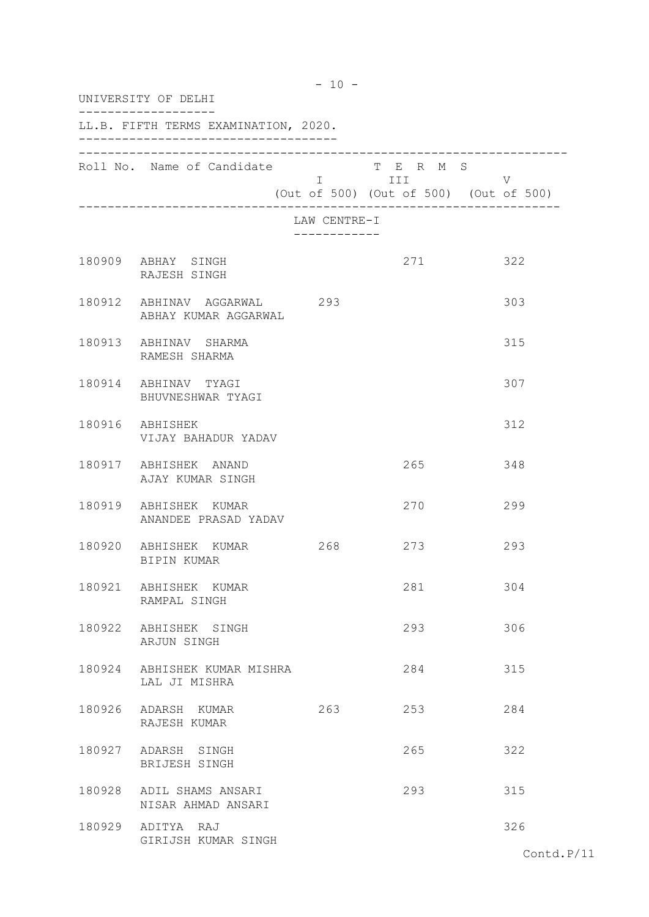UNIVERSITY OF DELHI

LL.B. FIFTH TERMS EXAMINATION, 2020.

| Roll No. | Name of Candidate | TERMS I (Out of 500) | TERMS III (Out of 500) | TERMS V (Out of 500) |
|---|---|---|---|---|
| | LAW CENTRE-I | | | |
| 180909 | ABHAY SINGH<br>RAJESH SINGH | | 271 | 322 |
| 180912 | ABHINAV AGGARWAL<br>ABHAY KUMAR AGGARWAL | 293 | | 303 |
| 180913 | ABHINAV SHARMA<br>RAMESH SHARMA | | | 315 |
| 180914 | ABHINAV TYAGI<br>BHUVNESHWAR TYAGI | | | 307 |
| 180916 | ABHISHEK<br>VIJAY BAHADUR YADAV | | | 312 |
| 180917 | ABHISHEK ANAND<br>AJAY KUMAR SINGH | | 265 | 348 |
| 180919 | ABHISHEK KUMAR<br>ANANDEE PRASAD YADAV | | 270 | 299 |
| 180920 | ABHISHEK KUMAR<br>BIPIN KUMAR | 268 | 273 | 293 |
| 180921 | ABHISHEK KUMAR<br>RAMPAL SINGH | | 281 | 304 |
| 180922 | ABHISHEK SINGH<br>ARJUN SINGH | | 293 | 306 |
| 180924 | ABHISHEK KUMAR MISHRA<br>LAL JI MISHRA | | 284 | 315 |
| 180926 | ADARSH KUMAR<br>RAJESH KUMAR | 263 | 253 | 284 |
| 180927 | ADARSH SINGH<br>BRIJESH SINGH | | 265 | 322 |
| 180928 | ADIL SHAMS ANSARI<br>NISAR AHMAD ANSARI | | 293 | 315 |
| 180929 | ADITYA RAJ<br>GIRIJSH KUMAR SINGH | | | 326 |

Contd.P/11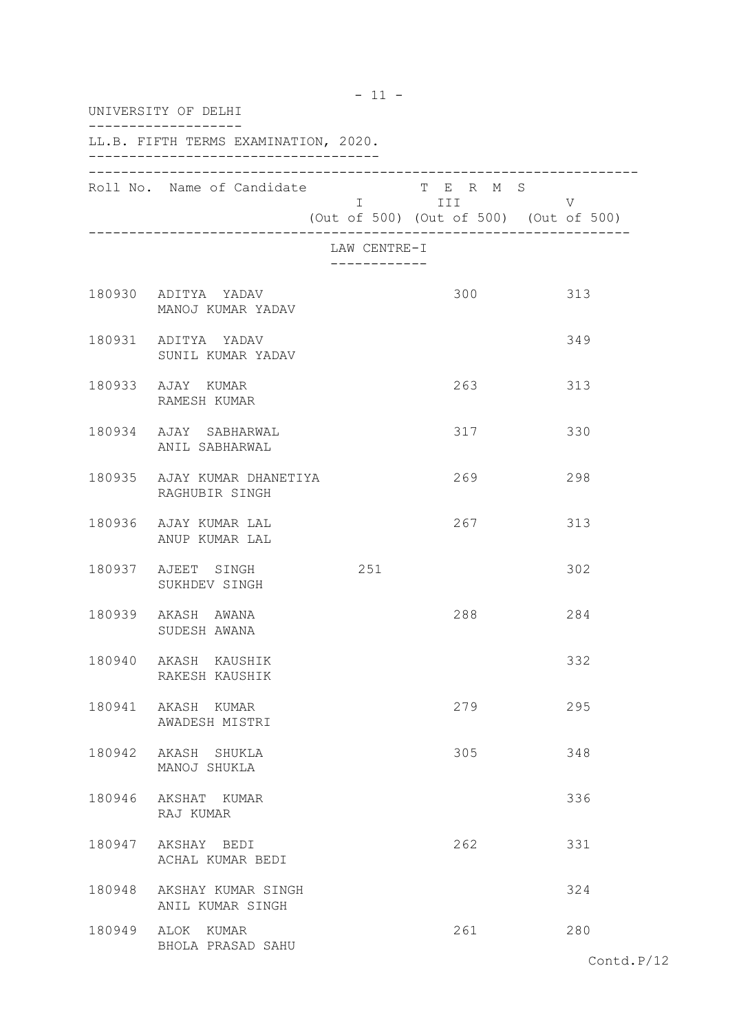UNIVERSITY OF DELHI

LL.B. FIFTH TERMS EXAMINATION, 2020.

| Roll No. | Name of Candidate | TERMS I (Out of 500) | TERMS III (Out of 500) | TERMS V (Out of 500) |
|---|---|---|---|---|
| | **LAW CENTRE-I** | | | |
| 180930 | ADITYA YADAV<br>MANOJ KUMAR YADAV | | 300 | 313 |
| 180931 | ADITYA YADAV<br>SUNIL KUMAR YADAV | | | 349 |
| 180933 | AJAY KUMAR<br>RAMESH KUMAR | | 263 | 313 |
| 180934 | AJAY SABHARWAL<br>ANIL SABHARWAL | | 317 | 330 |
| 180935 | AJAY KUMAR DHANETIYA<br>RAGHUBIR SINGH | | 269 | 298 |
| 180936 | AJAY KUMAR LAL<br>ANUP KUMAR LAL | | 267 | 313 |
| 180937 | AJEET SINGH<br>SUKHDEV SINGH | 251 | | 302 |
| 180939 | AKASH AWANA<br>SUDESH AWANA | | 288 | 284 |
| 180940 | AKASH KAUSHIK<br>RAKESH KAUSHIK | | | 332 |
| 180941 | AKASH KUMAR<br>AWADESH MISTRI | | 279 | 295 |
| 180942 | AKASH SHUKLA<br>MANOJ SHUKLA | | 305 | 348 |
| 180946 | AKSHAT KUMAR<br>RAJ KUMAR | | | 336 |
| 180947 | AKSHAY BEDI<br>ACHAL KUMAR BEDI | | 262 | 331 |
| 180948 | AKSHAY KUMAR SINGH<br>ANIL KUMAR SINGH | | | 324 |
| 180949 | ALOK KUMAR<br>BHOLA PRASAD SAHU | | 261 | 280 |

Contd.P/12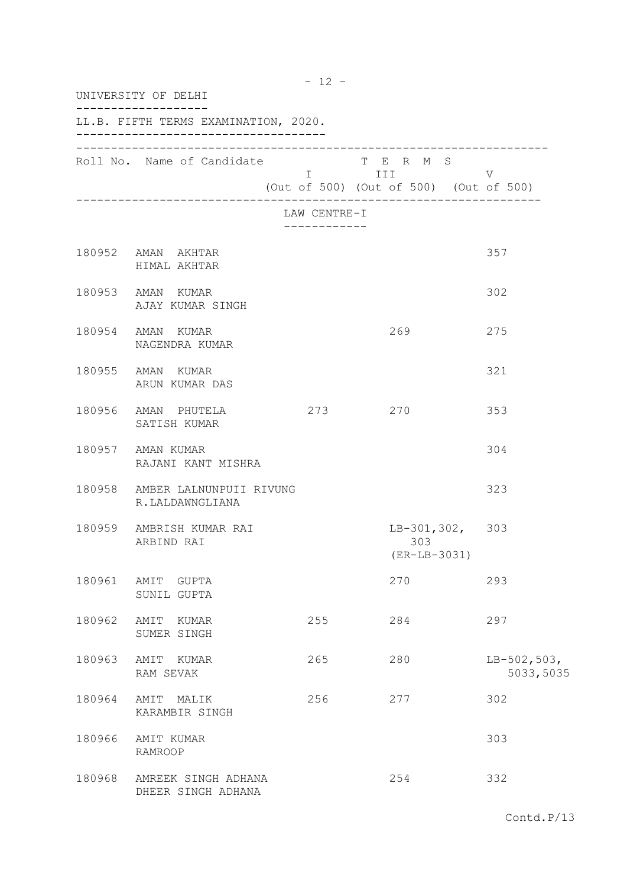UNIVERSITY OF DELHI

LL.B. FIFTH TERMS EXAMINATION, 2020.

| Roll No. | Name of Candidate | TERMS I (Out of 500) | TERMS III (Out of 500) | TERMS V (Out of 500) |
|---|---|---|---|---|
| | **LAW CENTRE-I** | | | |
| 180952 | AMAN AKHTAR<br>HIMAL AKHTAR | | | 357 |
| 180953 | AMAN KUMAR<br>AJAY KUMAR SINGH | | | 302 |
| 180954 | AMAN KUMAR<br>NAGENDRA KUMAR | | 269 | 275 |
| 180955 | AMAN KUMAR<br>ARUN KUMAR DAS | | | 321 |
| 180956 | AMAN PHUTELA<br>SATISH KUMAR | 273 | 270 | 353 |
| 180957 | AMAN KUMAR<br>RAJANI KANT MISHRA | | | 304 |
| 180958 | AMBER LALNUNPUII RIVUNG<br>R.LALDAWNGLIANA | | | 323 |
| 180959 | AMBRISH KUMAR RAI<br>ARBIND RAI | | LB-301,302, 303 (ER-LB-3031) | 303 |
| 180961 | AMIT GUPTA<br>SUNIL GUPTA | | 270 | 293 |
| 180962 | AMIT KUMAR<br>SUMER SINGH | 255 | 284 | 297 |
| 180963 | AMIT KUMAR<br>RAM SEVAK | 265 | 280 | LB-502,503, 5033,5035 |
| 180964 | AMIT MALIK<br>KARAMBIR SINGH | 256 | 277 | 302 |
| 180966 | AMIT KUMAR<br>RAMROOP | | | 303 |
| 180968 | AMREEK SINGH ADHANA<br>DHEER SINGH ADHANA | | 254 | 332 |

Contd.P/13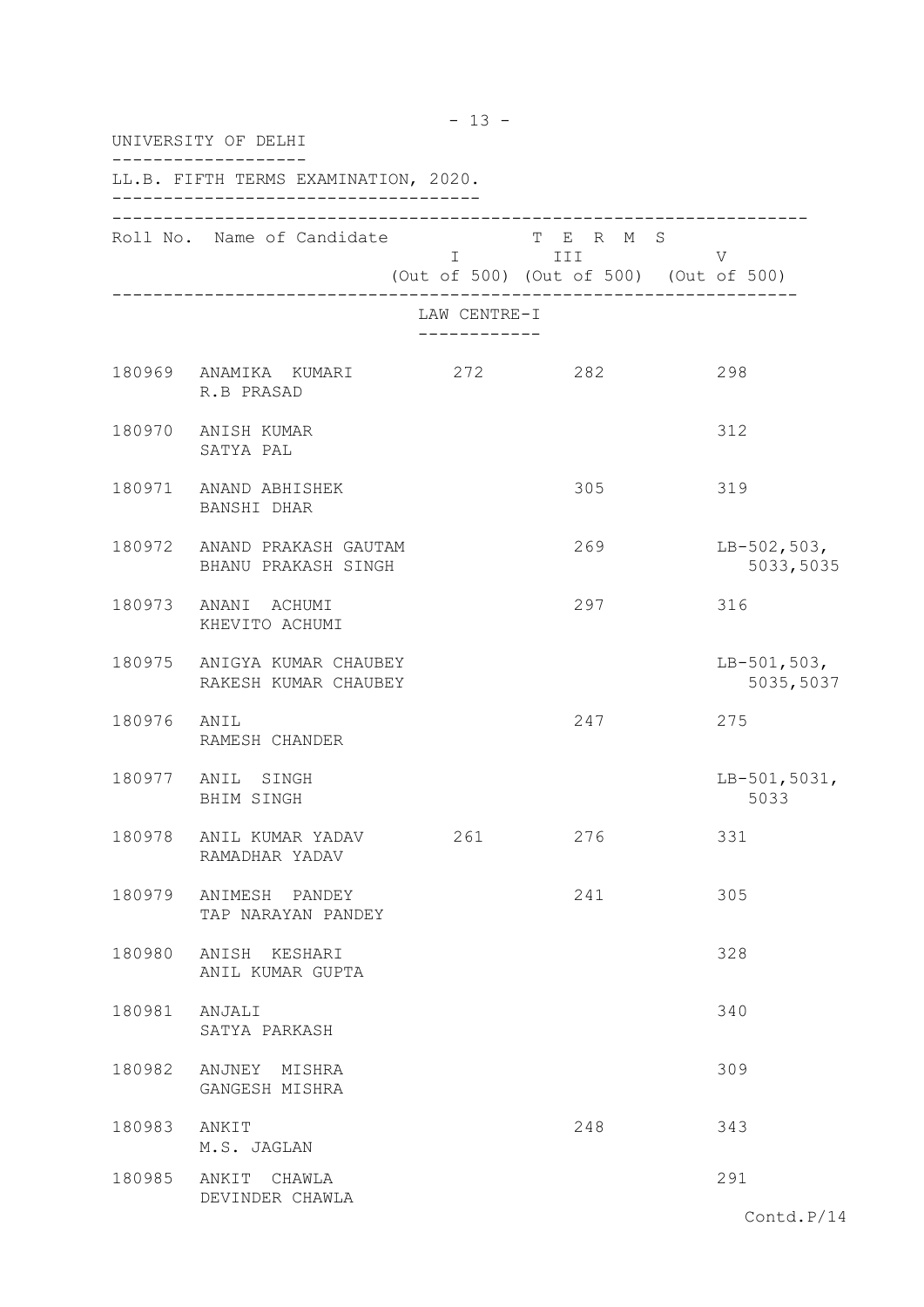UNIVERSITY OF DELHI

LL.B. FIFTH TERMS EXAMINATION, 2020.

| Roll No. | Name of Candidate | TERMS I (Out of 500) | TERMS III (Out of 500) | TERMS V (Out of 500) |
|---|---|---|---|---|
| | **LAW CENTRE-I** | | | |
| 180969 | ANAMIKA KUMARI<br>R.B PRASAD | 272 | 282 | 298 |
| 180970 | ANISH KUMAR<br>SATYA PAL | | | 312 |
| 180971 | ANAND ABHISHEK<br>BANSHI DHAR | | 305 | 319 |
| 180972 | ANAND PRAKASH GAUTAM<br>BHANU PRAKASH SINGH | | 269 | LB-502,503,<br>5033,5035 |
| 180973 | ANANI ACHUMI<br>KHEVITO ACHUMI | | 297 | 316 |
| 180975 | ANIGYA KUMAR CHAUBEY<br>RAKESH KUMAR CHAUBEY | | | LB-501,503,<br>5035,5037 |
| 180976 | ANIL<br>RAMESH CHANDER | | 247 | 275 |
| 180977 | ANIL SINGH<br>BHIM SINGH | | | LB-501,5031,<br>5033 |
| 180978 | ANIL KUMAR YADAV<br>RAMADHAR YADAV | 261 | 276 | 331 |
| 180979 | ANIMESH PANDEY<br>TAP NARAYAN PANDEY | | 241 | 305 |
| 180980 | ANISH KESHARI<br>ANIL KUMAR GUPTA | | | 328 |
| 180981 | ANJALI<br>SATYA PARKASH | | | 340 |
| 180982 | ANJNEY MISHRA<br>GANGESH MISHRA | | | 309 |
| 180983 | ANKIT<br>M.S. JAGLAN | | 248 | 343 |
| 180985 | ANKIT CHAWLA<br>DEVINDER CHAWLA | | | 291 |

Contd.P/14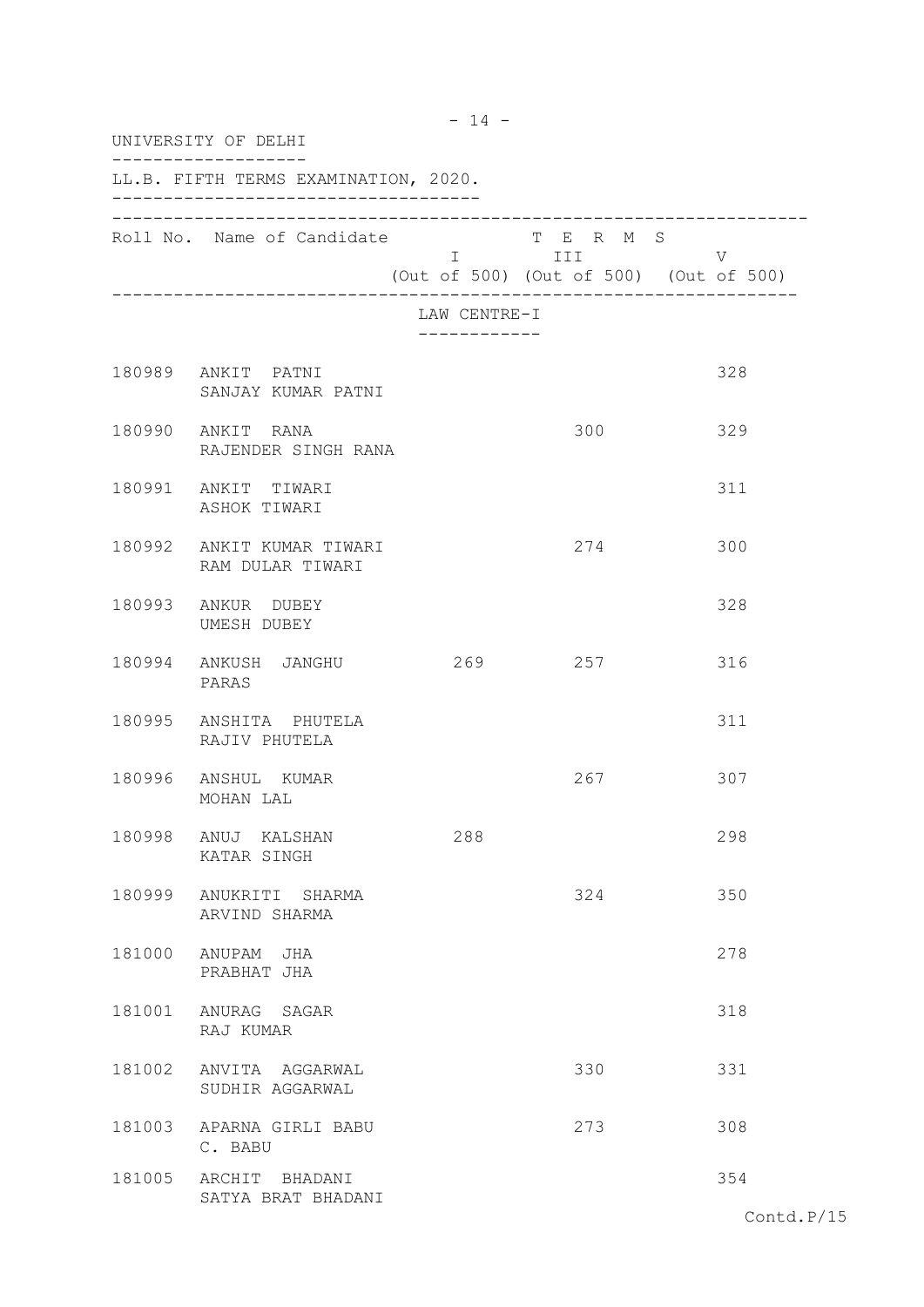UNIVERSITY OF DELHI

LL.B. FIFTH TERMS EXAMINATION, 2020.

| Roll No. | Name of Candidate | TERMS I (Out of 500) | TERMS III (Out of 500) | TERMS V (Out of 500) |
|---|---|---|---|---|
| | **LAW CENTRE-I** | | | |
| 180989 | ANKIT PATNI<br>SANJAY KUMAR PATNI | | | 328 |
| 180990 | ANKIT RANA<br>RAJENDER SINGH RANA | | 300 | 329 |
| 180991 | ANKIT TIWARI<br>ASHOK TIWARI | | | 311 |
| 180992 | ANKIT KUMAR TIWARI<br>RAM DULAR TIWARI | | 274 | 300 |
| 180993 | ANKUR DUBEY<br>UMESH DUBEY | | | 328 |
| 180994 | ANKUSH JANGHU<br>PARAS | 269 | 257 | 316 |
| 180995 | ANSHITA PHUTELA<br>RAJIV PHUTELA | | | 311 |
| 180996 | ANSHUL KUMAR<br>MOHAN LAL | | 267 | 307 |
| 180998 | ANUJ KALSHAN<br>KATAR SINGH | 288 | | 298 |
| 180999 | ANUKRITI SHARMA<br>ARVIND SHARMA | | 324 | 350 |
| 181000 | ANUPAM JHA<br>PRABHAT JHA | | | 278 |
| 181001 | ANURAG SAGAR<br>RAJ KUMAR | | | 318 |
| 181002 | ANVITA AGGARWAL<br>SUDHIR AGGARWAL | | 330 | 331 |
| 181003 | APARNA GIRLI BABU<br>C. BABU | | 273 | 308 |
| 181005 | ARCHIT BHADANI<br>SATYA BRAT BHADANI | | | 354 |

Contd.P/15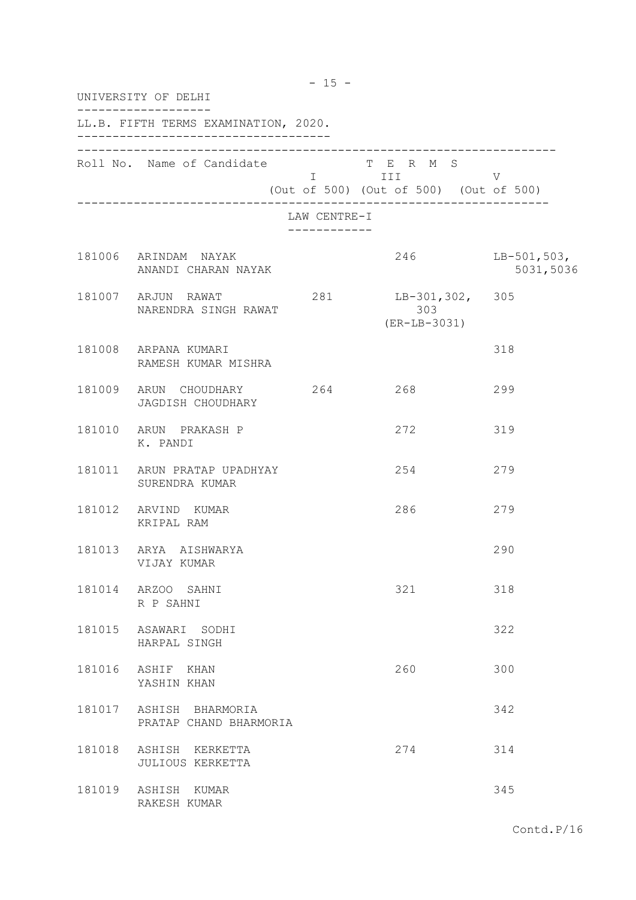UNIVERSITY OF DELHI

LL.B. FIFTH TERMS EXAMINATION, 2020.

| Roll No. | Name of Candidate | TERMS I (Out of 500) | TERMS III (Out of 500) | TERMS V (Out of 500) |
|---|---|---|---|---|

LAW CENTRE-I

| Roll No. | Name of Candidate | I (Out of 500) | III (Out of 500) | V (Out of 500) |
|---|---|---|---|---|
| 181006 | ARINDAM NAYAK<br>ANANDI CHARAN NAYAK | | 246 | LB-501,503,<br>5031,5036 |
| 181007 | ARJUN RAWAT<br>NARENDRA SINGH RAWAT | 281 | LB-301,302,<br>303<br>(ER-LB-3031) | 305 |
| 181008 | ARPANA KUMARI<br>RAMESH KUMAR MISHRA | | | 318 |
| 181009 | ARUN CHOUDHARY<br>JAGDISH CHOUDHARY | 264 | 268 | 299 |
| 181010 | ARUN PRAKASH P<br>K. PANDI | | 272 | 319 |
| 181011 | ARUN PRATAP UPADHYAY<br>SURENDRA KUMAR | | 254 | 279 |
| 181012 | ARVIND KUMAR<br>KRIPAL RAM | | 286 | 279 |
| 181013 | ARYA AISHWARYA<br>VIJAY KUMAR | | | 290 |
| 181014 | ARZOO SAHNI<br>R P SAHNI | | 321 | 318 |
| 181015 | ASAWARI SODHI<br>HARPAL SINGH | | | 322 |
| 181016 | ASHIF KHAN<br>YASHIN KHAN | | 260 | 300 |
| 181017 | ASHISH BHARMORIA<br>PRATAP CHAND BHARMORIA | | | 342 |
| 181018 | ASHISH KERKETTA<br>JULIOUS KERKETTA | | 274 | 314 |
| 181019 | ASHISH KUMAR<br>RAKESH KUMAR | | | 345 |

Contd.P/16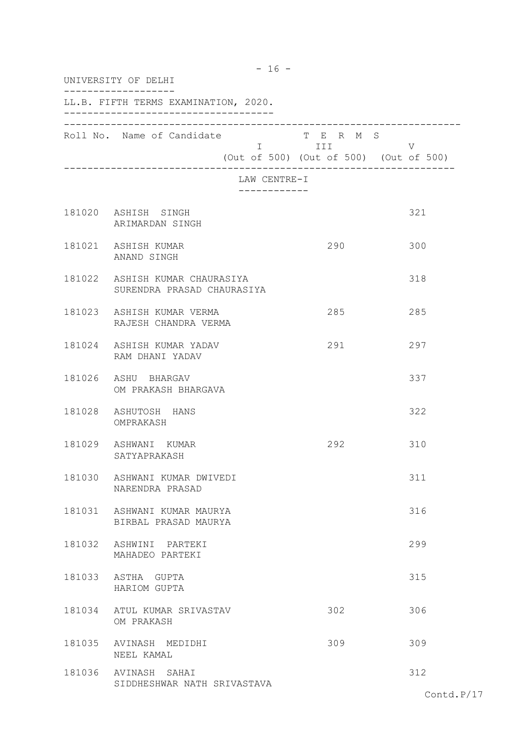UNIVERSITY OF DELHI

LL.B. FIFTH TERMS EXAMINATION, 2020.

| Roll No. | Name of Candidate | TERMS I (Out of 500) | TERMS III (Out of 500) | TERMS V (Out of 500) |
|---|---|---|---|---|
| | **LAW CENTRE-I** | | | |
| 181020 | ASHISH SINGH<br>ARIMARDAN SINGH | | | 321 |
| 181021 | ASHISH KUMAR<br>ANAND SINGH | | 290 | 300 |
| 181022 | ASHISH KUMAR CHAURASIYA<br>SURENDRA PRASAD CHAURASIYA | | | 318 |
| 181023 | ASHISH KUMAR VERMA<br>RAJESH CHANDRA VERMA | | 285 | 285 |
| 181024 | ASHISH KUMAR YADAV<br>RAM DHANI YADAV | | 291 | 297 |
| 181026 | ASHU BHARGAV<br>OM PRAKASH BHARGAVA | | | 337 |
| 181028 | ASHUTOSH HANS<br>OMPRAKASH | | | 322 |
| 181029 | ASHWANI KUMAR<br>SATYAPRAKASH | | 292 | 310 |
| 181030 | ASHWANI KUMAR DWIVEDI<br>NARENDRA PRASAD | | | 311 |
| 181031 | ASHWANI KUMAR MAURYA<br>BIRBAL PRASAD MAURYA | | | 316 |
| 181032 | ASHWINI PARTEKI<br>MAHADEO PARTEKI | | | 299 |
| 181033 | ASTHA GUPTA<br>HARIOM GUPTA | | | 315 |
| 181034 | ATUL KUMAR SRIVASTAV<br>OM PRAKASH | | 302 | 306 |
| 181035 | AVINASH MEDIDHI<br>NEEL KAMAL | | 309 | 309 |
| 181036 | AVINASH SAHAI<br>SIDDHESHWAR NATH SRIVASTAVA | | | 312 |

Contd.P/17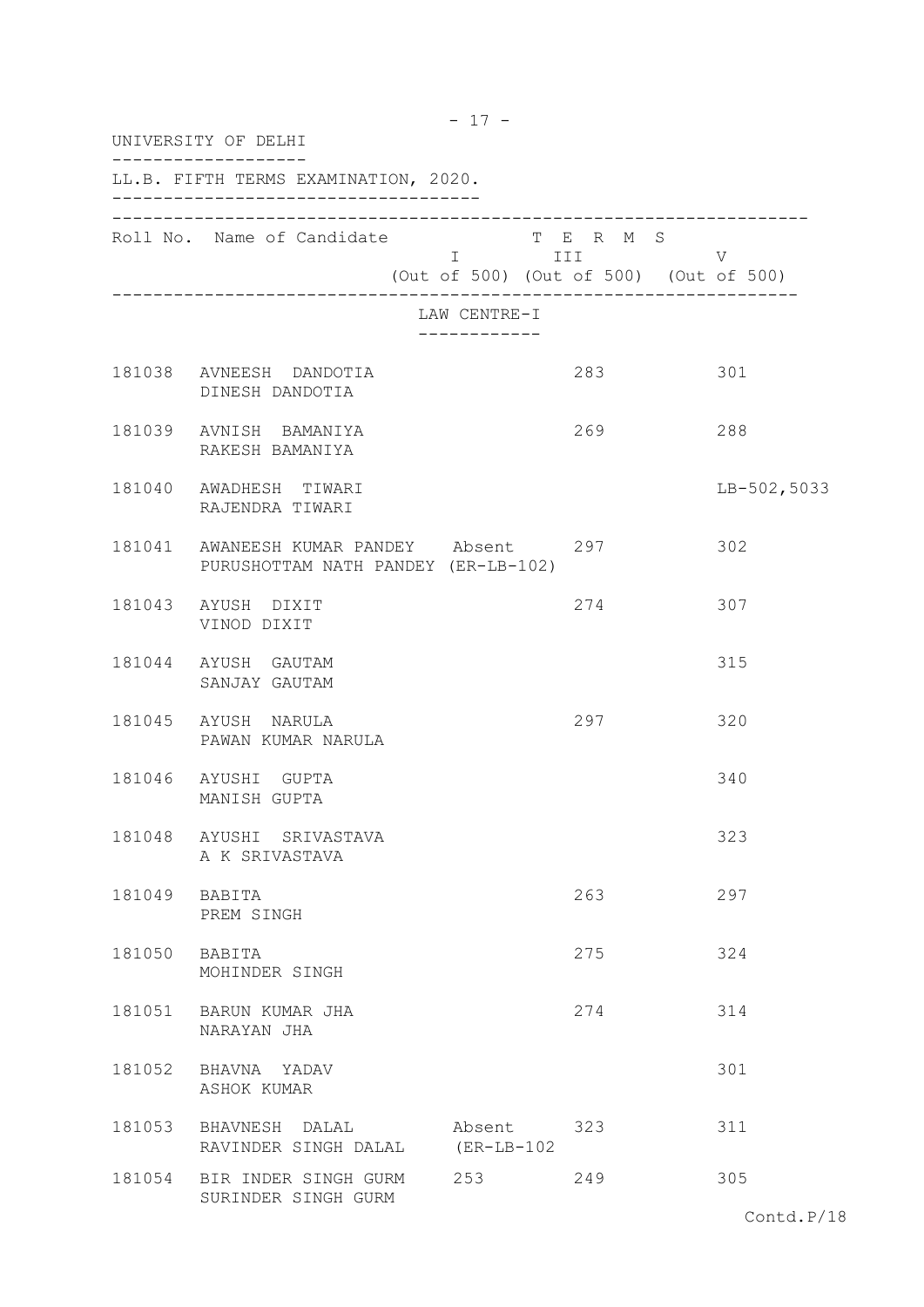UNIVERSITY OF DELHI

LL.B. FIFTH TERMS EXAMINATION, 2020.

| Roll No. | Name of Candidate | TERMS I (Out of 500) | TERMS III (Out of 500) | TERMS V (Out of 500) |
|---|---|---|---|---|
| | **LAW CENTRE-I** | | | |
| 181038 | AVNEESH DANDOTIA<br>DINESH DANDOTIA | | 283 | 301 |
| 181039 | AVNISH BAMANIYA<br>RAKESH BAMANIYA | | 269 | 288 |
| 181040 | AWADHESH TIWARI<br>RAJENDRA TIWARI | | | LB-502,5033 |
| 181041 | AWANEESH KUMAR PANDEY<br>PURUSHOTTAM NATH PANDEY | Absent (ER-LB-102) | 297 | 302 |
| 181043 | AYUSH DIXIT<br>VINOD DIXIT | | 274 | 307 |
| 181044 | AYUSH GAUTAM<br>SANJAY GAUTAM | | | 315 |
| 181045 | AYUSH NARULA<br>PAWAN KUMAR NARULA | | 297 | 320 |
| 181046 | AYUSHI GUPTA<br>MANISH GUPTA | | | 340 |
| 181048 | AYUSHI SRIVASTAVA<br>A K SRIVASTAVA | | | 323 |
| 181049 | BABITA<br>PREM SINGH | | 263 | 297 |
| 181050 | BABITA<br>MOHINDER SINGH | | 275 | 324 |
| 181051 | BARUN KUMAR JHA<br>NARAYAN JHA | | 274 | 314 |
| 181052 | BHAVNA YADAV<br>ASHOK KUMAR | | | 301 |
| 181053 | BHAVNESH DALAL<br>RAVINDER SINGH DALAL | Absent (ER-LB-102 | 323 | 311 |
| 181054 | BIR INDER SINGH GURM<br>SURINDER SINGH GURM | 253 | 249 | 305 |

Contd.P/18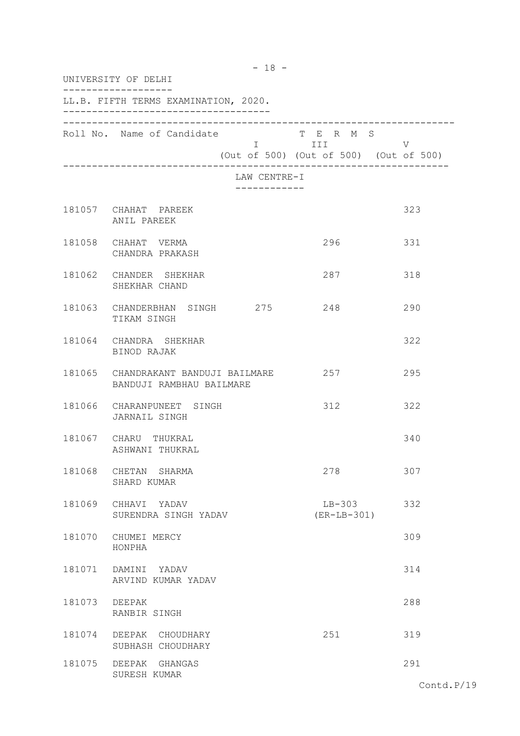UNIVERSITY OF DELHI

LL.B. FIFTH TERMS EXAMINATION, 2020.

| Roll No. | Name of Candidate | TERMS I (Out of 500) | TERMS III (Out of 500) | TERMS V (Out of 500) |
|---|---|---|---|---|
| | **LAW CENTRE-I** | | | |
| 181057 | CHAHAT PAREEK<br>ANIL PAREEK | | | 323 |
| 181058 | CHAHAT VERMA<br>CHANDRA PRAKASH | | 296 | 331 |
| 181062 | CHANDER SHEKHAR<br>SHEKHAR CHAND | | 287 | 318 |
| 181063 | CHANDERBHAN SINGH<br>TIKAM SINGH | 275 | 248 | 290 |
| 181064 | CHANDRA SHEKHAR<br>BINOD RAJAK | | | 322 |
| 181065 | CHANDRAKANT BANDUJI BAILMARE<br>BANDUJI RAMBHAU BAILMARE | | 257 | 295 |
| 181066 | CHARANPUNEET SINGH<br>JARNAIL SINGH | | 312 | 322 |
| 181067 | CHARU THUKRAL<br>ASHWANI THUKRAL | | | 340 |
| 181068 | CHETAN SHARMA<br>SHARD KUMAR | | 278 | 307 |
| 181069 | CHHAVI YADAV<br>SURENDRA SINGH YADAV | | LB-303<br>(ER-LB-301) | 332 |
| 181070 | CHUMEI MERCY<br>HONPHA | | | 309 |
| 181071 | DAMINI YADAV<br>ARVIND KUMAR YADAV | | | 314 |
| 181073 | DEEPAK<br>RANBIR SINGH | | | 288 |
| 181074 | DEEPAK CHOUDHARY<br>SUBHASH CHOUDHARY | | 251 | 319 |
| 181075 | DEEPAK GHANGAS<br>SURESH KUMAR | | | 291 |

Contd.P/19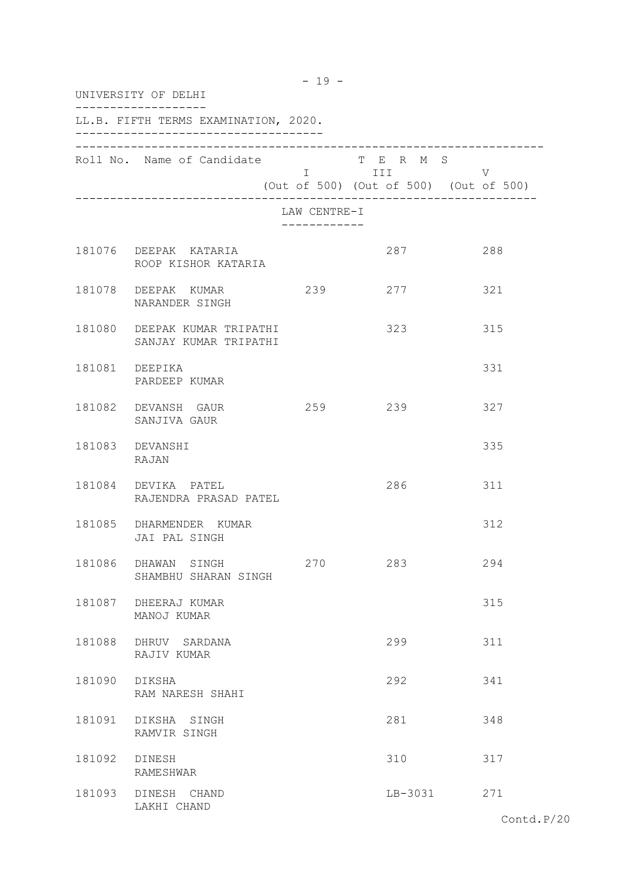UNIVERSITY OF DELHI

LL.B. FIFTH TERMS EXAMINATION, 2020.

| Roll No. | Name of Candidate | TERMS I (Out of 500) | TERMS III (Out of 500) | TERMS V (Out of 500) |
|---|---|---|---|---|
| | **LAW CENTRE-I** | | | |
| 181076 | DEEPAK KATARIA<br>ROOP KISHOR KATARIA | | 287 | 288 |
| 181078 | DEEPAK KUMAR<br>NARANDER SINGH | 239 | 277 | 321 |
| 181080 | DEEPAK KUMAR TRIPATHI<br>SANJAY KUMAR TRIPATHI | | 323 | 315 |
| 181081 | DEEPIKA<br>PARDEEP KUMAR | | | 331 |
| 181082 | DEVANSH GAUR<br>SANJIVA GAUR | 259 | 239 | 327 |
| 181083 | DEVANSHI<br>RAJAN | | | 335 |
| 181084 | DEVIKA PATEL<br>RAJENDRA PRASAD PATEL | | 286 | 311 |
| 181085 | DHARMENDER KUMAR<br>JAI PAL SINGH | | | 312 |
| 181086 | DHAWAN SINGH<br>SHAMBHU SHARAN SINGH | 270 | 283 | 294 |
| 181087 | DHEERAJ KUMAR<br>MANOJ KUMAR | | | 315 |
| 181088 | DHRUV SARDANA<br>RAJIV KUMAR | | 299 | 311 |
| 181090 | DIKSHA<br>RAM NARESH SHAHI | | 292 | 341 |
| 181091 | DIKSHA SINGH<br>RAMVIR SINGH | | 281 | 348 |
| 181092 | DINESH<br>RAMESHWAR | | 310 | 317 |
| 181093 | DINESH CHAND<br>LAKHI CHAND | | LB-3031 | 271 |

Contd.P/20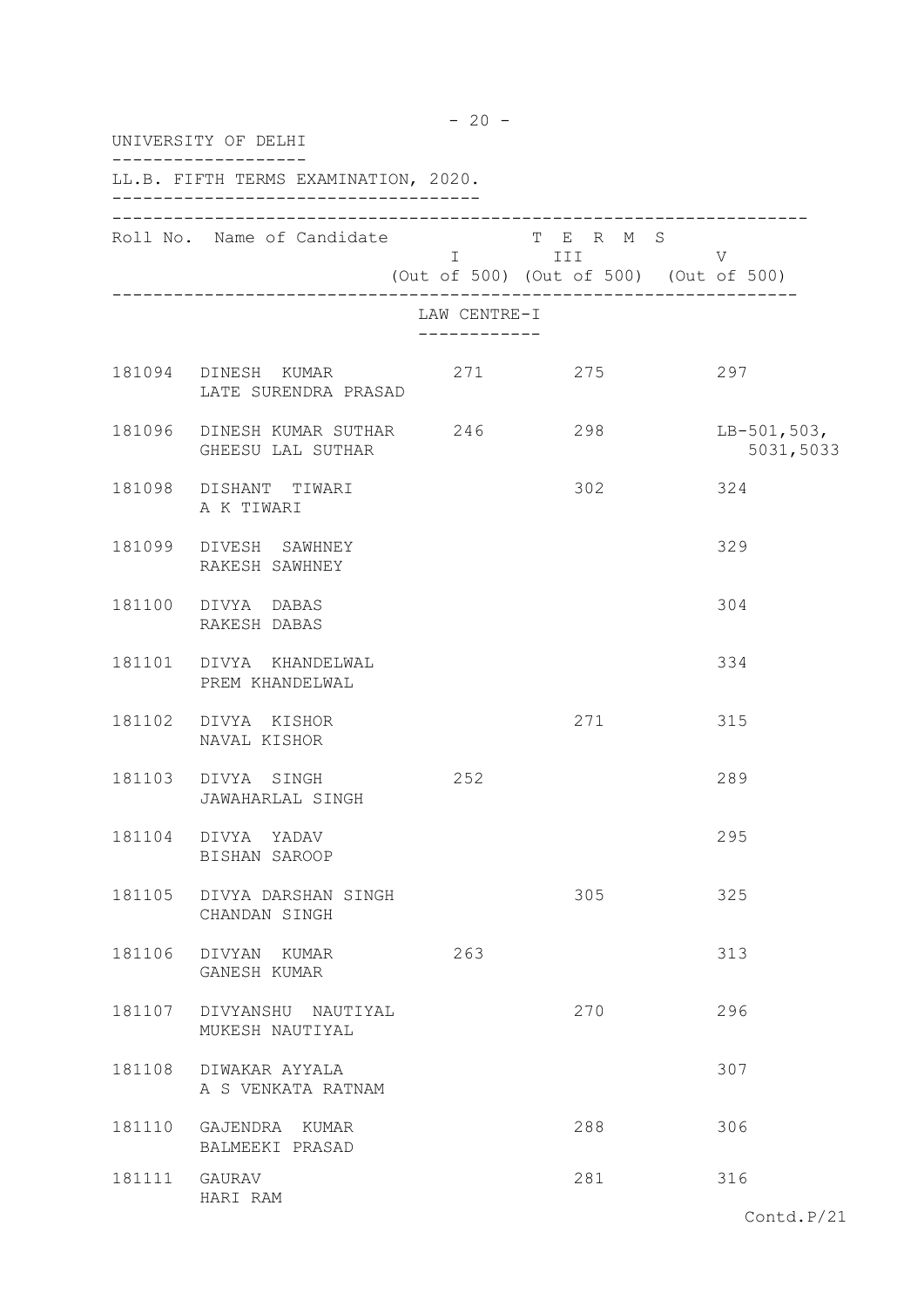UNIVERSITY OF DELHI

LL.B. FIFTH TERMS EXAMINATION, 2020.

| Roll No. | Name of Candidate | TERMS I (Out of 500) | TERMS III (Out of 500) | TERMS V (Out of 500) |
|---|---|---|---|---|
| | **LAW CENTRE-I** | | | |
| 181094 | DINESH KUMAR<br>LATE SURENDRA PRASAD | 271 | 275 | 297 |
| 181096 | DINESH KUMAR SUTHAR<br>GHEESU LAL SUTHAR | 246 | 298 | LB-501,503,<br>5031,5033 |
| 181098 | DISHANT TIWARI<br>A K TIWARI | | 302 | 324 |
| 181099 | DIVESH SAWHNEY<br>RAKESH SAWHNEY | | | 329 |
| 181100 | DIVYA DABAS<br>RAKESH DABAS | | | 304 |
| 181101 | DIVYA KHANDELWAL<br>PREM KHANDELWAL | | | 334 |
| 181102 | DIVYA KISHOR<br>NAVAL KISHOR | | 271 | 315 |
| 181103 | DIVYA SINGH<br>JAWAHARLAL SINGH | 252 | | 289 |
| 181104 | DIVYA YADAV<br>BISHAN SAROOP | | | 295 |
| 181105 | DIVYA DARSHAN SINGH<br>CHANDAN SINGH | | 305 | 325 |
| 181106 | DIVYAN KUMAR<br>GANESH KUMAR | 263 | | 313 |
| 181107 | DIVYANSHU NAUTIYAL<br>MUKESH NAUTIYAL | | 270 | 296 |
| 181108 | DIWAKAR AYYALA<br>A S VENKATA RATNAM | | | 307 |
| 181110 | GAJENDRA KUMAR<br>BALMEEKI PRASAD | | 288 | 306 |
| 181111 | GAURAV<br>HARI RAM | | 281 | 316 |

Contd.P/21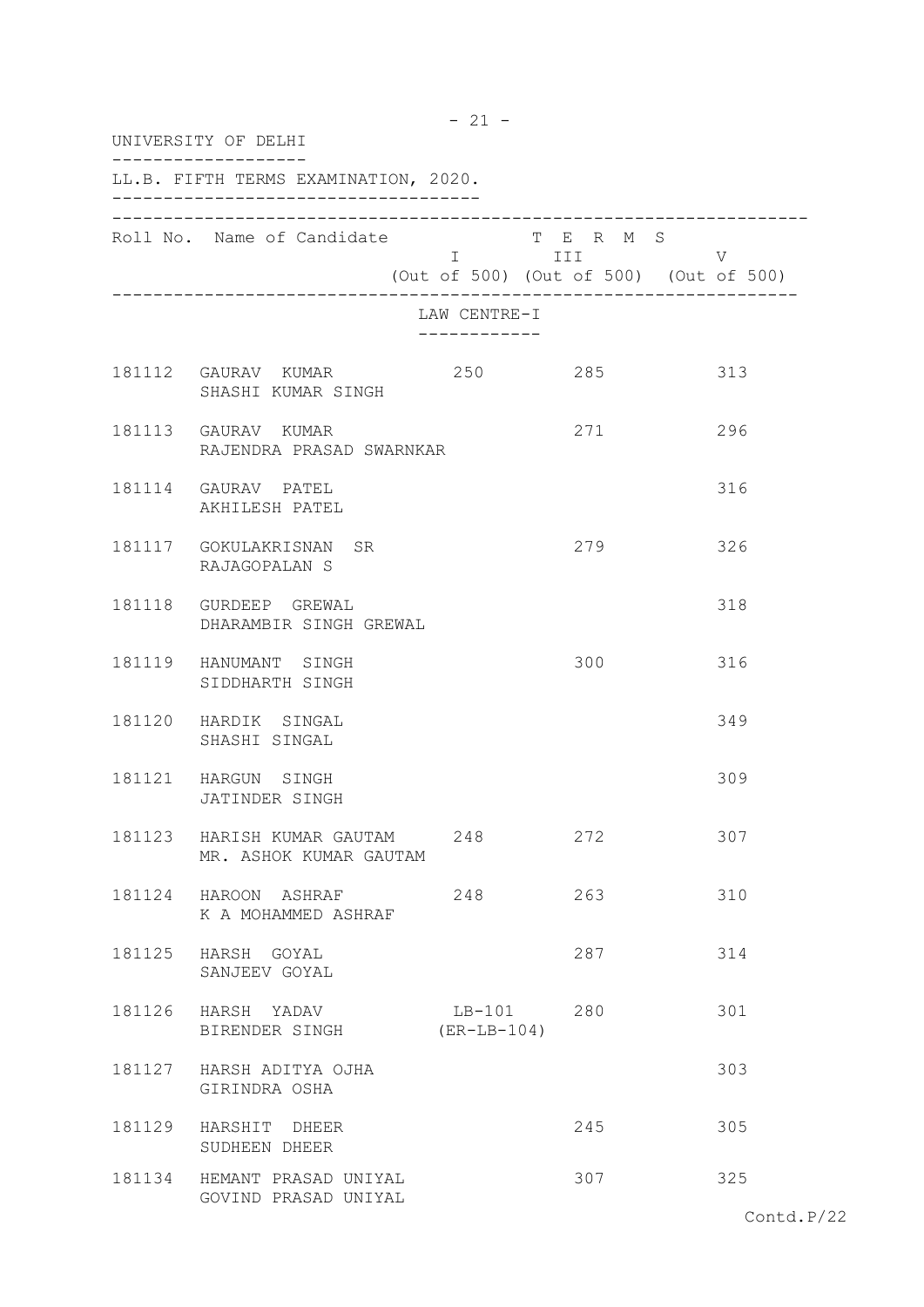UNIVERSITY OF DELHI

LL.B. FIFTH TERMS EXAMINATION, 2020.

| Roll No. | Name of Candidate | TERMS I (Out of 500) | TERMS III (Out of 500) | TERMS V (Out of 500) |
|---|---|---|---|---|
| | **LAW CENTRE-I** | | | |
| 181112 | GAURAV KUMAR<br>SHASHI KUMAR SINGH | 250 | 285 | 313 |
| 181113 | GAURAV KUMAR<br>RAJENDRA PRASAD SWARNKAR | | 271 | 296 |
| 181114 | GAURAV PATEL<br>AKHILESH PATEL | | | 316 |
| 181117 | GOKULAKRISNAN SR<br>RAJAGOPALAN S | | 279 | 326 |
| 181118 | GURDEEP GREWAL<br>DHARAMBIR SINGH GREWAL | | | 318 |
| 181119 | HANUMANT SINGH<br>SIDDHARTH SINGH | | 300 | 316 |
| 181120 | HARDIK SINGAL<br>SHASHI SINGAL | | | 349 |
| 181121 | HARGUN SINGH<br>JATINDER SINGH | | | 309 |
| 181123 | HARISH KUMAR GAUTAM<br>MR. ASHOK KUMAR GAUTAM | 248 | 272 | 307 |
| 181124 | HAROON ASHRAF<br>K A MOHAMMED ASHRAF | 248 | 263 | 310 |
| 181125 | HARSH GOYAL<br>SANJEEV GOYAL | | 287 | 314 |
| 181126 | HARSH YADAV<br>BIRENDER SINGH | LB-101<br>(ER-LB-104) | 280 | 301 |
| 181127 | HARSH ADITYA OJHA<br>GIRINDRA OSHA | | | 303 |
| 181129 | HARSHIT DHEER<br>SUDHEEN DHEER | | 245 | 305 |
| 181134 | HEMANT PRASAD UNIYAL<br>GOVIND PRASAD UNIYAL | | 307 | 325 |

Contd.P/22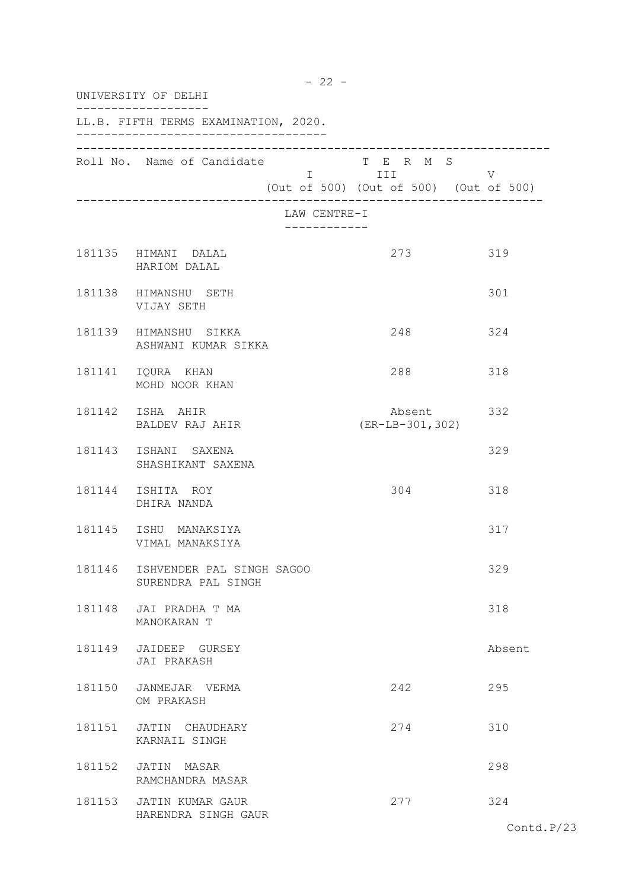UNIVERSITY OF DELHI

LL.B. FIFTH TERMS EXAMINATION, 2020.

| Roll No. | Name of Candidate | TERMS I (Out of 500) | TERMS III (Out of 500) | TERMS V (Out of 500) |
|---|---|---|---|---|
| | **LAW CENTRE-I** | | | |
| 181135 | HIMANI DALAL<br>HARIOM DALAL | | 273 | 319 |
| 181138 | HIMANSHU SETH<br>VIJAY SETH | | | 301 |
| 181139 | HIMANSHU SIKKA<br>ASHWANI KUMAR SIKKA | | 248 | 324 |
| 181141 | IQURA KHAN<br>MOHD NOOR KHAN | | 288 | 318 |
| 181142 | ISHA AHIR<br>BALDEV RAJ AHIR | | Absent<br>(ER-LB-301,302) | 332 |
| 181143 | ISHANI SAXENA<br>SHASHIKANT SAXENA | | | 329 |
| 181144 | ISHITA ROY<br>DHIRA NANDA | | 304 | 318 |
| 181145 | ISHU MANAKSIYA<br>VIMAL MANAKSIYA | | | 317 |
| 181146 | ISHVENDER PAL SINGH SAGOO<br>SURENDRA PAL SINGH | | | 329 |
| 181148 | JAI PRADHA T MA<br>MANOKARAN T | | | 318 |
| 181149 | JAIDEEP GURSEY<br>JAI PRAKASH | | | Absent |
| 181150 | JANMEJAR VERMA<br>OM PRAKASH | | 242 | 295 |
| 181151 | JATIN CHAUDHARY<br>KARNAIL SINGH | | 274 | 310 |
| 181152 | JATIN MASAR<br>RAMCHANDRA MASAR | | | 298 |
| 181153 | JATIN KUMAR GAUR<br>HARENDRA SINGH GAUR | | 277 | 324 |

Contd.P/23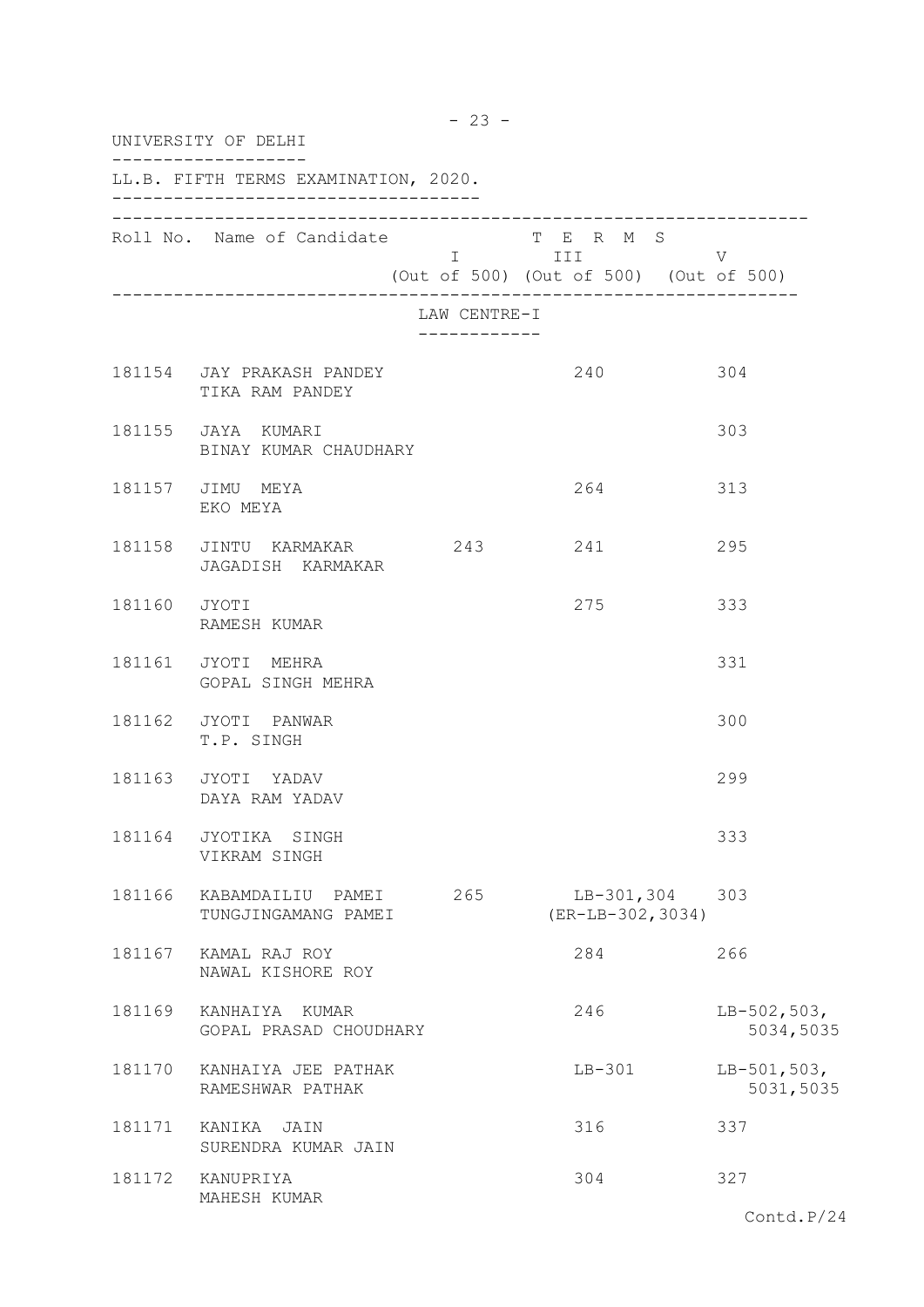UNIVERSITY OF DELHI

LL.B. FIFTH TERMS EXAMINATION, 2020.

| Roll No. | Name of Candidate | TERMS I (Out of 500) | TERMS III (Out of 500) | TERMS V (Out of 500) |
|---|---|---|---|---|
| | **LAW CENTRE-I** | | | |
| 181154 | JAY PRAKASH PANDEY<br>TIKA RAM PANDEY | | 240 | 304 |
| 181155 | JAYA KUMARI<br>BINAY KUMAR CHAUDHARY | | | 303 |
| 181157 | JIMU MEYA<br>EKO MEYA | | 264 | 313 |
| 181158 | JINTU KARMAKAR<br>JAGADISH KARMAKAR | 243 | 241 | 295 |
| 181160 | JYOTI<br>RAMESH KUMAR | | 275 | 333 |
| 181161 | JYOTI MEHRA<br>GOPAL SINGH MEHRA | | | 331 |
| 181162 | JYOTI PANWAR<br>T.P. SINGH | | | 300 |
| 181163 | JYOTI YADAV<br>DAYA RAM YADAV | | | 299 |
| 181164 | JYOTIKA SINGH<br>VIKRAM SINGH | | | 333 |
| 181166 | KABAMDAILIU PAMEI<br>TUNGJINGAMANG PAMEI | 265 | LB-301,304<br>(ER-LB-302,3034) | 303 |
| 181167 | KAMAL RAJ ROY<br>NAWAL KISHORE ROY | | 284 | 266 |
| 181169 | KANHAIYA KUMAR<br>GOPAL PRASAD CHOUDHARY | | 246 | LB-502,503,<br>5034,5035 |
| 181170 | KANHAIYA JEE PATHAK<br>RAMESHWAR PATHAK | | LB-301 | LB-501,503,<br>5031,5035 |
| 181171 | KANIKA JAIN<br>SURENDRA KUMAR JAIN | | 316 | 337 |
| 181172 | KANUPRIYA<br>MAHESH KUMAR | | 304 | 327 |

Contd.P/24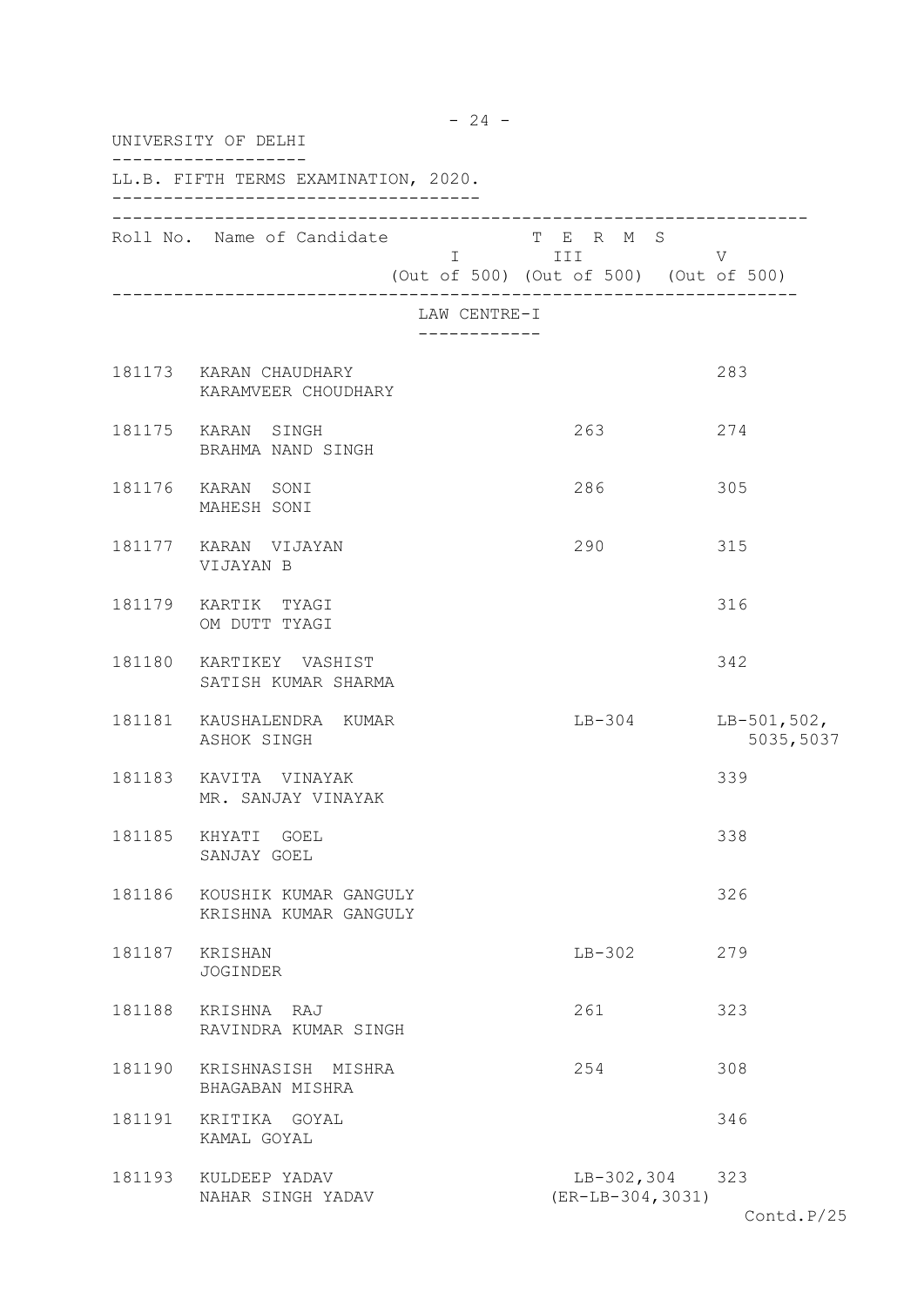UNIVERSITY OF DELHI

LL.B. FIFTH TERMS EXAMINATION, 2020.

| Roll No. | Name of Candidate | TERMS I (Out of 500) | TERMS III (Out of 500) | TERMS V (Out of 500) |
|---|---|---|---|---|
| | **LAW CENTRE-I** | | | |
| 181173 | KARAN CHAUDHARY<br>KARAMVEER CHOUDHARY | | | 283 |
| 181175 | KARAN SINGH<br>BRAHMA NAND SINGH | | 263 | 274 |
| 181176 | KARAN SONI<br>MAHESH SONI | | 286 | 305 |
| 181177 | KARAN VIJAYAN<br>VIJAYAN B | | 290 | 315 |
| 181179 | KARTIK TYAGI<br>OM DUTT TYAGI | | | 316 |
| 181180 | KARTIKEY VASHIST<br>SATISH KUMAR SHARMA | | | 342 |
| 181181 | KAUSHALENDRA KUMAR<br>ASHOK SINGH | | LB-304 | LB-501,502,<br>5035,5037 |
| 181183 | KAVITA VINAYAK<br>MR. SANJAY VINAYAK | | | 339 |
| 181185 | KHYATI GOEL<br>SANJAY GOEL | | | 338 |
| 181186 | KOUSHIK KUMAR GANGULY<br>KRISHNA KUMAR GANGULY | | | 326 |
| 181187 | KRISHAN<br>JOGINDER | | LB-302 | 279 |
| 181188 | KRISHNA RAJ<br>RAVINDRA KUMAR SINGH | | 261 | 323 |
| 181190 | KRISHNASISH MISHRA<br>BHAGABAN MISHRA | | 254 | 308 |
| 181191 | KRITIKA GOYAL<br>KAMAL GOYAL | | | 346 |
| 181193 | KULDEEP YADAV<br>NAHAR SINGH YADAV | | LB-302,304<br>(ER-LB-304,3031) | 323 |

Contd.P/25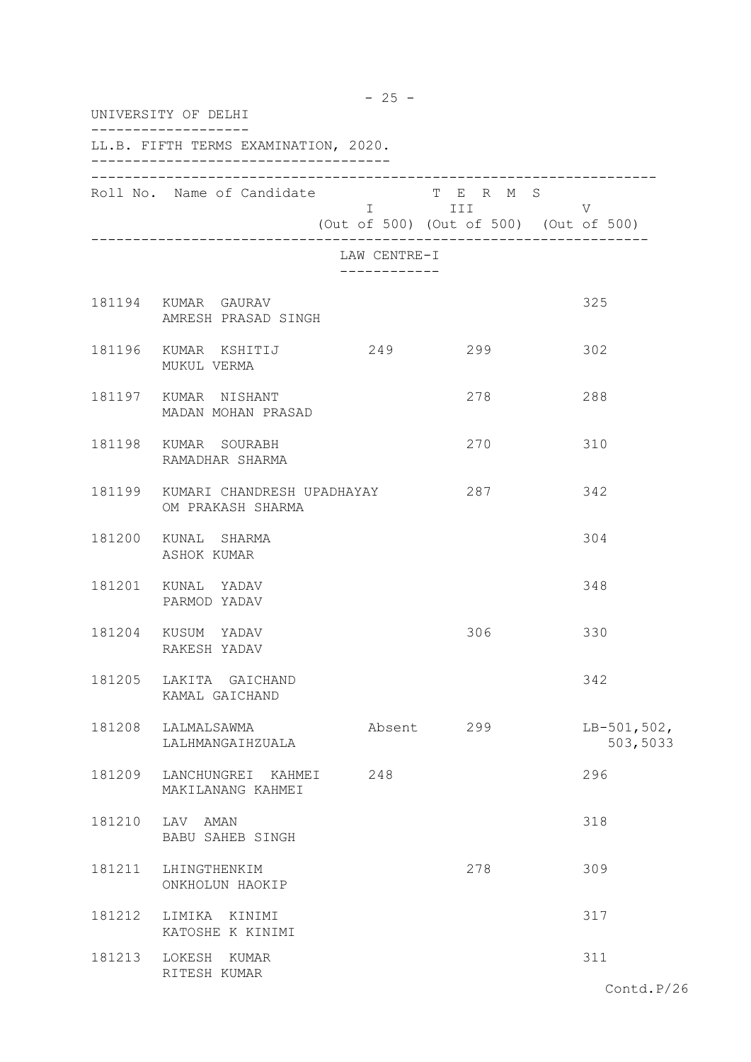UNIVERSITY OF DELHI

LL.B. FIFTH TERMS EXAMINATION, 2020.

| Roll No. | Name of Candidate | TERMS I (Out of 500) | TERMS III (Out of 500) | TERMS V (Out of 500) |
|---|---|---|---|---|
| | **LAW CENTRE-I** | | | |
| 181194 | KUMAR GAURAV<br>AMRESH PRASAD SINGH | | | 325 |
| 181196 | KUMAR KSHITIJ<br>MUKUL VERMA | 249 | 299 | 302 |
| 181197 | KUMAR NISHANT<br>MADAN MOHAN PRASAD | | 278 | 288 |
| 181198 | KUMAR SOURABH<br>RAMADHAR SHARMA | | 270 | 310 |
| 181199 | KUMARI CHANDRESH UPADHAYAY<br>OM PRAKASH SHARMA | | 287 | 342 |
| 181200 | KUNAL SHARMA<br>ASHOK KUMAR | | | 304 |
| 181201 | KUNAL YADAV<br>PARMOD YADAV | | | 348 |
| 181204 | KUSUM YADAV<br>RAKESH YADAV | | 306 | 330 |
| 181205 | LAKITA GAICHAND<br>KAMAL GAICHAND | | | 342 |
| 181208 | LALMALSAWMA<br>LALHMANGAIHZUALA | Absent | 299 | LB-501,502,<br>503,5033 |
| 181209 | LANCHUNGREI KAHMEI<br>MAKILANANG KAHMEI | 248 | | 296 |
| 181210 | LAV AMAN<br>BABU SAHEB SINGH | | | 318 |
| 181211 | LHINGTHENKIM<br>ONKHOLUN HAOKIP | | 278 | 309 |
| 181212 | LIMIKA KINIMI<br>KATOSHE K KINIMI | | | 317 |
| 181213 | LOKESH KUMAR<br>RITESH KUMAR | | | 311 |

Contd.P/26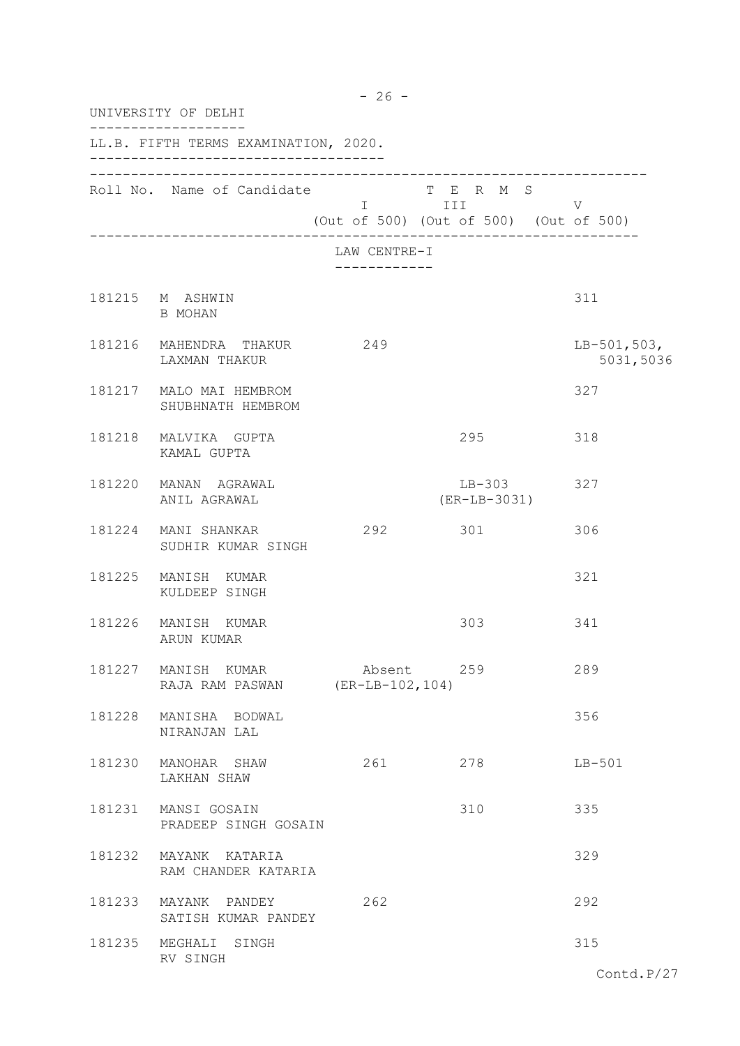UNIVERSITY OF DELHI

LL.B. FIFTH TERMS EXAMINATION, 2020.

| Roll No. | Name of Candidate | TERMS I (Out of 500) | TERMS III (Out of 500) | TERMS V (Out of 500) |
|---|---|---|---|---|
| | | LAW CENTRE-I | | |
| 181215 | M ASHWIN<br>B MOHAN | | | 311 |
| 181216 | MAHENDRA THAKUR<br>LAXMAN THAKUR | 249 | | LB-501,503,<br>5031,5036 |
| 181217 | MALO MAI HEMBROM<br>SHUBHNATH HEMBROM | | | 327 |
| 181218 | MALVIKA GUPTA<br>KAMAL GUPTA | | 295 | 318 |
| 181220 | MANAN AGRAWAL<br>ANIL AGRAWAL | | LB-303<br>(ER-LB-3031) | 327 |
| 181224 | MANI SHANKAR<br>SUDHIR KUMAR SINGH | 292 | 301 | 306 |
| 181225 | MANISH KUMAR<br>KULDEEP SINGH | | | 321 |
| 181226 | MANISH KUMAR<br>ARUN KUMAR | | 303 | 341 |
| 181227 | MANISH KUMAR<br>RAJA RAM PASWAN | Absent<br>(ER-LB-102,104) | 259 | 289 |
| 181228 | MANISHA BODWAL<br>NIRANJAN LAL | | | 356 |
| 181230 | MANOHAR SHAW<br>LAKHAN SHAW | 261 | 278 | LB-501 |
| 181231 | MANSI GOSAIN<br>PRADEEP SINGH GOSAIN | | 310 | 335 |
| 181232 | MAYANK KATARIA<br>RAM CHANDER KATARIA | | | 329 |
| 181233 | MAYANK PANDEY<br>SATISH KUMAR PANDEY | 262 | | 292 |
| 181235 | MEGHALI SINGH<br>RV SINGH | | | 315 |

Contd.P/27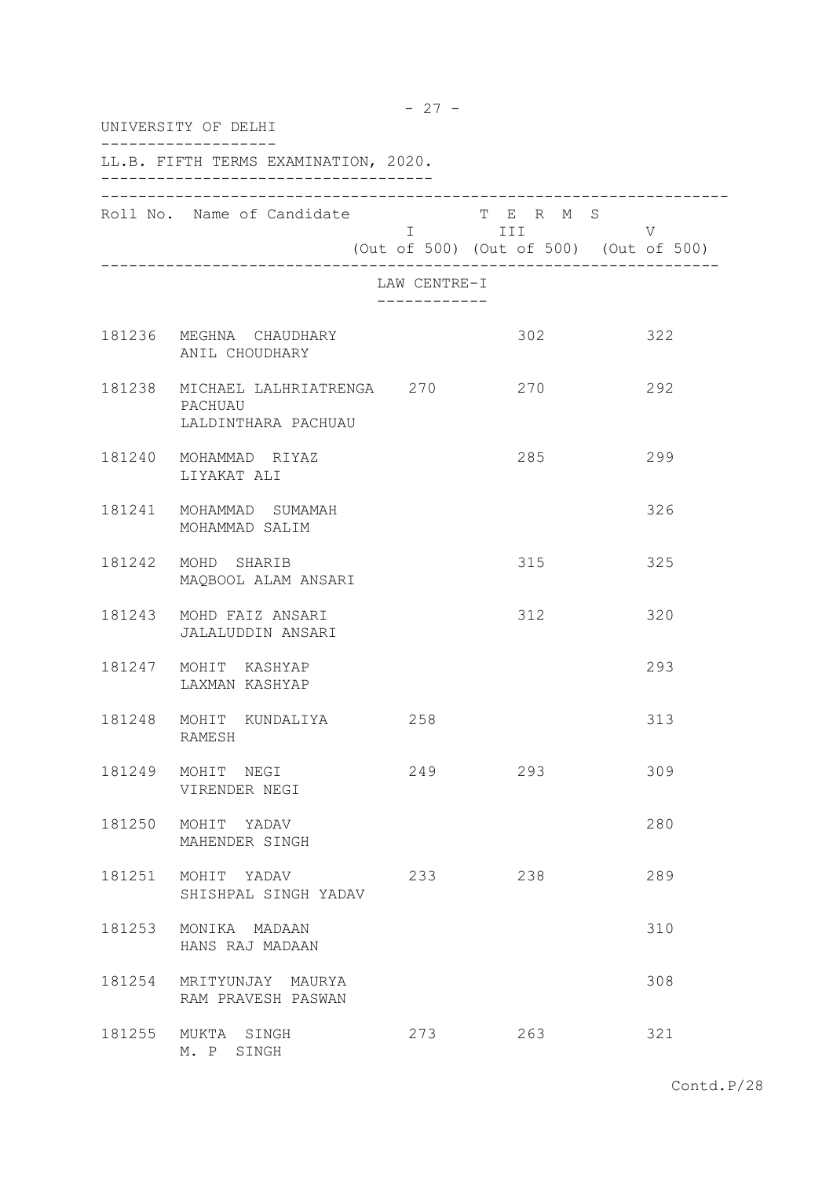UNIVERSITY OF DELHI

LL.B. FIFTH TERMS EXAMINATION, 2020.

| Roll No. | Name of Candidate | TERMS I (Out of 500) | TERMS III (Out of 500) | TERMS V (Out of 500) |
|---|---|---|---|---|

LAW CENTRE-I

| Roll No. | Name of Candidate | I | III | V |
|---|---|---|---|---|
| 181236 | MEGHNA CHAUDHARY<br>ANIL CHOUDHARY | | 302 | 322 |
| 181238 | MICHAEL LALHRIATRENGA PACHUAU<br>LALDINTHARA PACHUAU | 270 | 270 | 292 |
| 181240 | MOHAMMAD RIYAZ<br>LIYAKAT ALI | | 285 | 299 |
| 181241 | MOHAMMAD SUMAMAH<br>MOHAMMAD SALIM | | | 326 |
| 181242 | MOHD SHARIB<br>MAQBOOL ALAM ANSARI | | 315 | 325 |
| 181243 | MOHD FAIZ ANSARI<br>JALALUDDIN ANSARI | | 312 | 320 |
| 181247 | MOHIT KASHYAP<br>LAXMAN KASHYAP | | | 293 |
| 181248 | MOHIT KUNDALIYA<br>RAMESH | 258 | | 313 |
| 181249 | MOHIT NEGI<br>VIRENDER NEGI | 249 | 293 | 309 |
| 181250 | MOHIT YADAV<br>MAHENDER SINGH | | | 280 |
| 181251 | MOHIT YADAV<br>SHISHPAL SINGH YADAV | 233 | 238 | 289 |
| 181253 | MONIKA MADAAN<br>HANS RAJ MADAAN | | | 310 |
| 181254 | MRITYUNJAY MAURYA<br>RAM PRAVESH PASWAN | | | 308 |
| 181255 | MUKTA SINGH<br>M. P SINGH | 273 | 263 | 321 |

Contd.P/28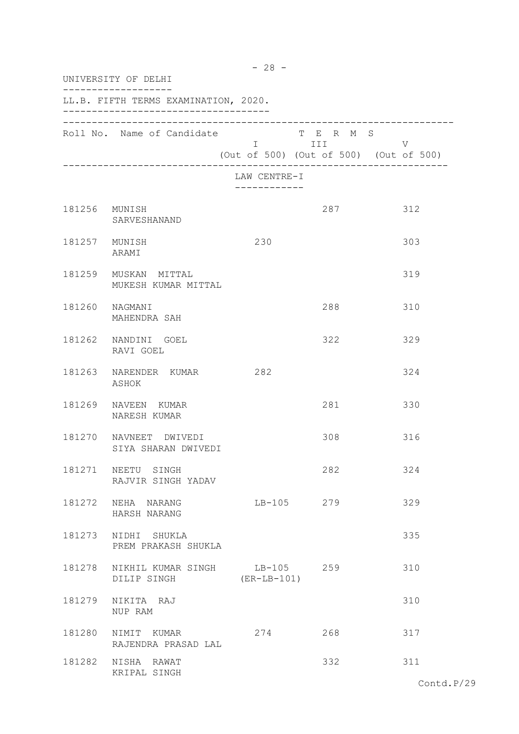UNIVERSITY OF DELHI

LL.B. FIFTH TERMS EXAMINATION, 2020.

| Roll No. | Name of Candidate | TERMS I (Out of 500) | TERMS III (Out of 500) | TERMS V (Out of 500) |
|---|---|---|---|---|
| | | LAW CENTRE-I | | |
| 181256 | MUNISH<br>SARVESHANAND | | 287 | 312 |
| 181257 | MUNISH<br>ARAMI | 230 | | 303 |
| 181259 | MUSKAN MITTAL<br>MUKESH KUMAR MITTAL | | | 319 |
| 181260 | NAGMANI<br>MAHENDRA SAH | | 288 | 310 |
| 181262 | NANDINI GOEL<br>RAVI GOEL | | 322 | 329 |
| 181263 | NARENDER KUMAR<br>ASHOK | 282 | | 324 |
| 181269 | NAVEEN KUMAR<br>NARESH KUMAR | | 281 | 330 |
| 181270 | NAVNEET DWIVEDI<br>SIYA SHARAN DWIVEDI | | 308 | 316 |
| 181271 | NEETU SINGH<br>RAJVIR SINGH YADAV | | 282 | 324 |
| 181272 | NEHA NARANG<br>HARSH NARANG | LB-105 | 279 | 329 |
| 181273 | NIDHI SHUKLA<br>PREM PRAKASH SHUKLA | | | 335 |
| 181278 | NIKHIL KUMAR SINGH<br>DILIP SINGH | LB-105<br>(ER-LB-101) | 259 | 310 |
| 181279 | NIKITA RAJ<br>NUP RAM | | | 310 |
| 181280 | NIMIT KUMAR<br>RAJENDRA PRASAD LAL | 274 | 268 | 317 |
| 181282 | NISHA RAWAT<br>KRIPAL SINGH | | 332 | 311 |

Contd.P/29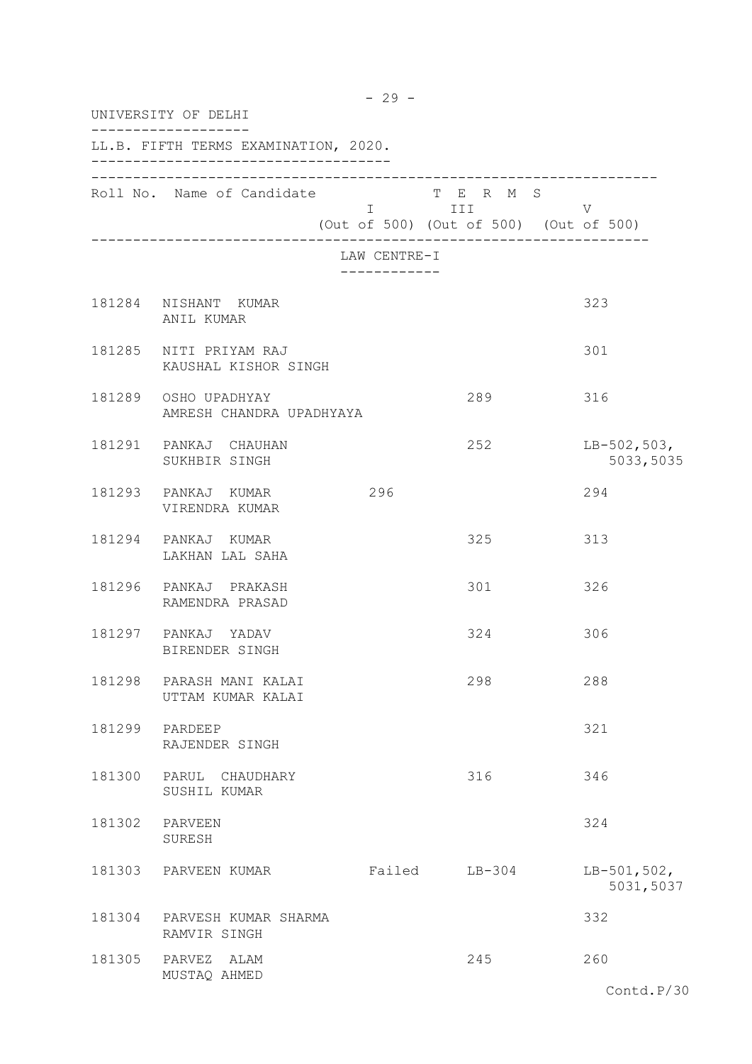UNIVERSITY OF DELHI

LL.B. FIFTH TERMS EXAMINATION, 2020.

LAW CENTRE-I

| Roll No. | Name of Candidate | TERMS I (Out of 500) | TERMS III (Out of 500) | TERMS V (Out of 500) |
|---|---|---|---|---|
| 181284 | NISHANT KUMAR<br>ANIL KUMAR | | | 323 |
| 181285 | NITI PRIYAM RAJ<br>KAUSHAL KISHOR SINGH | | | 301 |
| 181289 | OSHO UPADHYAY<br>AMRESH CHANDRA UPADHYAYA | | 289 | 316 |
| 181291 | PANKAJ CHAUHAN<br>SUKHBIR SINGH | | 252 | LB-502,503,<br>5033,5035 |
| 181293 | PANKAJ KUMAR<br>VIRENDRA KUMAR | 296 | | 294 |
| 181294 | PANKAJ KUMAR<br>LAKHAN LAL SAHA | | 325 | 313 |
| 181296 | PANKAJ PRAKASH<br>RAMENDRA PRASAD | | 301 | 326 |
| 181297 | PANKAJ YADAV<br>BIRENDER SINGH | | 324 | 306 |
| 181298 | PARASH MANI KALAI<br>UTTAM KUMAR KALAI | | 298 | 288 |
| 181299 | PARDEEP<br>RAJENDER SINGH | | | 321 |
| 181300 | PARUL CHAUDHARY<br>SUSHIL KUMAR | | 316 | 346 |
| 181302 | PARVEEN<br>SURESH | | | 324 |
| 181303 | PARVEEN KUMAR | Failed | LB-304 | LB-501,502,<br>5031,5037 |
| 181304 | PARVESH KUMAR SHARMA<br>RAMVIR SINGH | | | 332 |
| 181305 | PARVEZ ALAM<br>MUSTAQ AHMED | | 245 | 260 |

Contd.P/30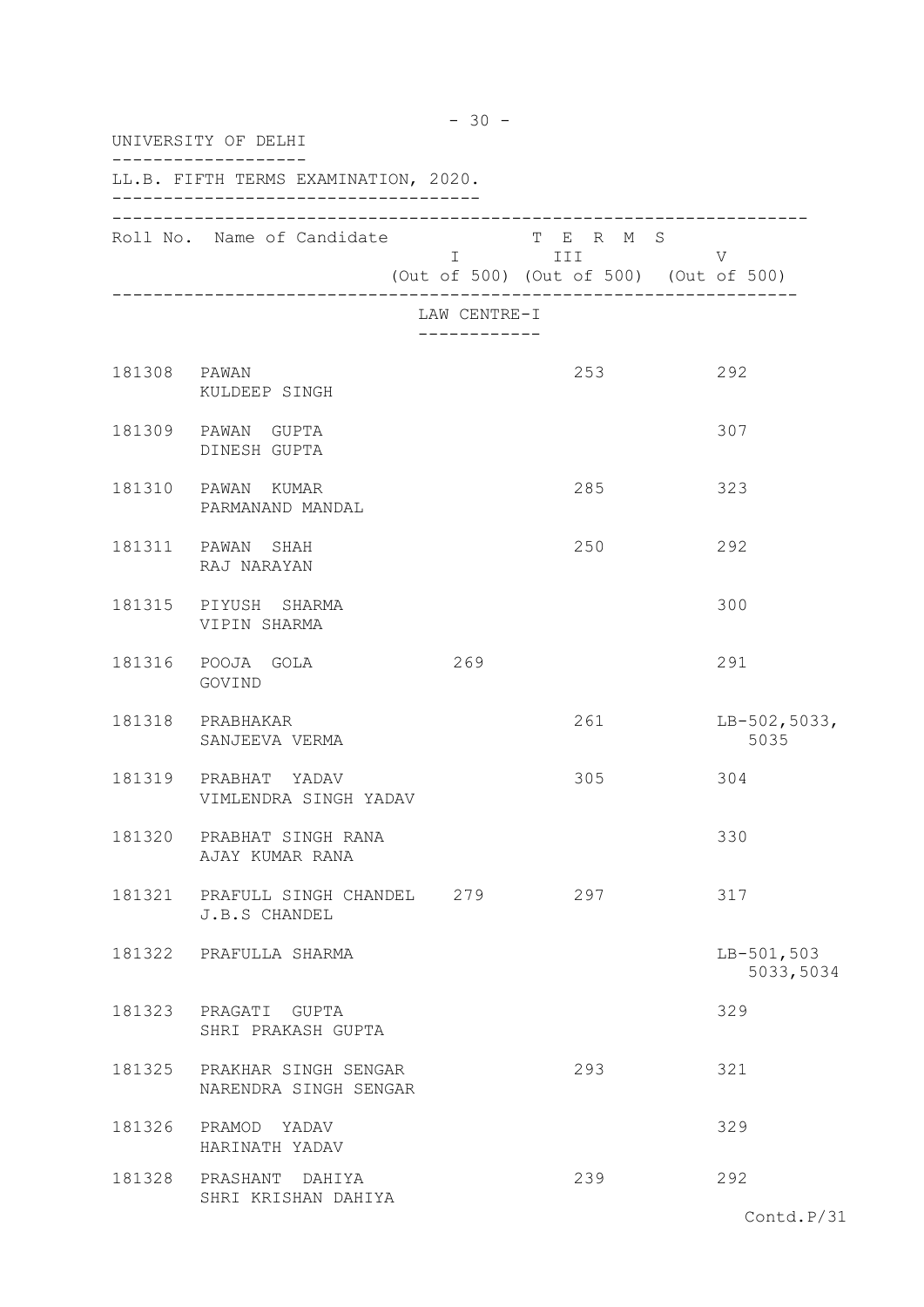UNIVERSITY OF DELHI

LL.B. FIFTH TERMS EXAMINATION, 2020.

| Roll No. | Name of Candidate | TERMS I (Out of 500) | TERMS III (Out of 500) | TERMS V (Out of 500) |
|---|---|---|---|---|
| | **LAW CENTRE-I** | | | |
| 181308 | PAWAN<br>KULDEEP SINGH | | 253 | 292 |
| 181309 | PAWAN GUPTA<br>DINESH GUPTA | | | 307 |
| 181310 | PAWAN KUMAR<br>PARMANAND MANDAL | | 285 | 323 |
| 181311 | PAWAN SHAH<br>RAJ NARAYAN | | 250 | 292 |
| 181315 | PIYUSH SHARMA<br>VIPIN SHARMA | | | 300 |
| 181316 | POOJA GOLA<br>GOVIND | 269 | | 291 |
| 181318 | PRABHAKAR<br>SANJEEVA VERMA | | 261 | LB-502,5033, 5035 |
| 181319 | PRABHAT YADAV<br>VIMLENDRA SINGH YADAV | | 305 | 304 |
| 181320 | PRABHAT SINGH RANA<br>AJAY KUMAR RANA | | | 330 |
| 181321 | PRAFULL SINGH CHANDEL<br>J.B.S CHANDEL | 279 | 297 | 317 |
| 181322 | PRAFULLA SHARMA | | | LB-501,503 5033,5034 |
| 181323 | PRAGATI GUPTA<br>SHRI PRAKASH GUPTA | | | 329 |
| 181325 | PRAKHAR SINGH SENGAR<br>NARENDRA SINGH SENGAR | | 293 | 321 |
| 181326 | PRAMOD YADAV<br>HARINATH YADAV | | | 329 |
| 181328 | PRASHANT DAHIYA<br>SHRI KRISHAN DAHIYA | | 239 | 292 |

Contd.P/31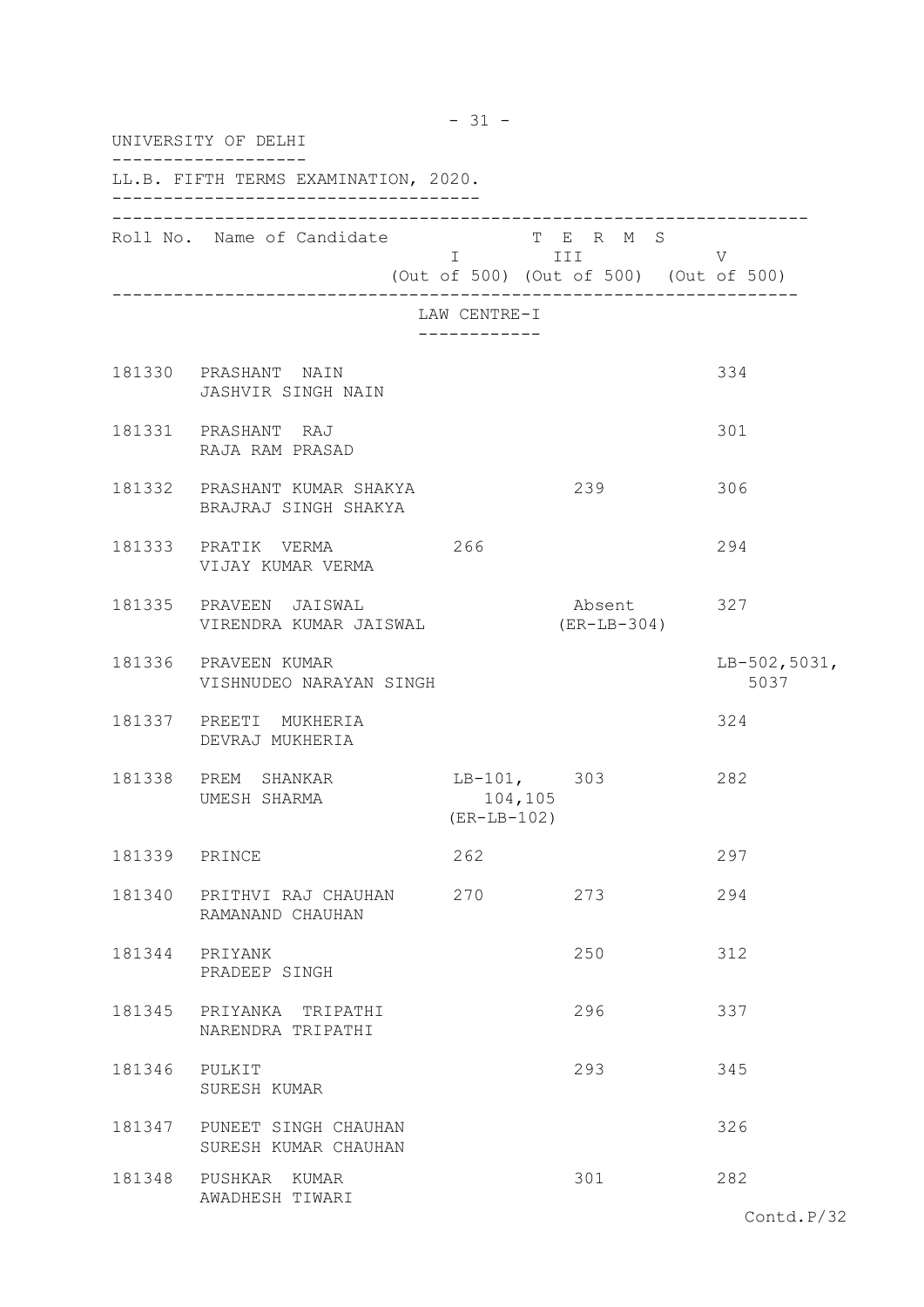UNIVERSITY OF DELHI

LL.B. FIFTH TERMS EXAMINATION, 2020.

| Roll No. | Name of Candidate | TERMS I (Out of 500) | TERMS III (Out of 500) | TERMS V (Out of 500) |
|---|---|---|---|---|
| | **LAW CENTRE-I** | | | |
| 181330 | PRASHANT NAIN<br>JASHVIR SINGH NAIN | | | 334 |
| 181331 | PRASHANT RAJ<br>RAJA RAM PRASAD | | | 301 |
| 181332 | PRASHANT KUMAR SHAKYA<br>BRAJRAJ SINGH SHAKYA | | 239 | 306 |
| 181333 | PRATIK VERMA<br>VIJAY KUMAR VERMA | 266 | | 294 |
| 181335 | PRAVEEN JAISWAL<br>VIRENDRA KUMAR JAISWAL | | Absent<br>(ER-LB-304) | 327 |
| 181336 | PRAVEEN KUMAR<br>VISHNUDEO NARAYAN SINGH | | | LB-502,5031,<br>5037 |
| 181337 | PREETI MUKHERIA<br>DEVRAJ MUKHERIA | | | 324 |
| 181338 | PREM SHANKAR<br>UMESH SHARMA | LB-101,<br>104,105<br>(ER-LB-102) | 303 | 282 |
| 181339 | PRINCE | 262 | | 297 |
| 181340 | PRITHVI RAJ CHAUHAN<br>RAMANAND CHAUHAN | 270 | 273 | 294 |
| 181344 | PRIYANK<br>PRADEEP SINGH | | 250 | 312 |
| 181345 | PRIYANKA TRIPATHI<br>NARENDRA TRIPATHI | | 296 | 337 |
| 181346 | PULKIT<br>SURESH KUMAR | | 293 | 345 |
| 181347 | PUNEET SINGH CHAUHAN<br>SURESH KUMAR CHAUHAN | | | 326 |
| 181348 | PUSHKAR KUMAR<br>AWADHESH TIWARI | | 301 | 282 |

Contd.P/32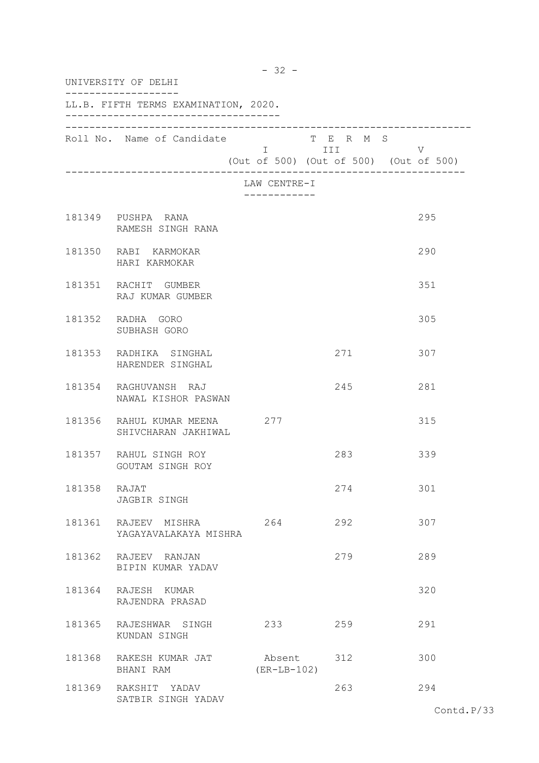UNIVERSITY OF DELHI

LL.B. FIFTH TERMS EXAMINATION, 2020.

| Roll No. | Name of Candidate | T E R M S I (Out of 500) | III (Out of 500) | V (Out of 500) |
|---|---|---|---|---|
| | | **LAW CENTRE-I** | | |
| 181349 | PUSHPA RANA<br>RAMESH SINGH RANA | | | 295 |
| 181350 | RABI KARMOKAR<br>HARI KARMOKAR | | | 290 |
| 181351 | RACHIT GUMBER<br>RAJ KUMAR GUMBER | | | 351 |
| 181352 | RADHA GORO<br>SUBHASH GORO | | | 305 |
| 181353 | RADHIKA SINGHAL<br>HARENDER SINGHAL | | 271 | 307 |
| 181354 | RAGHUVANSH RAJ<br>NAWAL KISHOR PASWAN | | 245 | 281 |
| 181356 | RAHUL KUMAR MEENA<br>SHIVCHARAN JAKHIWAL | 277 | | 315 |
| 181357 | RAHUL SINGH ROY<br>GOUTAM SINGH ROY | | 283 | 339 |
| 181358 | RAJAT<br>JAGBIR SINGH | | 274 | 301 |
| 181361 | RAJEEV MISHRA<br>YAGAYAVALAKAYA MISHRA | 264 | 292 | 307 |
| 181362 | RAJEEV RANJAN<br>BIPIN KUMAR YADAV | | 279 | 289 |
| 181364 | RAJESH KUMAR<br>RAJENDRA PRASAD | | | 320 |
| 181365 | RAJESHWAR SINGH<br>KUNDAN SINGH | 233 | 259 | 291 |
| 181368 | RAKESH KUMAR JAT<br>BHANI RAM | Absent<br>(ER-LB-102) | 312 | 300 |
| 181369 | RAKSHIT YADAV<br>SATBIR SINGH YADAV | | 263 | 294 |

Contd.P/33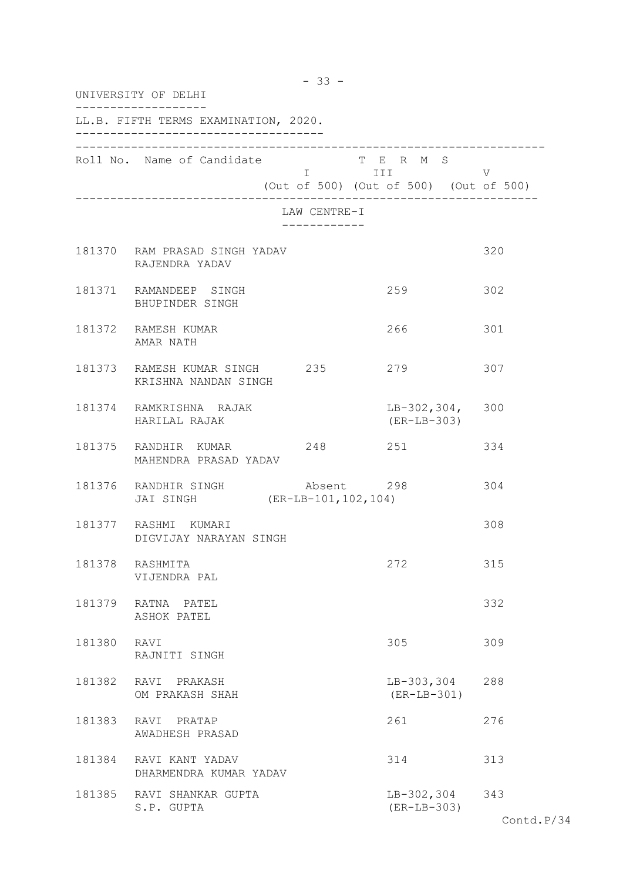UNIVERSITY OF DELHI

LL.B. FIFTH TERMS EXAMINATION, 2020.

| Roll No. | Name of Candidate | TERMS I (Out of 500) | TERMS III (Out of 500) | TERMS V (Out of 500) |
|---|---|---|---|---|
| | **LAW CENTRE-I** | | | |
| 181370 | RAM PRASAD SINGH YADAV<br>RAJENDRA YADAV | | | 320 |
| 181371 | RAMANDEEP SINGH<br>BHUPINDER SINGH | | 259 | 302 |
| 181372 | RAMESH KUMAR<br>AMAR NATH | | 266 | 301 |
| 181373 | RAMESH KUMAR SINGH<br>KRISHNA NANDAN SINGH | 235 | 279 | 307 |
| 181374 | RAMKRISHNA RAJAK<br>HARILAL RAJAK | | LB-302,304,<br>(ER-LB-303) | 300 |
| 181375 | RANDHIR KUMAR<br>MAHENDRA PRASAD YADAV | 248 | 251 | 334 |
| 181376 | RANDHIR SINGH<br>JAI SINGH | Absent<br>(ER-LB-101,102,104) | 298 | 304 |
| 181377 | RASHMI KUMARI<br>DIGVIJAY NARAYAN SINGH | | | 308 |
| 181378 | RASHMITA<br>VIJENDRA PAL | | 272 | 315 |
| 181379 | RATNA PATEL<br>ASHOK PATEL | | | 332 |
| 181380 | RAVI<br>RAJNITI SINGH | | 305 | 309 |
| 181382 | RAVI PRAKASH<br>OM PRAKASH SHAH | | LB-303,304<br>(ER-LB-301) | 288 |
| 181383 | RAVI PRATAP<br>AWADHESH PRASAD | | 261 | 276 |
| 181384 | RAVI KANT YADAV<br>DHARMENDRA KUMAR YADAV | | 314 | 313 |
| 181385 | RAVI SHANKAR GUPTA<br>S.P. GUPTA | | LB-302,304<br>(ER-LB-303) | 343 |

Contd.P/34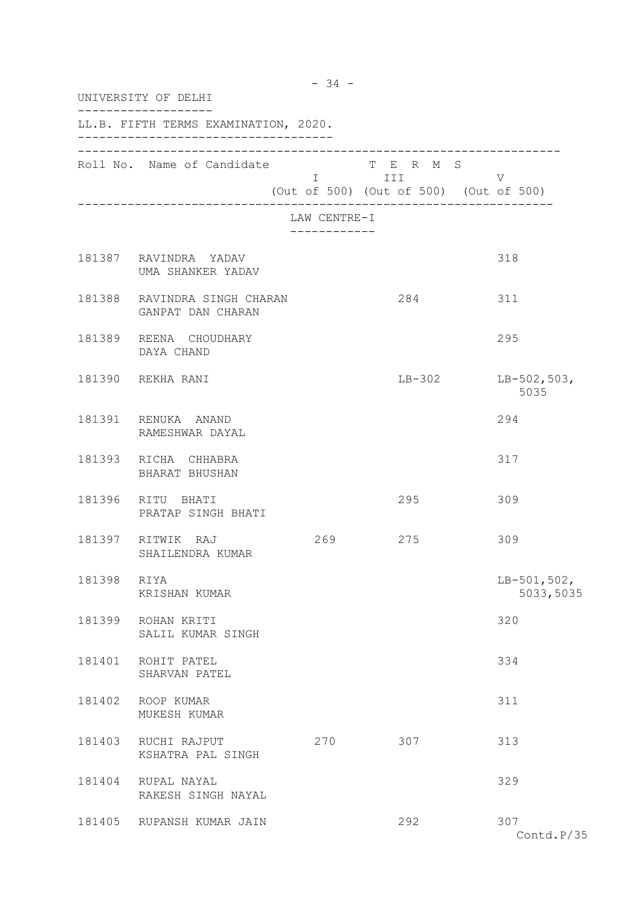UNIVERSITY OF DELHI

LL.B. FIFTH TERMS EXAMINATION, 2020.

| Roll No. | Name of Candidate | I (Out of 500) | III (Out of 500) | V (Out of 500) |
|---|---|---|---|---|
| | **LAW CENTRE-I** | | | |
| 181387 | RAVINDRA YADAV<br>UMA SHANKER YADAV | | | 318 |
| 181388 | RAVINDRA SINGH CHARAN<br>GANPAT DAN CHARAN | | 284 | 311 |
| 181389 | REENA CHOUDHARY<br>DAYA CHAND | | | 295 |
| 181390 | REKHA RANI | | LB-302 | LB-502,503,<br>5035 |
| 181391 | RENUKA ANAND<br>RAMESHWAR DAYAL | | | 294 |
| 181393 | RICHA CHHABRA<br>BHARAT BHUSHAN | | | 317 |
| 181396 | RITU BHATI<br>PRATAP SINGH BHATI | | 295 | 309 |
| 181397 | RITWIK RAJ<br>SHAILENDRA KUMAR | 269 | 275 | 309 |
| 181398 | RIYA<br>KRISHAN KUMAR | | | LB-501,502,<br>5033,5035 |
| 181399 | ROHAN KRITI<br>SALIL KUMAR SINGH | | | 320 |
| 181401 | ROHIT PATEL<br>SHARVAN PATEL | | | 334 |
| 181402 | ROOP KUMAR<br>MUKESH KUMAR | | | 311 |
| 181403 | RUCHI RAJPUT<br>KSHATRA PAL SINGH | 270 | 307 | 313 |
| 181404 | RUPAL NAYAL<br>RAKESH SINGH NAYAL | | | 329 |
| 181405 | RUPANSH KUMAR JAIN | | 292 | 307 |

Contd.P/35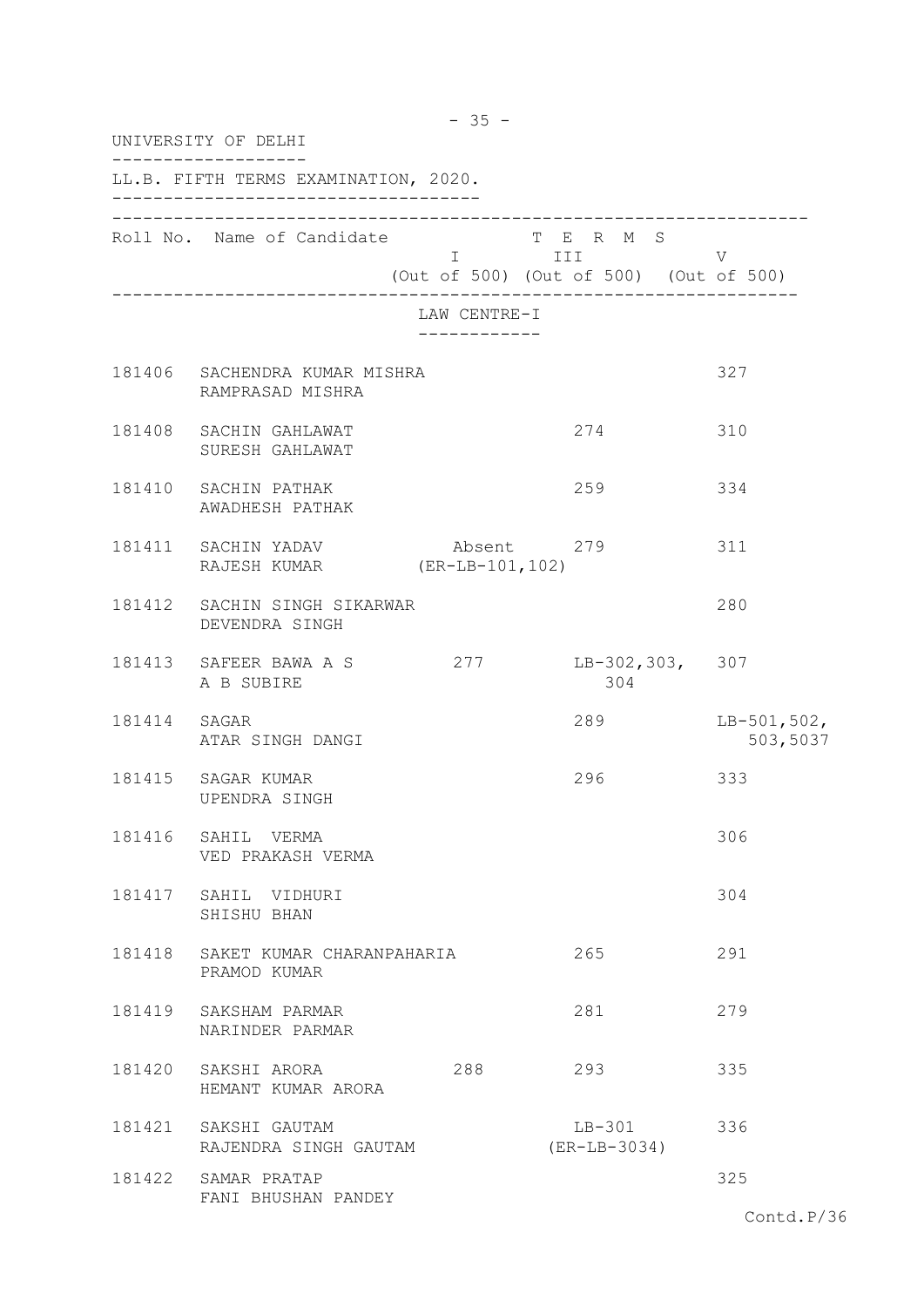UNIVERSITY OF DELHI

LL.B. FIFTH TERMS EXAMINATION, 2020.

| Roll No. | Name of Candidate | TERMS I (Out of 500) | TERMS III (Out of 500) | TERMS V (Out of 500) |
|---|---|---|---|---|
| | **LAW CENTRE-I** | | | |
| 181406 | SACHENDRA KUMAR MISHRA<br>RAMPRASAD MISHRA | | | 327 |
| 181408 | SACHIN GAHLAWAT<br>SURESH GAHLAWAT | | 274 | 310 |
| 181410 | SACHIN PATHAK<br>AWADHESH PATHAK | | 259 | 334 |
| 181411 | SACHIN YADAV<br>RAJESH KUMAR | Absent<br>(ER-LB-101,102) | 279 | 311 |
| 181412 | SACHIN SINGH SIKARWAR<br>DEVENDRA SINGH | | | 280 |
| 181413 | SAFEER BAWA A S<br>A B SUBIRE | 277 | LB-302,303,<br>304 | 307 |
| 181414 | SAGAR<br>ATAR SINGH DANGI | | 289 | LB-501,502,<br>503,5037 |
| 181415 | SAGAR KUMAR<br>UPENDRA SINGH | | 296 | 333 |
| 181416 | SAHIL VERMA<br>VED PRAKASH VERMA | | | 306 |
| 181417 | SAHIL VIDHURI<br>SHISHU BHAN | | | 304 |
| 181418 | SAKET KUMAR CHARANPAHARIA<br>PRAMOD KUMAR | | 265 | 291 |
| 181419 | SAKSHAM PARMAR<br>NARINDER PARMAR | | 281 | 279 |
| 181420 | SAKSHI ARORA<br>HEMANT KUMAR ARORA | 288 | 293 | 335 |
| 181421 | SAKSHI GAUTAM<br>RAJENDRA SINGH GAUTAM | | LB-301<br>(ER-LB-3034) | 336 |
| 181422 | SAMAR PRATAP<br>FANI BHUSHAN PANDEY | | | 325 |

Contd.P/36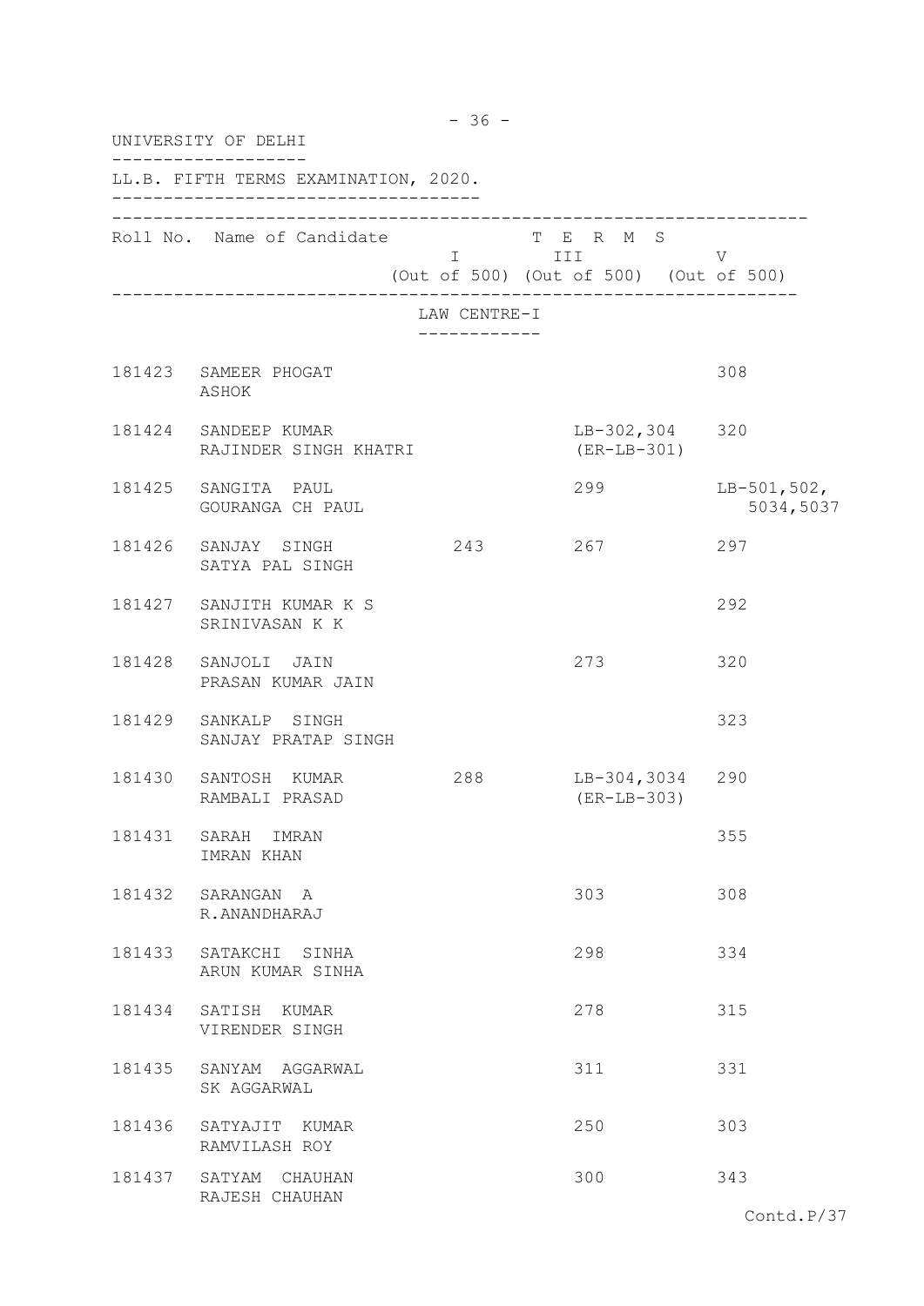UNIVERSITY OF DELHI

LL.B. FIFTH TERMS EXAMINATION, 2020.

| Roll No. | Name of Candidate | TERMS I (Out of 500) | TERMS III (Out of 500) | TERMS V (Out of 500) |
|---|---|---|---|---|
| | **LAW CENTRE-I** | | | |
| 181423 | SAMEER PHOGAT<br>ASHOK | | | 308 |
| 181424 | SANDEEP KUMAR<br>RAJINDER SINGH KHATRI | | LB-302,304<br>(ER-LB-301) | 320 |
| 181425 | SANGITA PAUL<br>GOURANGA CH PAUL | | 299 | LB-501,502,<br>5034,5037 |
| 181426 | SANJAY SINGH<br>SATYA PAL SINGH | 243 | 267 | 297 |
| 181427 | SANJITH KUMAR K S<br>SRINIVASAN K K | | | 292 |
| 181428 | SANJOLI JAIN<br>PRASAN KUMAR JAIN | | 273 | 320 |
| 181429 | SANKALP SINGH<br>SANJAY PRATAP SINGH | | | 323 |
| 181430 | SANTOSH KUMAR<br>RAMBALI PRASAD | 288 | LB-304,3034<br>(ER-LB-303) | 290 |
| 181431 | SARAH IMRAN<br>IMRAN KHAN | | | 355 |
| 181432 | SARANGAN A<br>R.ANANDHARAJ | | 303 | 308 |
| 181433 | SATAKCHI SINHA<br>ARUN KUMAR SINHA | | 298 | 334 |
| 181434 | SATISH KUMAR<br>VIRENDER SINGH | | 278 | 315 |
| 181435 | SANYAM AGGARWAL<br>SK AGGARWAL | | 311 | 331 |
| 181436 | SATYAJIT KUMAR<br>RAMVILASH ROY | | 250 | 303 |
| 181437 | SATYAM CHAUHAN<br>RAJESH CHAUHAN | | 300 | 343 |

Contd.P/37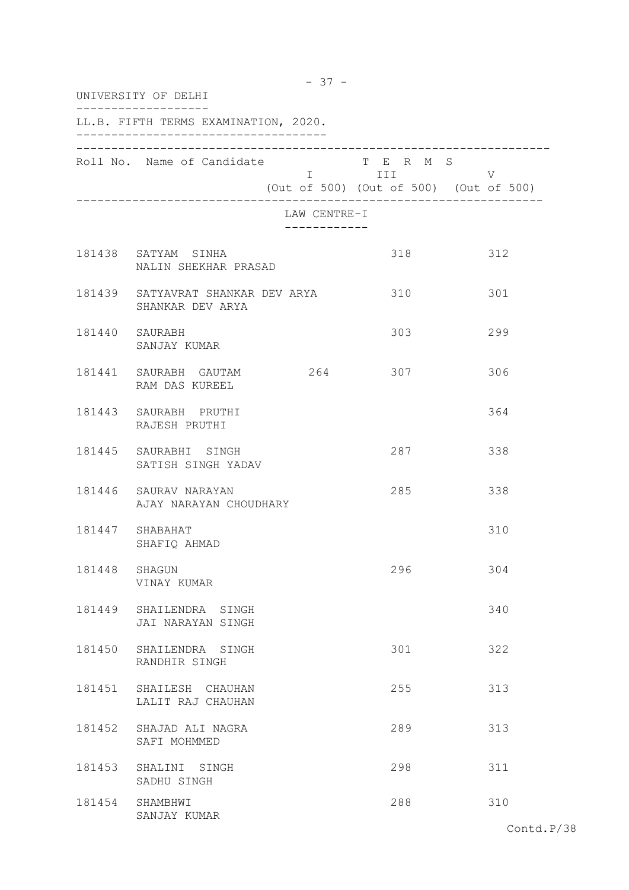UNIVERSITY OF DELHI

LL.B. FIFTH TERMS EXAMINATION, 2020.

| Roll No. | Name of Candidate | TERMS I (Out of 500) | TERMS III (Out of 500) | TERMS V (Out of 500) |
|---|---|---|---|---|
| | **LAW CENTRE-I** | | | |
| 181438 | SATYAM SINHA<br>NALIN SHEKHAR PRASAD | | 318 | 312 |
| 181439 | SATYAVRAT SHANKAR DEV ARYA<br>SHANKAR DEV ARYA | | 310 | 301 |
| 181440 | SAURABH<br>SANJAY KUMAR | | 303 | 299 |
| 181441 | SAURABH GAUTAM<br>RAM DAS KUREEL | 264 | 307 | 306 |
| 181443 | SAURABH PRUTHI<br>RAJESH PRUTHI | | | 364 |
| 181445 | SAURABHI SINGH<br>SATISH SINGH YADAV | | 287 | 338 |
| 181446 | SAURAV NARAYAN<br>AJAY NARAYAN CHOUDHARY | | 285 | 338 |
| 181447 | SHABAHAT<br>SHAFIQ AHMAD | | | 310 |
| 181448 | SHAGUN<br>VINAY KUMAR | | 296 | 304 |
| 181449 | SHAILENDRA SINGH<br>JAI NARAYAN SINGH | | | 340 |
| 181450 | SHAILENDRA SINGH<br>RANDHIR SINGH | | 301 | 322 |
| 181451 | SHAILESH CHAUHAN<br>LALIT RAJ CHAUHAN | | 255 | 313 |
| 181452 | SHAJAD ALI NAGRA<br>SAFI MOHMMED | | 289 | 313 |
| 181453 | SHALINI SINGH<br>SADHU SINGH | | 298 | 311 |
| 181454 | SHAMBHWI<br>SANJAY KUMAR | | 288 | 310 |

Contd.P/38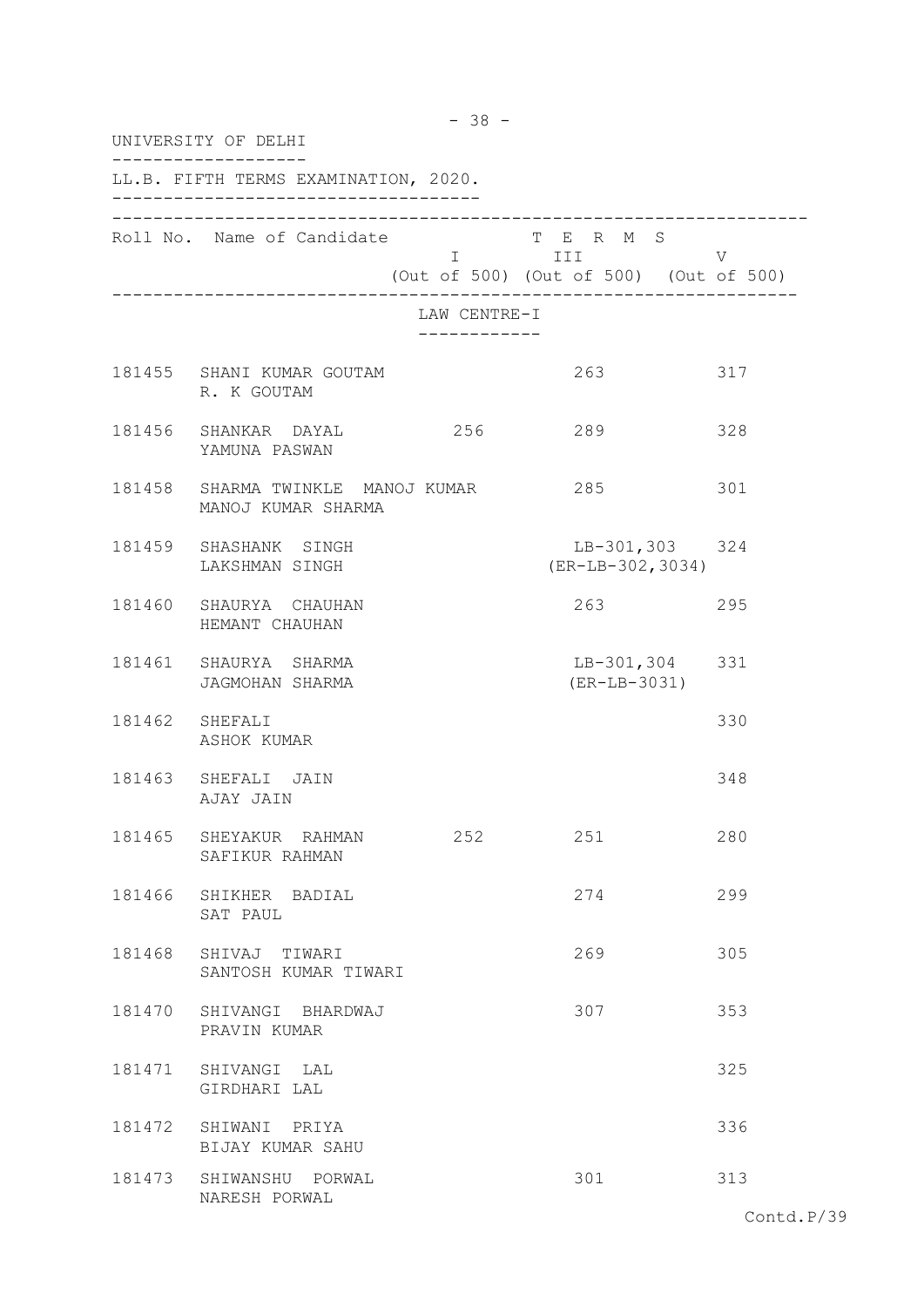UNIVERSITY OF DELHI

LL.B. FIFTH TERMS EXAMINATION, 2020.

| Roll No. | Name of Candidate | TERMS I (Out of 500) | TERMS III (Out of 500) | TERMS V (Out of 500) |
|---|---|---|---|---|
| | **LAW CENTRE-I** | | | |
| 181455 | SHANI KUMAR GOUTAM<br>R. K GOUTAM | | 263 | 317 |
| 181456 | SHANKAR DAYAL<br>YAMUNA PASWAN | 256 | 289 | 328 |
| 181458 | SHARMA TWINKLE MANOJ KUMAR<br>MANOJ KUMAR SHARMA | | 285 | 301 |
| 181459 | SHASHANK SINGH<br>LAKSHMAN SINGH | | LB-301,303<br>(ER-LB-302,3034) | 324 |
| 181460 | SHAURYA CHAUHAN<br>HEMANT CHAUHAN | | 263 | 295 |
| 181461 | SHAURYA SHARMA<br>JAGMOHAN SHARMA | | LB-301,304<br>(ER-LB-3031) | 331 |
| 181462 | SHEFALI<br>ASHOK KUMAR | | | 330 |
| 181463 | SHEFALI JAIN<br>AJAY JAIN | | | 348 |
| 181465 | SHEYAKUR RAHMAN<br>SAFIKUR RAHMAN | 252 | 251 | 280 |
| 181466 | SHIKHER BADIAL<br>SAT PAUL | | 274 | 299 |
| 181468 | SHIVAJ TIWARI<br>SANTOSH KUMAR TIWARI | | 269 | 305 |
| 181470 | SHIVANGI BHARDWAJ<br>PRAVIN KUMAR | | 307 | 353 |
| 181471 | SHIVANGI LAL<br>GIRDHARI LAL | | | 325 |
| 181472 | SHIWANI PRIYA<br>BIJAY KUMAR SAHU | | | 336 |
| 181473 | SHIWANSHU PORWAL<br>NARESH PORWAL | | 301 | 313 |

Contd.P/39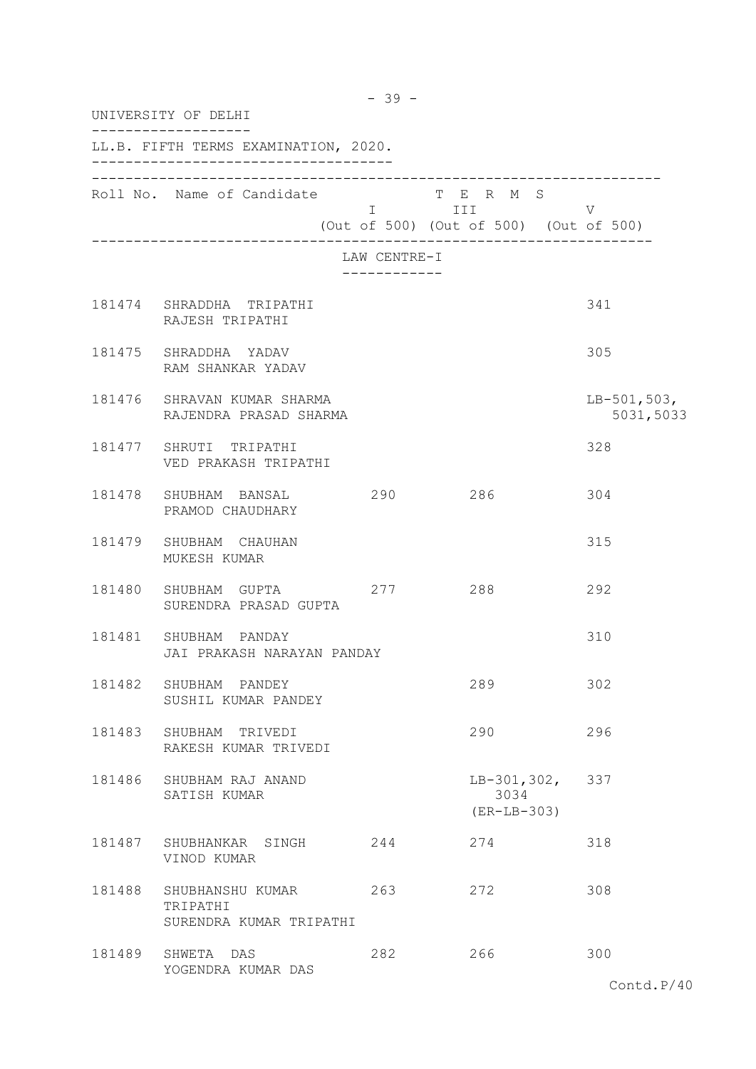UNIVERSITY OF DELHI

LL.B. FIFTH TERMS EXAMINATION, 2020.

| Roll No. | Name of Candidate | TERMS I (Out of 500) | TERMS III (Out of 500) | TERMS V (Out of 500) |
|---|---|---|---|---|
| | **LAW CENTRE-I** | | | |
| 181474 | SHRADDHA TRIPATHI<br>RAJESH TRIPATHI | | | 341 |
| 181475 | SHRADDHA YADAV<br>RAM SHANKAR YADAV | | | 305 |
| 181476 | SHRAVAN KUMAR SHARMA<br>RAJENDRA PRASAD SHARMA | | | LB-501,503, 5031,5033 |
| 181477 | SHRUTI TRIPATHI<br>VED PRAKASH TRIPATHI | | | 328 |
| 181478 | SHUBHAM BANSAL<br>PRAMOD CHAUDHARY | 290 | 286 | 304 |
| 181479 | SHUBHAM CHAUHAN<br>MUKESH KUMAR | | | 315 |
| 181480 | SHUBHAM GUPTA<br>SURENDRA PRASAD GUPTA | 277 | 288 | 292 |
| 181481 | SHUBHAM PANDAY<br>JAI PRAKASH NARAYAN PANDAY | | | 310 |
| 181482 | SHUBHAM PANDEY<br>SUSHIL KUMAR PANDEY | | 289 | 302 |
| 181483 | SHUBHAM TRIVEDI<br>RAKESH KUMAR TRIVEDI | | 290 | 296 |
| 181486 | SHUBHAM RAJ ANAND<br>SATISH KUMAR | | LB-301,302, 3034 (ER-LB-303) | 337 |
| 181487 | SHUBHANKAR SINGH<br>VINOD KUMAR | 244 | 274 | 318 |
| 181488 | SHUBHANSHU KUMAR TRIPATHI<br>SURENDRA KUMAR TRIPATHI | 263 | 272 | 308 |
| 181489 | SHWETA DAS<br>YOGENDRA KUMAR DAS | 282 | 266 | 300 |

Contd.P/40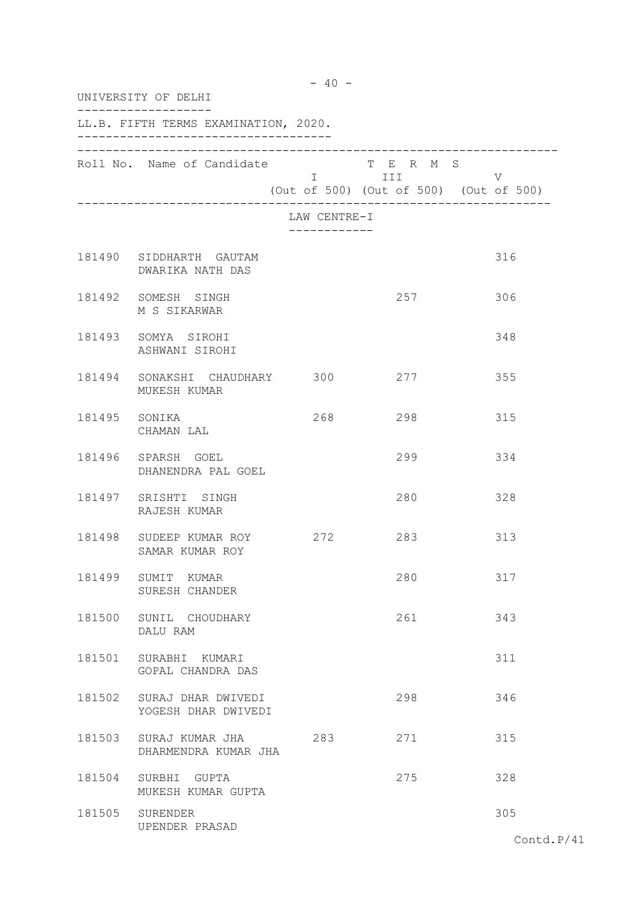UNIVERSITY OF DELHI

LL.B. FIFTH TERMS EXAMINATION, 2020.

| Roll No. | Name of Candidate | TERMS I (Out of 500) | TERMS III (Out of 500) | TERMS V (Out of 500) |
|---|---|---|---|---|
| | **LAW CENTRE-I** | | | |
| 181490 | SIDDHARTH GAUTAM<br>DWARIKA NATH DAS | | | 316 |
| 181492 | SOMESH SINGH<br>M S SIKARWAR | | 257 | 306 |
| 181493 | SOMYA SIROHI<br>ASHWANI SIROHI | | | 348 |
| 181494 | SONAKSHI CHAUDHARY<br>MUKESH KUMAR | 300 | 277 | 355 |
| 181495 | SONIKA<br>CHAMAN LAL | 268 | 298 | 315 |
| 181496 | SPARSH GOEL<br>DHANENDRA PAL GOEL | | 299 | 334 |
| 181497 | SRISHTI SINGH<br>RAJESH KUMAR | | 280 | 328 |
| 181498 | SUDEEP KUMAR ROY<br>SAMAR KUMAR ROY | 272 | 283 | 313 |
| 181499 | SUMIT KUMAR<br>SURESH CHANDER | | 280 | 317 |
| 181500 | SUNIL CHOUDHARY<br>DALU RAM | | 261 | 343 |
| 181501 | SURABHI KUMARI<br>GOPAL CHANDRA DAS | | | 311 |
| 181502 | SURAJ DHAR DWIVEDI<br>YOGESH DHAR DWIVEDI | | 298 | 346 |
| 181503 | SURAJ KUMAR JHA<br>DHARMENDRA KUMAR JHA | 283 | 271 | 315 |
| 181504 | SURBHI GUPTA<br>MUKESH KUMAR GUPTA | | 275 | 328 |
| 181505 | SURENDER<br>UPENDER PRASAD | | | 305 |

Contd.P/41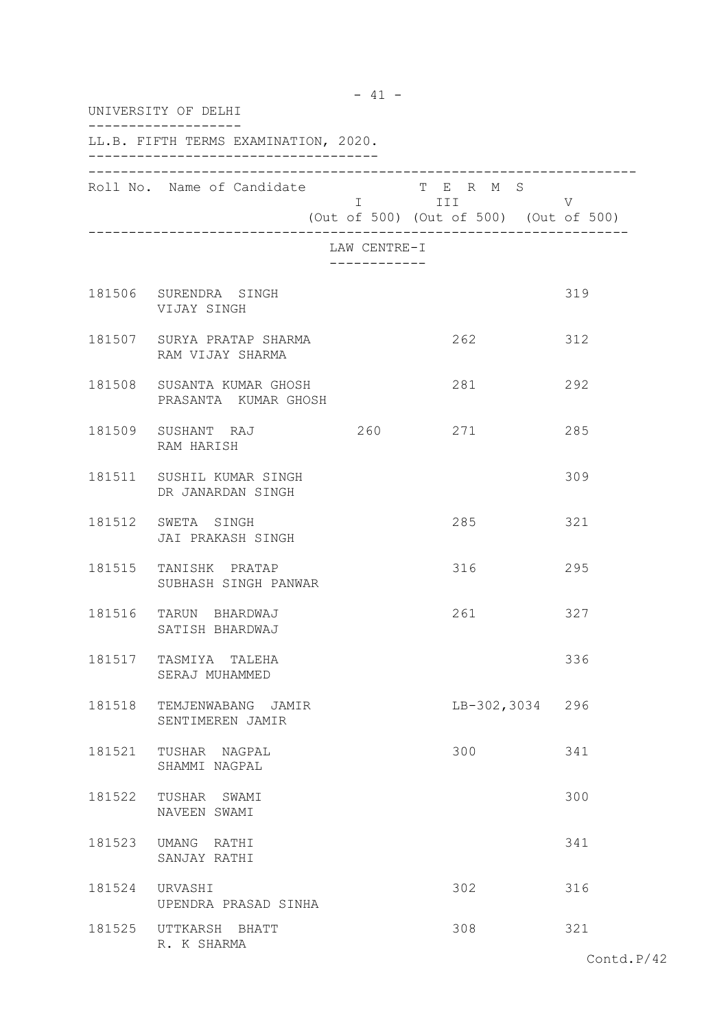UNIVERSITY OF DELHI

LL.B. FIFTH TERMS EXAMINATION, 2020.

| Roll No. | Name of Candidate | TERMS I (Out of 500) | III (Out of 500) | V (Out of 500) |
|---|---|---|---|---|
| | **LAW CENTRE-I** | | | |
| 181506 | SURENDRA SINGH<br>VIJAY SINGH | | | 319 |
| 181507 | SURYA PRATAP SHARMA<br>RAM VIJAY SHARMA | | 262 | 312 |
| 181508 | SUSANTA KUMAR GHOSH<br>PRASANTA KUMAR GHOSH | | 281 | 292 |
| 181509 | SUSHANT RAJ<br>RAM HARISH | 260 | 271 | 285 |
| 181511 | SUSHIL KUMAR SINGH<br>DR JANARDAN SINGH | | | 309 |
| 181512 | SWETA SINGH<br>JAI PRAKASH SINGH | | 285 | 321 |
| 181515 | TANISHK PRATAP<br>SUBHASH SINGH PANWAR | | 316 | 295 |
| 181516 | TARUN BHARDWAJ<br>SATISH BHARDWAJ | | 261 | 327 |
| 181517 | TASMIYA TALEHA<br>SERAJ MUHAMMED | | | 336 |
| 181518 | TEMJENWABANG JAMIR<br>SENTIMEREN JAMIR | | LB-302,3034 | 296 |
| 181521 | TUSHAR NAGPAL<br>SHAMMI NAGPAL | | 300 | 341 |
| 181522 | TUSHAR SWAMI<br>NAVEEN SWAMI | | | 300 |
| 181523 | UMANG RATHI<br>SANJAY RATHI | | | 341 |
| 181524 | URVASHI<br>UPENDRA PRASAD SINHA | | 302 | 316 |
| 181525 | UTTKARSH BHATT<br>R. K SHARMA | | 308 | 321 |

Contd.P/42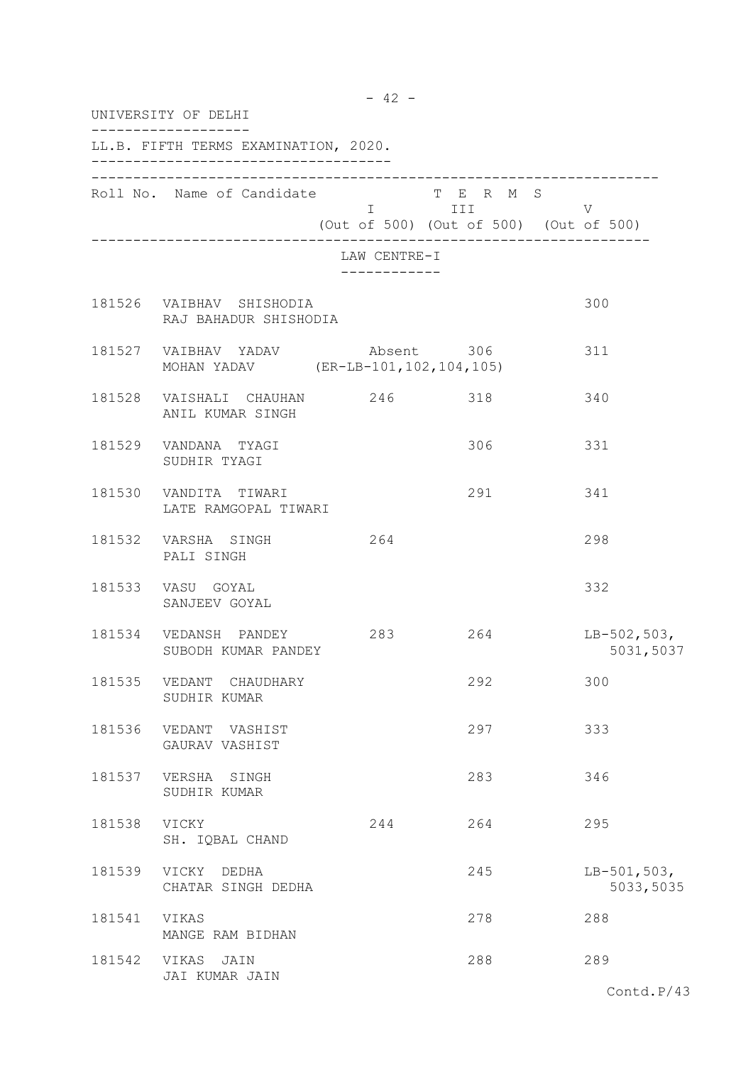UNIVERSITY OF DELHI

LL.B. FIFTH TERMS EXAMINATION, 2020.

| Roll No. | Name of Candidate | TERMS I (Out of 500) | TERMS III (Out of 500) | TERMS V (Out of 500) |
|---|---|---|---|---|
| | **LAW CENTRE-I** | | | |
| 181526 | VAIBHAV SHISHODIA<br>RAJ BAHADUR SHISHODIA | | | 300 |
| 181527 | VAIBHAV YADAV<br>MOHAN YADAV | Absent<br>(ER-LB-101,102,104,105) | 306 | 311 |
| 181528 | VAISHALI CHAUHAN<br>ANIL KUMAR SINGH | 246 | 318 | 340 |
| 181529 | VANDANA TYAGI<br>SUDHIR TYAGI | | 306 | 331 |
| 181530 | VANDITA TIWARI<br>LATE RAMGOPAL TIWARI | | 291 | 341 |
| 181532 | VARSHA SINGH<br>PALI SINGH | 264 | | 298 |
| 181533 | VASU GOYAL<br>SANJEEV GOYAL | | | 332 |
| 181534 | VEDANSH PANDEY<br>SUBODH KUMAR PANDEY | 283 | 264 | LB-502,503,<br>5031,5037 |
| 181535 | VEDANT CHAUDHARY<br>SUDHIR KUMAR | | 292 | 300 |
| 181536 | VEDANT VASHIST<br>GAURAV VASHIST | | 297 | 333 |
| 181537 | VERSHA SINGH<br>SUDHIR KUMAR | | 283 | 346 |
| 181538 | VICKY<br>SH. IQBAL CHAND | 244 | 264 | 295 |
| 181539 | VICKY DEDHA<br>CHATAR SINGH DEDHA | | 245 | LB-501,503,<br>5033,5035 |
| 181541 | VIKAS<br>MANGE RAM BIDHAN | | 278 | 288 |
| 181542 | VIKAS JAIN<br>JAI KUMAR JAIN | | 288 | 289 |

Contd.P/43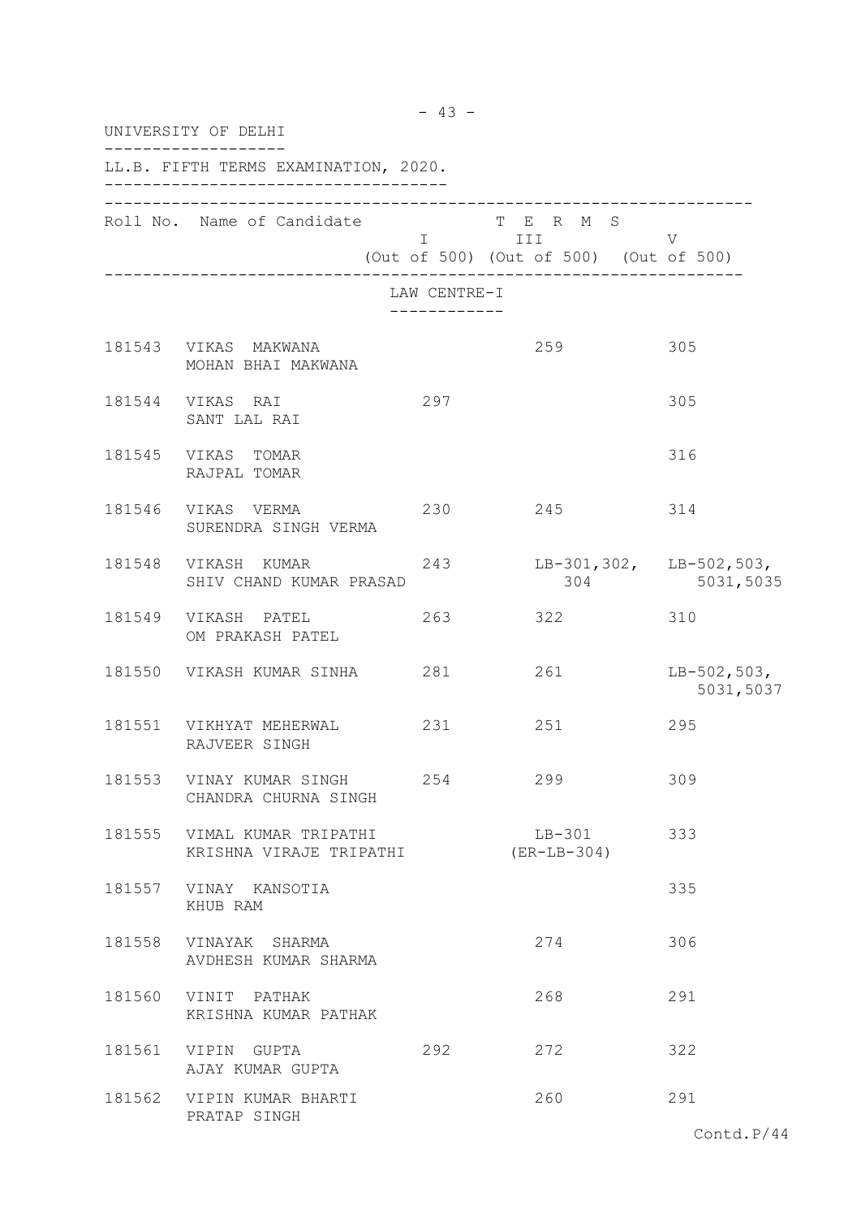UNIVERSITY OF DELHI

LL.B. FIFTH TERMS EXAMINATION, 2020.

| Roll No. | Name of Candidate | TERMS I (Out of 500) | TERMS III (Out of 500) | TERMS V (Out of 500) |
|---|---|---|---|---|
| | **LAW CENTRE-I** | | | |
| 181543 | VIKAS MAKWANA<br>MOHAN BHAI MAKWANA | | 259 | 305 |
| 181544 | VIKAS RAI<br>SANT LAL RAI | 297 | | 305 |
| 181545 | VIKAS TOMAR<br>RAJPAL TOMAR | | | 316 |
| 181546 | VIKAS VERMA<br>SURENDRA SINGH VERMA | 230 | 245 | 314 |
| 181548 | VIKASH KUMAR<br>SHIV CHAND KUMAR PRASAD | 243 | LB-301,302, 304 | LB-502,503, 5031,5035 |
| 181549 | VIKASH PATEL<br>OM PRAKASH PATEL | 263 | 322 | 310 |
| 181550 | VIKASH KUMAR SINHA | 281 | 261 | LB-502,503, 5031,5037 |
| 181551 | VIKHYAT MEHERWAL<br>RAJVEER SINGH | 231 | 251 | 295 |
| 181553 | VINAY KUMAR SINGH<br>CHANDRA CHURNA SINGH | 254 | 299 | 309 |
| 181555 | VIMAL KUMAR TRIPATHI<br>KRISHNA VIRAJE TRIPATHI | | LB-301 (ER-LB-304) | 333 |
| 181557 | VINAY KANSOTIA<br>KHUB RAM | | | 335 |
| 181558 | VINAYAK SHARMA<br>AVDHESH KUMAR SHARMA | | 274 | 306 |
| 181560 | VINIT PATHAK<br>KRISHNA KUMAR PATHAK | | 268 | 291 |
| 181561 | VIPIN GUPTA<br>AJAY KUMAR GUPTA | 292 | 272 | 322 |
| 181562 | VIPIN KUMAR BHARTI<br>PRATAP SINGH | | 260 | 291 |

Contd.P/44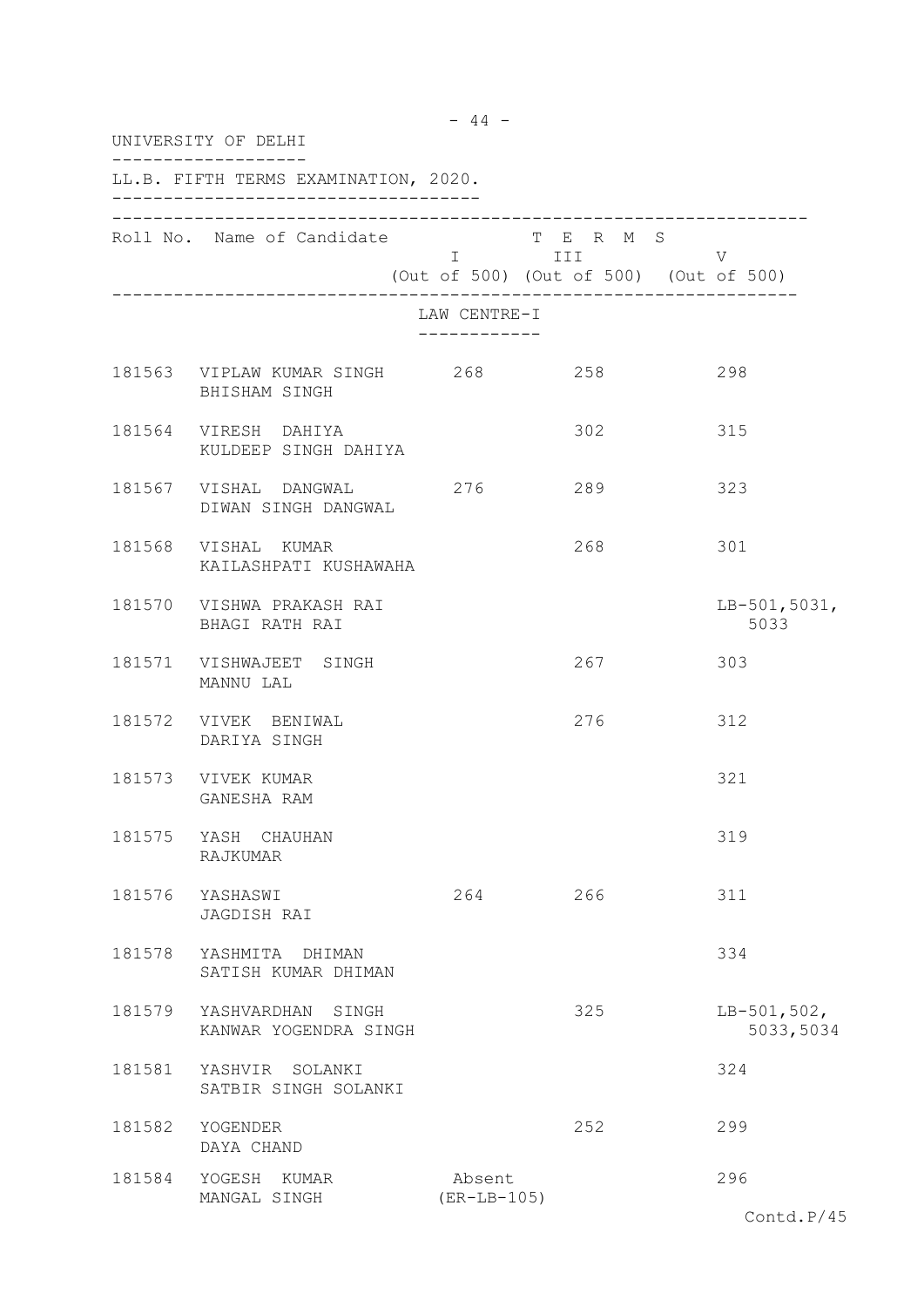UNIVERSITY OF DELHI

LL.B. FIFTH TERMS EXAMINATION, 2020.

| Roll No. | Name of Candidate | TERMS I (Out of 500) | TERMS III (Out of 500) | TERMS V (Out of 500) |
|---|---|---|---|---|
| | **LAW CENTRE-I** | | | |
| 181563 | VIPLAW KUMAR SINGH<br>BHISHAM SINGH | 268 | 258 | 298 |
| 181564 | VIRESH DAHIYA<br>KULDEEP SINGH DAHIYA | | 302 | 315 |
| 181567 | VISHAL DANGWAL<br>DIWAN SINGH DANGWAL | 276 | 289 | 323 |
| 181568 | VISHAL KUMAR<br>KAILASHPATI KUSHAWAHA | | 268 | 301 |
| 181570 | VISHWA PRAKASH RAI<br>BHAGI RATH RAI | | | LB-501,5031, 5033 |
| 181571 | VISHWAJEET SINGH<br>MANNU LAL | | 267 | 303 |
| 181572 | VIVEK BENIWAL<br>DARIYA SINGH | | 276 | 312 |
| 181573 | VIVEK KUMAR<br>GANESHA RAM | | | 321 |
| 181575 | YASH CHAUHAN<br>RAJKUMAR | | | 319 |
| 181576 | YASHASWI<br>JAGDISH RAI | 264 | 266 | 311 |
| 181578 | YASHMITA DHIMAN<br>SATISH KUMAR DHIMAN | | | 334 |
| 181579 | YASHVARDHAN SINGH<br>KANWAR YOGENDRA SINGH | | 325 | LB-501,502, 5033,5034 |
| 181581 | YASHVIR SOLANKI<br>SATBIR SINGH SOLANKI | | | 324 |
| 181582 | YOGENDER<br>DAYA CHAND | | 252 | 299 |
| 181584 | YOGESH KUMAR<br>MANGAL SINGH | Absent (ER-LB-105) | | 296 |

Contd.P/45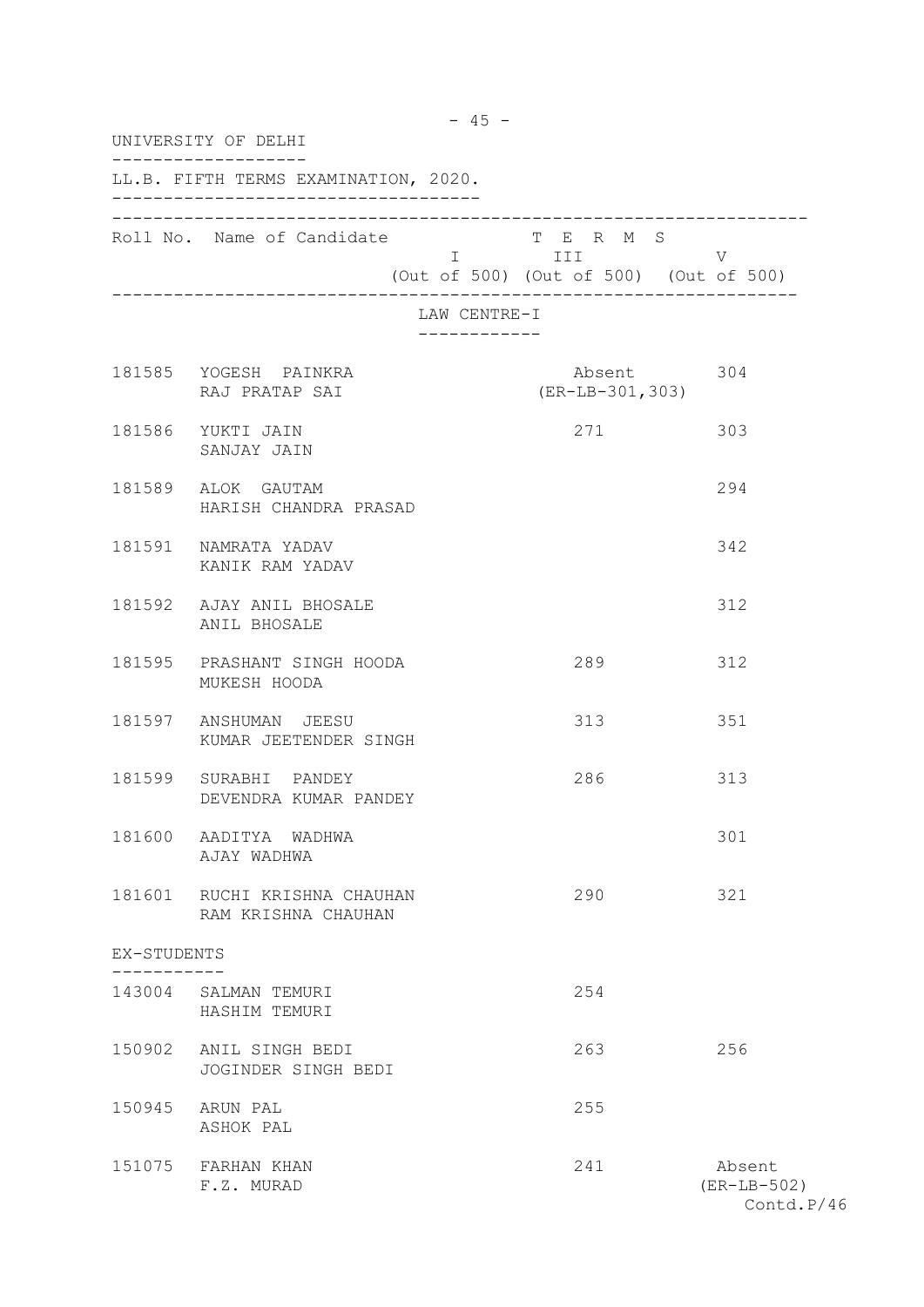UNIVERSITY OF DELHI

LL.B. FIFTH TERMS EXAMINATION, 2020.

| Roll No. | Name of Candidate | TERMS I (Out of 500) | TERMS III (Out of 500) | TERMS V (Out of 500) |
|---|---|---|---|---|
| | **LAW CENTRE-I** | | | |
| 181585 | YOGESH PAINKRA<br>RAJ PRATAP SAI | | Absent<br>(ER-LB-301,303) | 304 |
| 181586 | YUKTI JAIN<br>SANJAY JAIN | | 271 | 303 |
| 181589 | ALOK GAUTAM<br>HARISH CHANDRA PRASAD | | | 294 |
| 181591 | NAMRATA YADAV<br>KANIK RAM YADAV | | | 342 |
| 181592 | AJAY ANIL BHOSALE<br>ANIL BHOSALE | | | 312 |
| 181595 | PRASHANT SINGH HOODA<br>MUKESH HOODA | | 289 | 312 |
| 181597 | ANSHUMAN JEESU<br>KUMAR JEETENDER SINGH | | 313 | 351 |
| 181599 | SURABHI PANDEY<br>DEVENDRA KUMAR PANDEY | | 286 | 313 |
| 181600 | AADITYA WADHWA<br>AJAY WADHWA | | | 301 |
| 181601 | RUCHI KRISHNA CHAUHAN<br>RAM KRISHNA CHAUHAN | | 290 | 321 |
| **EX-STUDENTS** | | | | |
| 143004 | SALMAN TEMURI<br>HASHIM TEMURI | | 254 | |
| 150902 | ANIL SINGH BEDI<br>JOGINDER SINGH BEDI | | 263 | 256 |
| 150945 | ARUN PAL<br>ASHOK PAL | | 255 | |
| 151075 | FARHAN KHAN<br>F.Z. MURAD | | 241 | Absent<br>(ER-LB-502) |

Contd.P/46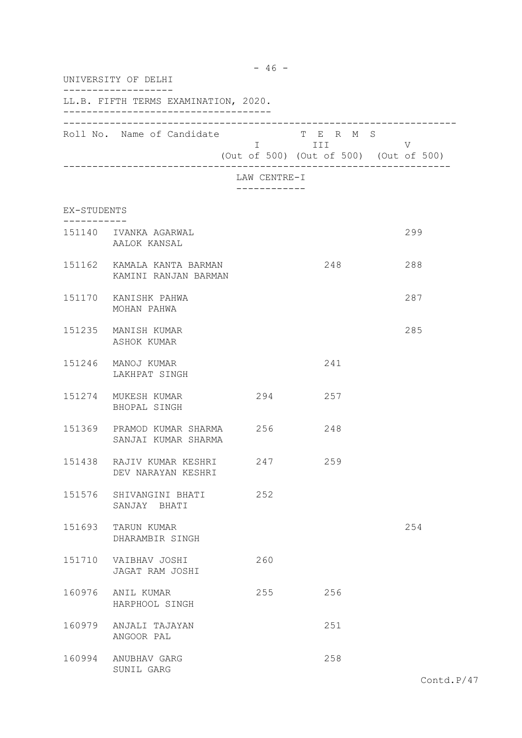UNIVERSITY OF DELHI

LL.B. FIFTH TERMS EXAMINATION, 2020.

| Roll No. | Name of Candidate | TERMS I (Out of 500) | TERMS III (Out of 500) | TERMS V (Out of 500) |
|---|---|---|---|---|

LAW CENTRE-I

EX-STUDENTS

| Roll No. | Name of Candidate | I | III | V |
|---|---|---|---|---|
| 151140 | IVANKA AGARWAL<br>AALOK KANSAL | | | 299 |
| 151162 | KAMALA KANTA BARMAN<br>KAMINI RANJAN BARMAN | | 248 | 288 |
| 151170 | KANISHK PAHWA<br>MOHAN PAHWA | | | 287 |
| 151235 | MANISH KUMAR<br>ASHOK KUMAR | | | 285 |
| 151246 | MANOJ KUMAR<br>LAKHPAT SINGH | | 241 | |
| 151274 | MUKESH KUMAR<br>BHOPAL SINGH | 294 | 257 | |
| 151369 | PRAMOD KUMAR SHARMA<br>SANJAI KUMAR SHARMA | 256 | 248 | |
| 151438 | RAJIV KUMAR KESHRI<br>DEV NARAYAN KESHRI | 247 | 259 | |
| 151576 | SHIVANGINI BHATI<br>SANJAY BHATI | 252 | | |
| 151693 | TARUN KUMAR<br>DHARAMBIR SINGH | | | 254 |
| 151710 | VAIBHAV JOSHI<br>JAGAT RAM JOSHI | 260 | | |
| 160976 | ANIL KUMAR<br>HARPHOOL SINGH | 255 | 256 | |
| 160979 | ANJALI TAJAYAN<br>ANGOOR PAL | | 251 | |
| 160994 | ANUBHAV GARG<br>SUNIL GARG | | 258 | |

Contd.P/47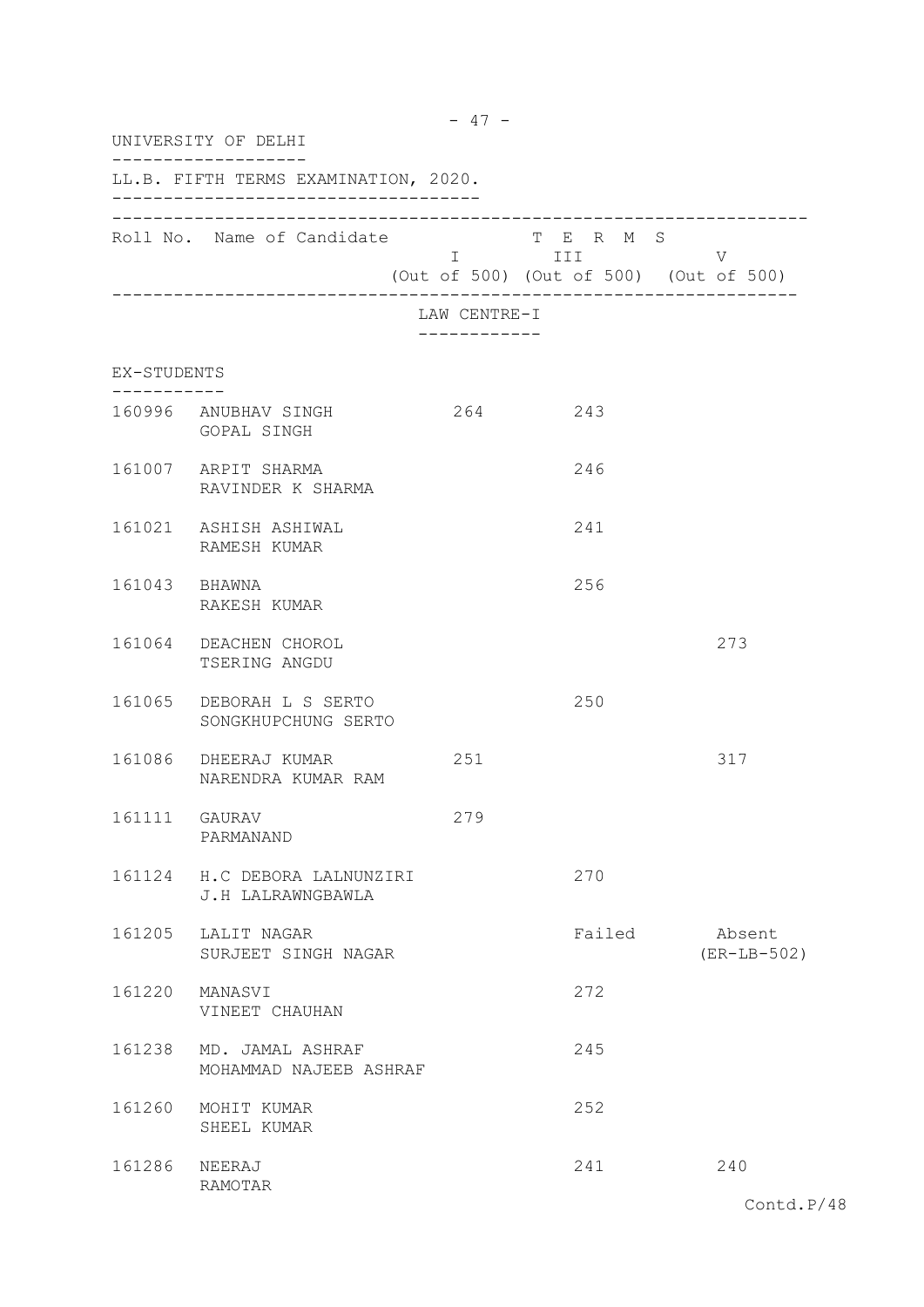UNIVERSITY OF DELHI

LL.B. FIFTH TERMS EXAMINATION, 2020.

| Roll No. | Name of Candidate | TERMS I (Out of 500) | TERMS III (Out of 500) | TERMS V (Out of 500) |
|---|---|---|---|---|
| | **LAW CENTRE-I** | | | |
| | **EX-STUDENTS** | | | |
| 160996 | ANUBHAV SINGH<br>GOPAL SINGH | 264 | 243 | |
| 161007 | ARPIT SHARMA<br>RAVINDER K SHARMA | | 246 | |
| 161021 | ASHISH ASHIWAL<br>RAMESH KUMAR | | 241 | |
| 161043 | BHAWNA<br>RAKESH KUMAR | | 256 | |
| 161064 | DEACHEN CHOROL<br>TSERING ANGDU | | | 273 |
| 161065 | DEBORAH L S SERTO<br>SONGKHUPCHUNG SERTO | | 250 | |
| 161086 | DHEERAJ KUMAR<br>NARENDRA KUMAR RAM | 251 | | 317 |
| 161111 | GAURAV<br>PARMANAND | 279 | | |
| 161124 | H.C DEBORA LALNUNZIRI<br>J.H LALRAWNGBAWLA | | 270 | |
| 161205 | LALIT NAGAR<br>SURJEET SINGH NAGAR | | Failed | Absent (ER-LB-502) |
| 161220 | MANASVI<br>VINEET CHAUHAN | | 272 | |
| 161238 | MD. JAMAL ASHRAF<br>MOHAMMAD NAJEEB ASHRAF | | 245 | |
| 161260 | MOHIT KUMAR<br>SHEEL KUMAR | | 252 | |
| 161286 | NEERAJ<br>RAMOTAR | | 241 | 240 |

Contd.P/48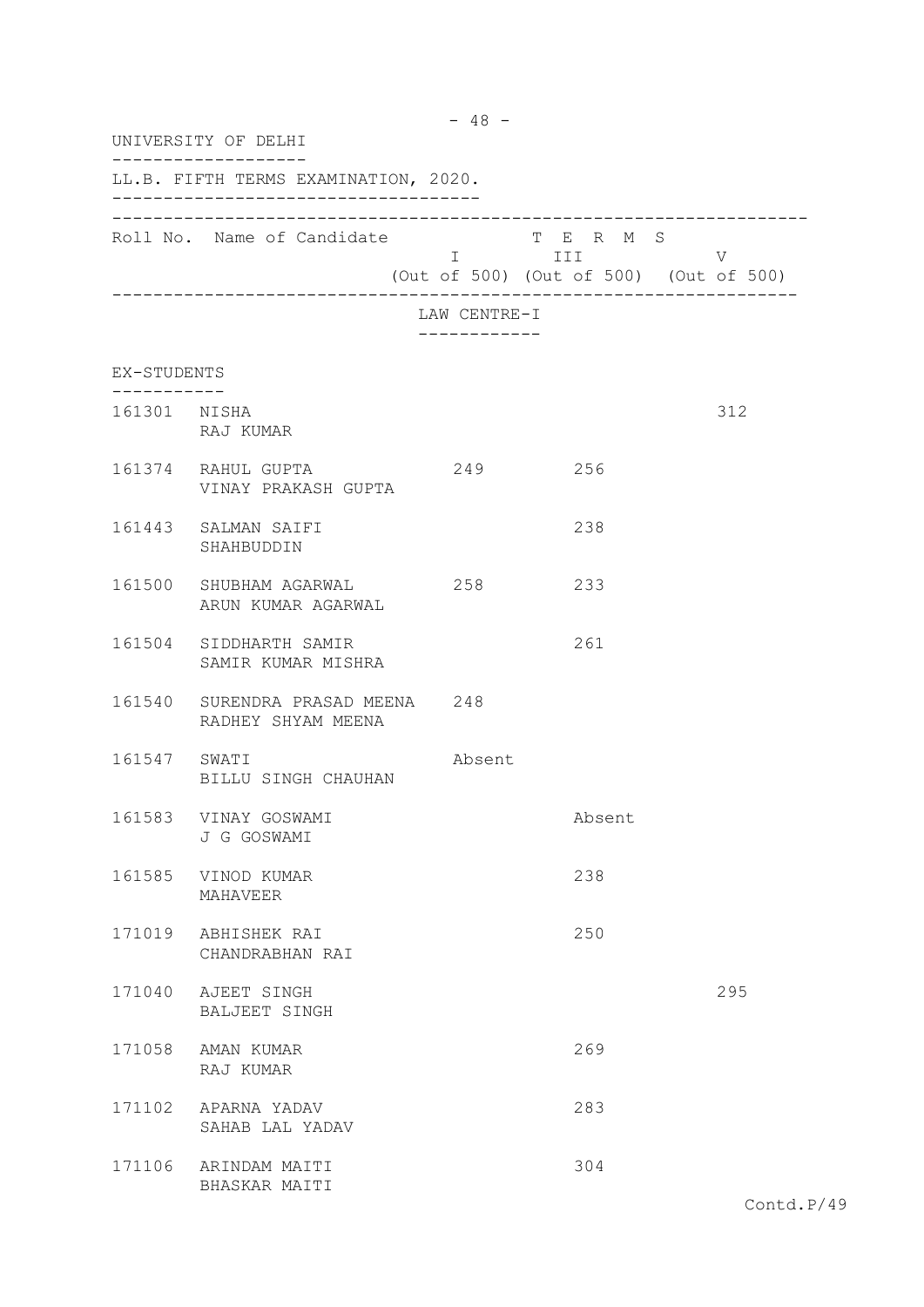UNIVERSITY OF DELHI

LL.B. FIFTH TERMS EXAMINATION, 2020.

| Roll No. | Name of Candidate | TERMS I (Out of 500) | TERMS III (Out of 500) | TERMS V (Out of 500) |
|---|---|---|---|---|

LAW CENTRE-I

EX-STUDENTS

| Roll No. | Name of Candidate | I | III | V |
|---|---|---|---|---|
| 161301 | NISHA<br>RAJ KUMAR | | | 312 |
| 161374 | RAHUL GUPTA<br>VINAY PRAKASH GUPTA | 249 | 256 | |
| 161443 | SALMAN SAIFI<br>SHAHBUDDIN | | 238 | |
| 161500 | SHUBHAM AGARWAL<br>ARUN KUMAR AGARWAL | 258 | 233 | |
| 161504 | SIDDHARTH SAMIR<br>SAMIR KUMAR MISHRA | | 261 | |
| 161540 | SURENDRA PRASAD MEENA<br>RADHEY SHYAM MEENA | 248 | | |
| 161547 | SWATI<br>BILLU SINGH CHAUHAN | Absent | | |
| 161583 | VINAY GOSWAMI<br>J G GOSWAMI | | Absent | |
| 161585 | VINOD KUMAR<br>MAHAVEER | | 238 | |
| 171019 | ABHISHEK RAI<br>CHANDRABHAN RAI | | 250 | |
| 171040 | AJEET SINGH<br>BALJEET SINGH | | | 295 |
| 171058 | AMAN KUMAR<br>RAJ KUMAR | | 269 | |
| 171102 | APARNA YADAV<br>SAHAB LAL YADAV | | 283 | |
| 171106 | ARINDAM MAITI<br>BHASKAR MAITI | | 304 | |

Contd.P/49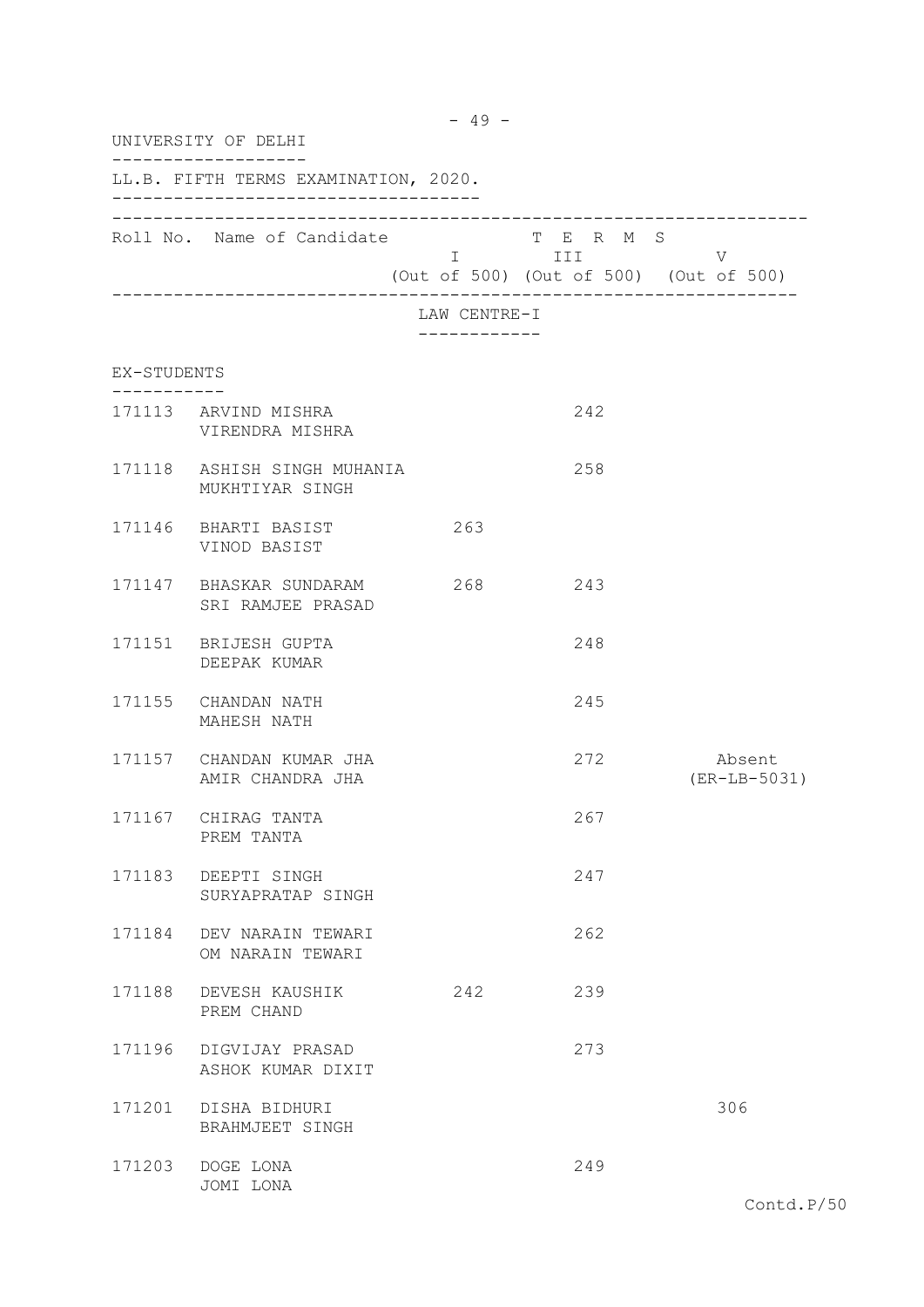UNIVERSITY OF DELHI

LL.B. FIFTH TERMS EXAMINATION, 2020.

| Roll No. | Name of Candidate | TERMS I (Out of 500) | TERMS III (Out of 500) | TERMS V (Out of 500) |
|---|---|---|---|---|
| | **LAW CENTRE-I** | | | |
| | **EX-STUDENTS** | | | |
| 171113 | ARVIND MISHRA<br>VIRENDRA MISHRA | | 242 | |
| 171118 | ASHISH SINGH MUHANIA<br>MUKHTIYAR SINGH | | 258 | |
| 171146 | BHARTI BASIST<br>VINOD BASIST | 263 | | |
| 171147 | BHASKAR SUNDARAM<br>SRI RAMJEE PRASAD | 268 | 243 | |
| 171151 | BRIJESH GUPTA<br>DEEPAK KUMAR | | 248 | |
| 171155 | CHANDAN NATH<br>MAHESH NATH | | 245 | |
| 171157 | CHANDAN KUMAR JHA<br>AMIR CHANDRA JHA | | 272 | Absent<br>(ER-LB-5031) |
| 171167 | CHIRAG TANTA<br>PREM TANTA | | 267 | |
| 171183 | DEEPTI SINGH<br>SURYAPRATAP SINGH | | 247 | |
| 171184 | DEV NARAIN TEWARI<br>OM NARAIN TEWARI | | 262 | |
| 171188 | DEVESH KAUSHIK<br>PREM CHAND | 242 | 239 | |
| 171196 | DIGVIJAY PRASAD<br>ASHOK KUMAR DIXIT | | 273 | |
| 171201 | DISHA BIDHURI<br>BRAHMJEET SINGH | | | 306 |
| 171203 | DOGE LONA<br>JOMI LONA | | 249 | |

Contd.P/50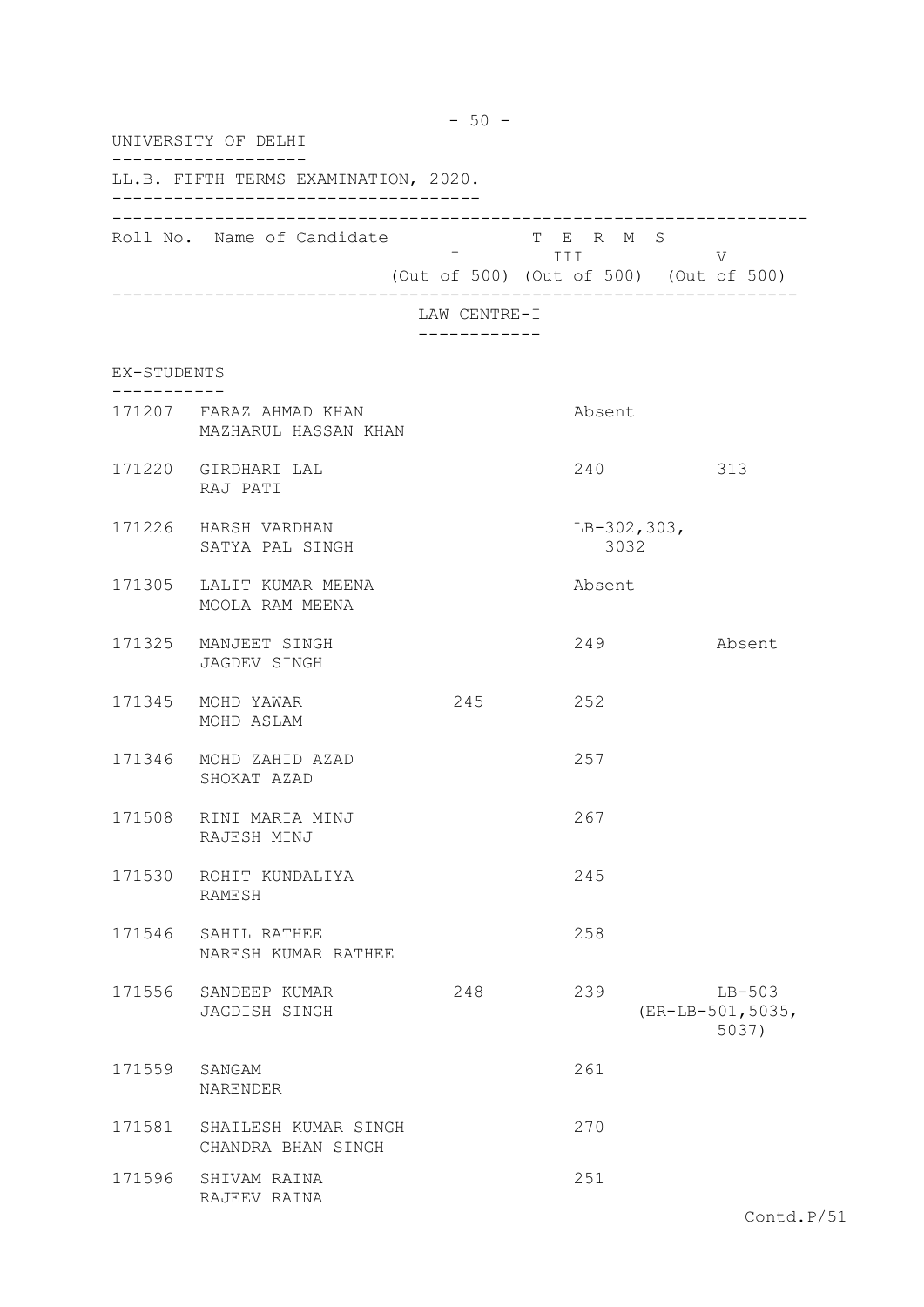UNIVERSITY OF DELHI

LL.B. FIFTH TERMS EXAMINATION, 2020.

LAW CENTRE-I

EX-STUDENTS

| Roll No. | Name of Candidate | TERMS I (Out of 500) | TERMS III (Out of 500) | TERMS V (Out of 500) |
|---|---|---|---|---|
| 171207 | FARAZ AHMAD KHAN<br>MAZHARUL HASSAN KHAN | | Absent | |
| 171220 | GIRDHARI LAL<br>RAJ PATI | | 240 | 313 |
| 171226 | HARSH VARDHAN<br>SATYA PAL SINGH | | LB-302,303,<br>3032 | |
| 171305 | LALIT KUMAR MEENA<br>MOOLA RAM MEENA | | Absent | |
| 171325 | MANJEET SINGH<br>JAGDEV SINGH | | 249 | Absent |
| 171345 | MOHD YAWAR<br>MOHD ASLAM | 245 | 252 | |
| 171346 | MOHD ZAHID AZAD<br>SHOKAT AZAD | | 257 | |
| 171508 | RINI MARIA MINJ<br>RAJESH MINJ | | 267 | |
| 171530 | ROHIT KUNDALIYA<br>RAMESH | | 245 | |
| 171546 | SAHIL RATHEE<br>NARESH KUMAR RATHEE | | 258 | |
| 171556 | SANDEEP KUMAR<br>JAGDISH SINGH | 248 | 239 | LB-503<br>(ER-LB-501,5035,<br>5037) |
| 171559 | SANGAM<br>NARENDER | | 261 | |
| 171581 | SHAILESH KUMAR SINGH<br>CHANDRA BHAN SINGH | | 270 | |
| 171596 | SHIVAM RAINA<br>RAJEEV RAINA | | 251 | |

Contd.P/51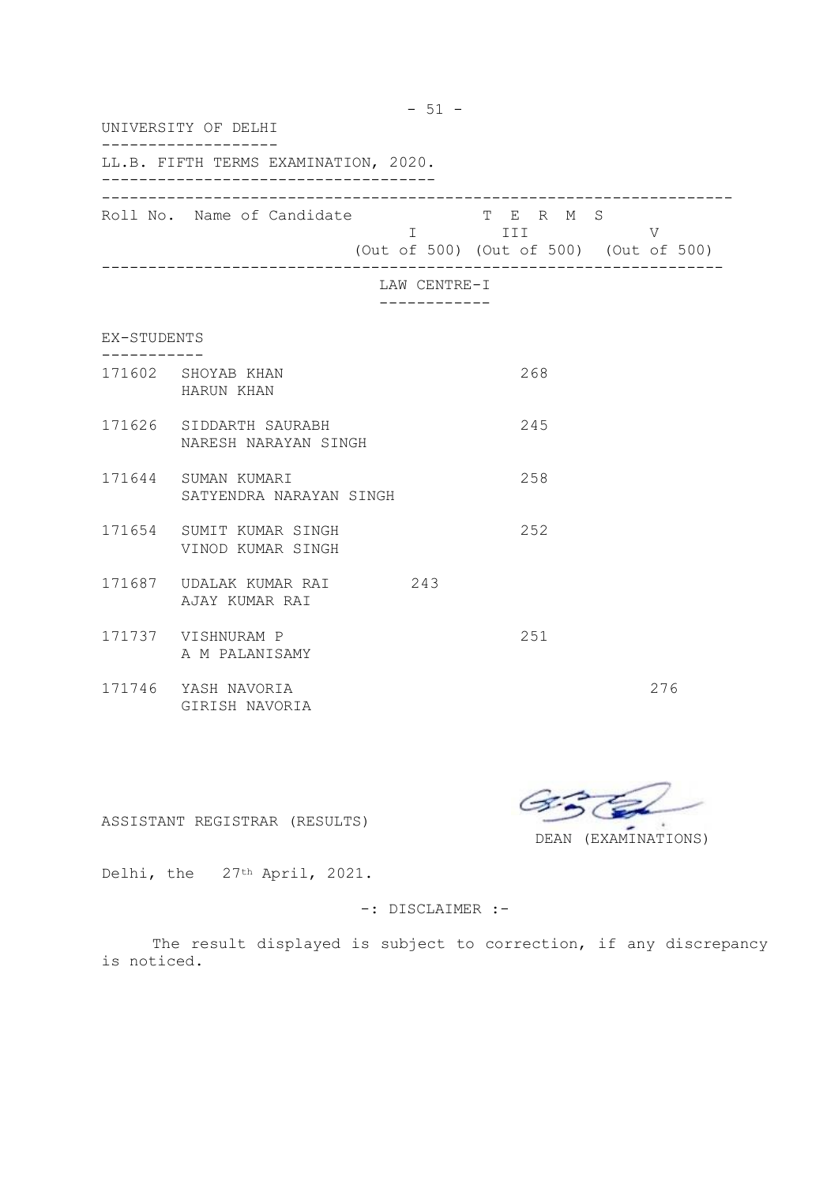UNIVERSITY OF DELHI

LL.B. FIFTH TERMS EXAMINATION, 2020.

| Roll No. | Name of Candidate | TERMS I (Out of 500) | TERMS III (Out of 500) | TERMS V (Out of 500) |
|---|---|---|---|---|
| | **LAW CENTRE-I** | | | |
| | **EX-STUDENTS** | | | |
| 171602 | SHOYAB KHAN<br>HARUN KHAN | | 268 | |
| 171626 | SIDDARTH SAURABH<br>NARESH NARAYAN SINGH | | 245 | |
| 171644 | SUMAN KUMARI<br>SATYENDRA NARAYAN SINGH | | 258 | |
| 171654 | SUMIT KUMAR SINGH<br>VINOD KUMAR SINGH | | 252 | |
| 171687 | UDALAK KUMAR RAI<br>AJAY KUMAR RAI | 243 | | |
| 171737 | VISHNURAM P<br>A M PALANISAMY | | 251 | |
| 171746 | YASH NAVORIA<br>GIRISH NAVORIA | | | 276 |

ASSISTANT REGISTRAR (RESULTS)

DEAN (EXAMINATIONS)

Delhi, the 27th April, 2021.

-: DISCLAIMER :-

The result displayed is subject to correction, if any discrepancy is noticed.